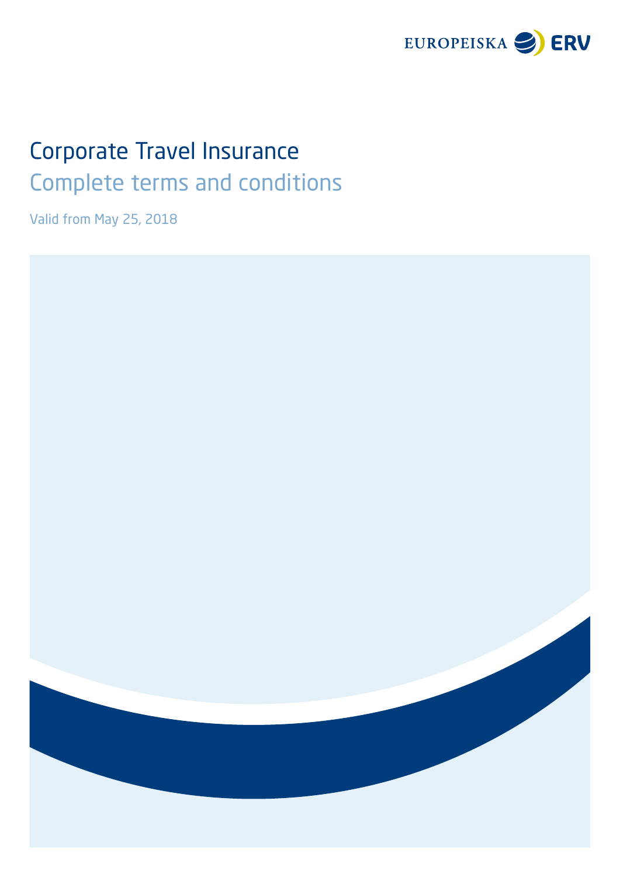EUROPEISKA ERV

# Corporate Travel Insurance

## Complete terms and conditions

Valid from May 25, 2018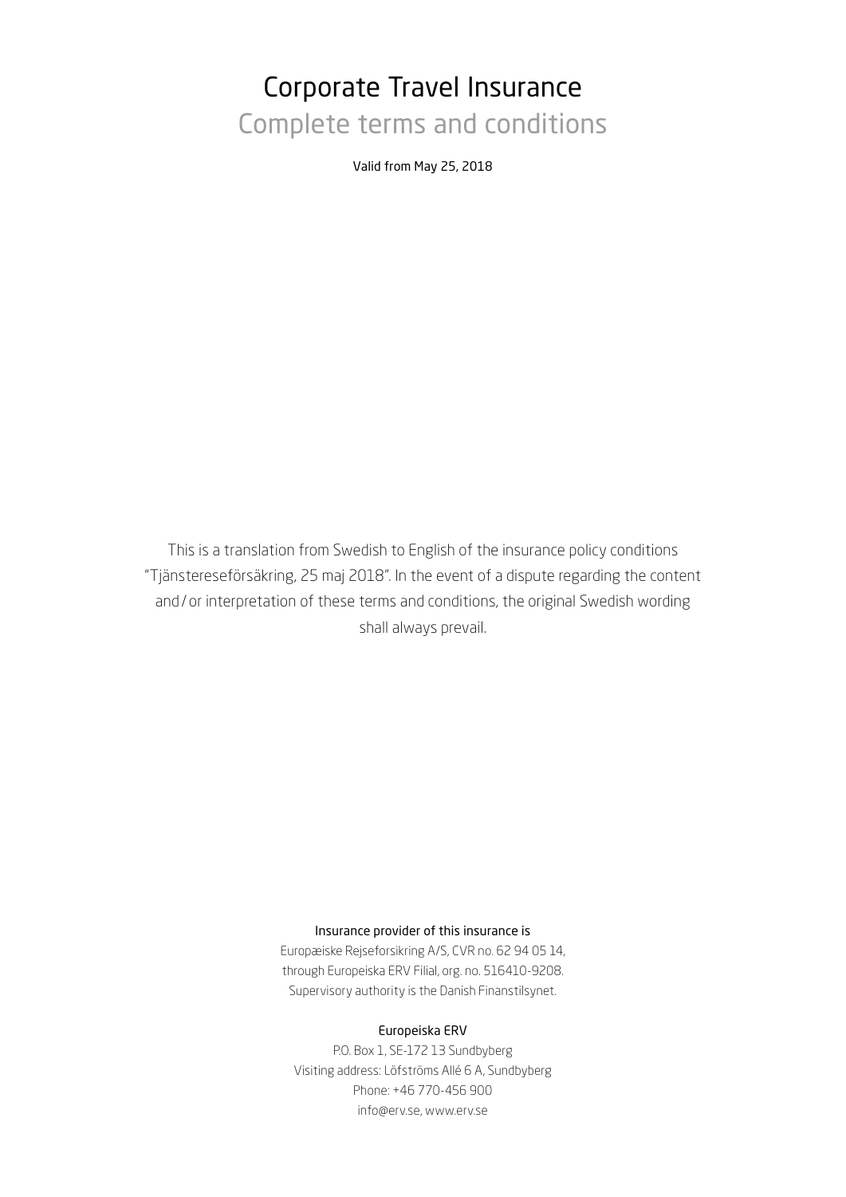# Corporate Travel Insurance

## Complete terms and conditions

Valid from May 25, 2018

This is a translation from Swedish to English of the insurance policy conditions "Tjänstereseförsäkring, 25 maj 2018". In the event of a dispute regarding the content and / or interpretation of these terms and conditions, the original Swedish wording shall always prevail.

Insurance provider of this insurance is

Europæiske Rejseforsikring A/S, CVR no. 62 94 05 14,
through Europeiska ERV Filial, org. no. 516410-9208.
Supervisory authority is the Danish Finanstilsynet.

Europeiska ERV

P.O. Box 1, SE-172 13 Sundbyberg
Visiting address: Löfströms Allé 6 A, Sundbyberg
Phone: +46 770-456 900
info@erv.se, www.erv.se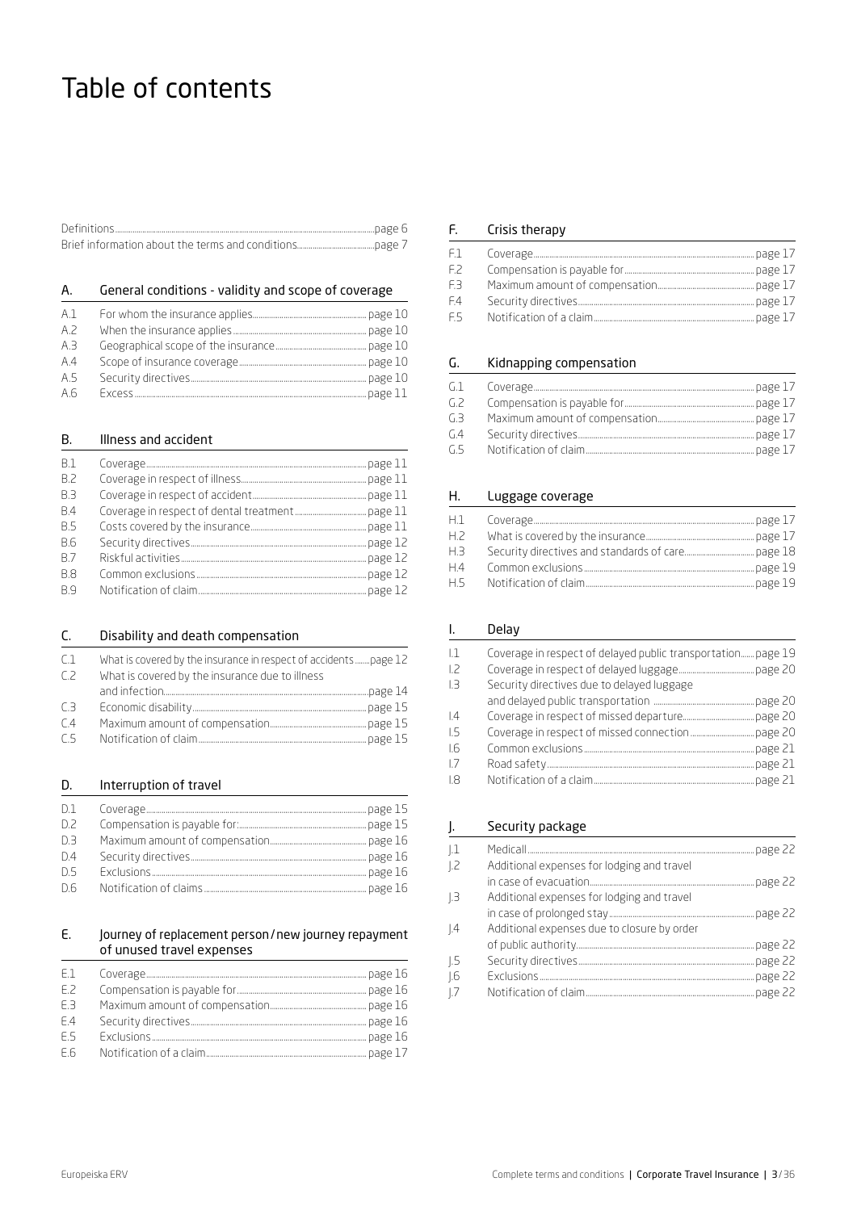# Table of contents

| | | |
|---|---|---|
| Definitions | | page 6 |
| Brief information about the terms and conditions | | page 7 |

## A. General conditions - validity and scope of coverage

| | | |
|---|---|---|
| A.1 | For whom the insurance applies | page 10 |
| A.2 | When the insurance applies | page 10 |
| A.3 | Geographical scope of the insurance | page 10 |
| A.4 | Scope of insurance coverage | page 10 |
| A.5 | Security directives | page 10 |
| A.6 | Excess | page 11 |

## B. Illness and accident

| | | |
|---|---|---|
| B.1 | Coverage | page 11 |
| B.2 | Coverage in respect of illness | page 11 |
| B.3 | Coverage in respect of accident | page 11 |
| B.4 | Coverage in respect of dental treatment | page 11 |
| B.5 | Costs covered by the insurance | page 11 |
| B.6 | Security directives | page 12 |
| B.7 | Riskful activities | page 12 |
| B.8 | Common exclusions | page 12 |
| B.9 | Notification of claim | page 12 |

## C. Disability and death compensation

| | | |
|---|---|---|
| C.1 | What is covered by the insurance in respect of accidents | page 12 |
| C.2 | What is covered by the insurance due to illness and infection | page 14 |
| C.3 | Economic disability | page 15 |
| C.4 | Maximum amount of compensation | page 15 |
| C.5 | Notification of claim | page 15 |

## D. Interruption of travel

| | | |
|---|---|---|
| D.1 | Coverage | page 15 |
| D.2 | Compensation is payable for: | page 15 |
| D.3 | Maximum amount of compensation | page 16 |
| D.4 | Security directives | page 16 |
| D.5 | Exclusions | page 16 |
| D.6 | Notification of claims | page 16 |

## E. Journey of replacement person/new journey repayment of unused travel expenses

| | | |
|---|---|---|
| E.1 | Coverage | page 16 |
| E.2 | Compensation is payable for | page 16 |
| E.3 | Maximum amount of compensation | page 16 |
| E.4 | Security directives | page 16 |
| E.5 | Exclusions | page 16 |
| E.6 | Notification of a claim | page 17 |

## F. Crisis therapy

| | | |
|---|---|---|
| F.1 | Coverage | page 17 |
| F.2 | Compensation is payable for | page 17 |
| F.3 | Maximum amount of compensation | page 17 |
| F.4 | Security directives | page 17 |
| F.5 | Notification of a claim | page 17 |

## G. Kidnapping compensation

| | | |
|---|---|---|
| G.1 | Coverage | page 17 |
| G.2 | Compensation is payable for | page 17 |
| G.3 | Maximum amount of compensation | page 17 |
| G.4 | Security directives | page 17 |
| G.5 | Notification of claim | page 17 |

## H. Luggage coverage

| | | |
|---|---|---|
| H.1 | Coverage | page 17 |
| H.2 | What is covered by the insurance | page 17 |
| H.3 | Security directives and standards of care | page 18 |
| H.4 | Common exclusions | page 19 |
| H.5 | Notification of claim | page 19 |

## I. Delay

| | | |
|---|---|---|
| I.1 | Coverage in respect of delayed public transportation | page 19 |
| I.2 | Coverage in respect of delayed luggage | page 20 |
| I.3 | Security directives due to delayed luggage and delayed public transportation | page 20 |
| I.4 | Coverage in respect of missed departure | page 20 |
| I.5 | Coverage in respect of missed connection | page 20 |
| I.6 | Common exclusions | page 21 |
| I.7 | Road safety | page 21 |
| I.8 | Notification of a claim | page 21 |

## J. Security package

| | | |
|---|---|---|
| J.1 | Medicall | page 22 |
| J.2 | Additional expenses for lodging and travel in case of evacuation | page 22 |
| J.3 | Additional expenses for lodging and travel in case of prolonged stay | page 22 |
| J.4 | Additional expenses due to closure by order of public authority | page 22 |
| J.5 | Security directives | page 22 |
| J.6 | Exclusions | page 22 |
| J.7 | Notification of claim | page 22 |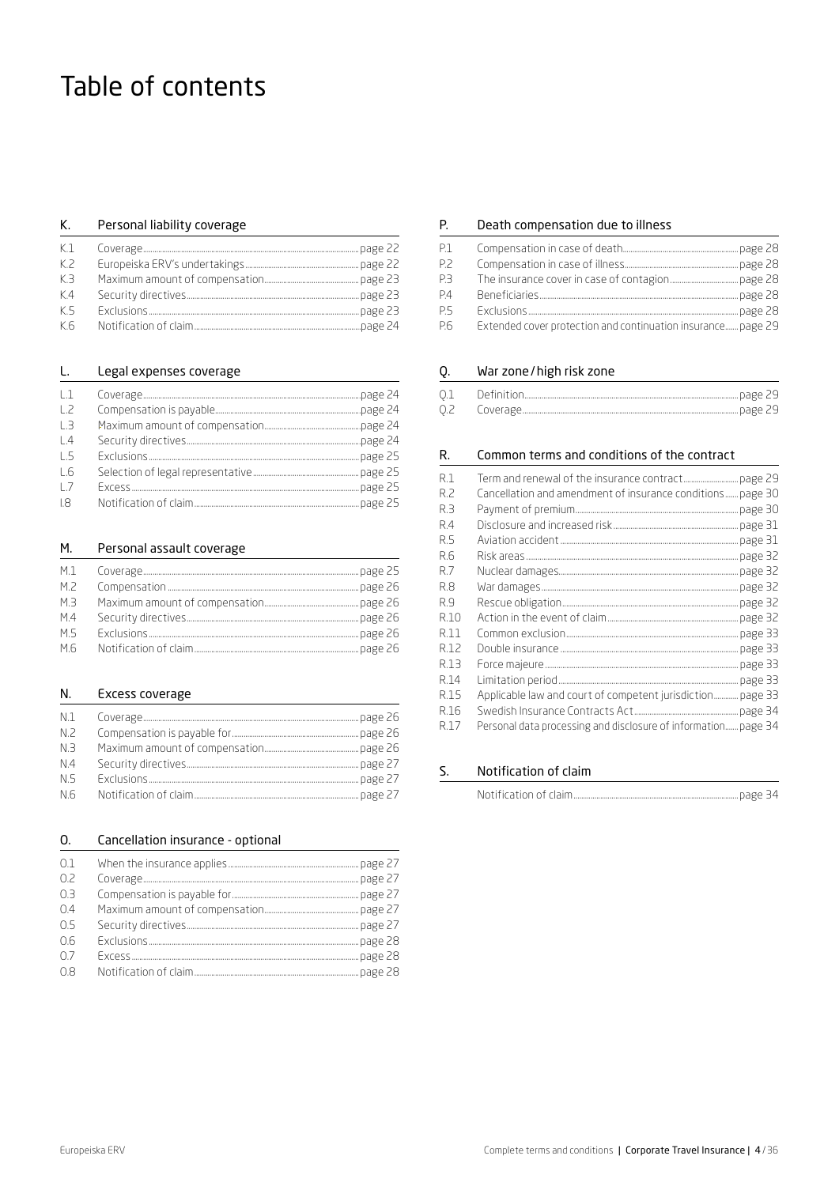# Table of contents

## K. Personal liability coverage

| | | |
|---|---|---|
| K.1 | Coverage | page 22 |
| K.2 | Europeiska ERV's undertakings | page 22 |
| K.3 | Maximum amount of compensation | page 23 |
| K.4 | Security directives | page 23 |
| K.5 | Exclusions | page 23 |
| K.6 | Notification of claim | page 24 |

## L. Legal expenses coverage

| | | |
|---|---|---|
| L.1 | Coverage | page 24 |
| L.2 | Compensation is payable | page 24 |
| L.3 | Maximum amount of compensation | page 24 |
| L.4 | Security directives | page 24 |
| L.5 | Exclusions | page 25 |
| L.6 | Selection of legal representative | page 25 |
| L.7 | Excess | page 25 |
| I.8 | Notification of claim | page 25 |

## M. Personal assault coverage

| | | |
|---|---|---|
| M.1 | Coverage | page 25 |
| M.2 | Compensation | page 26 |
| M.3 | Maximum amount of compensation | page 26 |
| M.4 | Security directives | page 26 |
| M.5 | Exclusions | page 26 |
| M.6 | Notification of claim | page 26 |

## N. Excess coverage

| | | |
|---|---|---|
| N.1 | Coverage | page 26 |
| N.2 | Compensation is payable for | page 26 |
| N.3 | Maximum amount of compensation | page 26 |
| N.4 | Security directives | page 27 |
| N.5 | Exclusions | page 27 |
| N.6 | Notification of claim | page 27 |

## O. Cancellation insurance - optional

| | | |
|---|---|---|
| O.1 | When the insurance applies | page 27 |
| O.2 | Coverage | page 27 |
| O.3 | Compensation is payable for | page 27 |
| O.4 | Maximum amount of compensation | page 27 |
| O.5 | Security directives | page 27 |
| O.6 | Exclusions | page 28 |
| O.7 | Excess | page 28 |
| O.8 | Notification of claim | page 28 |

## P. Death compensation due to illness

| | | |
|---|---|---|
| P.1 | Compensation in case of death | page 28 |
| P.2 | Compensation in case of illness | page 28 |
| P.3 | The insurance cover in case of contagion | page 28 |
| P.4 | Beneficiaries | page 28 |
| P.5 | Exclusions | page 28 |
| P.6 | Extended cover protection and continuation insurance | page 29 |

## Q. War zone/high risk zone

| | | |
|---|---|---|
| Q.1 | Definition | page 29 |
| Q.2 | Coverage | page 29 |

## R. Common terms and conditions of the contract

| | | |
|---|---|---|
| R.1 | Term and renewal of the insurance contract | page 29 |
| R.2 | Cancellation and amendment of insurance conditions | page 30 |
| R.3 | Payment of premium | page 30 |
| R.4 | Disclosure and increased risk | page 31 |
| R.5 | Aviation accident | page 31 |
| R.6 | Risk areas | page 32 |
| R.7 | Nuclear damages | page 32 |
| R.8 | War damages | page 32 |
| R.9 | Rescue obligation | page 32 |
| R.10 | Action in the event of claim | page 32 |
| R.11 | Common exclusion | page 33 |
| R.12 | Double insurance | page 33 |
| R.13 | Force majeure | page 33 |
| R.14 | Limitation period | page 33 |
| R.15 | Applicable law and court of competent jurisdiction | page 33 |
| R.16 | Swedish Insurance Contracts Act | page 34 |
| R.17 | Personal data processing and disclosure of information | page 34 |

## S. Notification of claim

| | | |
|---|---|---|
| | Notification of claim | page 34 |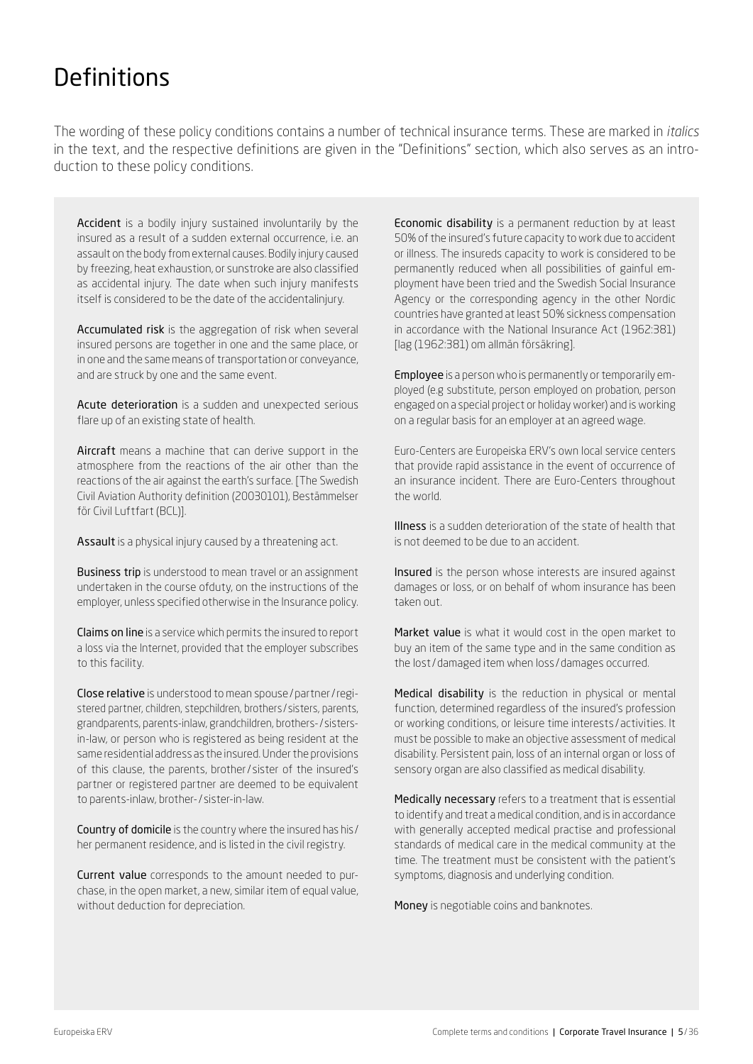# Definitions

The wording of these policy conditions contains a number of technical insurance terms. These are marked in *italics* in the text, and the respective definitions are given in the "Definitions" section, which also serves as an introduction to these policy conditions.

**Accident** is a bodily injury sustained involuntarily by the insured as a result of a sudden external occurrence, i.e. an assault on the body from external causes. Bodily injury caused by freezing, heat exhaustion, or sunstroke are also classified as accidental injury. The date when such injury manifests itself is considered to be the date of the accidentalinjury.

**Accumulated risk** is the aggregation of risk when several insured persons are together in one and the same place, or in one and the same means of transportation or conveyance, and are struck by one and the same event.

**Acute deterioration** is a sudden and unexpected serious flare up of an existing state of health.

**Aircraft** means a machine that can derive support in the atmosphere from the reactions of the air other than the reactions of the air against the earth's surface. [The Swedish Civil Aviation Authority definition (20030101), Bestämmelser för Civil Luftfart (BCL)].

**Assault** is a physical injury caused by a threatening act.

**Business trip** is understood to mean travel or an assignment undertaken in the course ofduty, on the instructions of the employer, unless specified otherwise in the Insurance policy.

**Claims on line** is a service which permits the insured to report a loss via the Internet, provided that the employer subscribes to this facility.

**Close relative** is understood to mean spouse / partner / registered partner, children, stepchildren, brothers / sisters, parents, grandparents, parents-inlaw, grandchildren, brothers- / sisters-in-law, or person who is registered as being resident at the same residential address as the insured. Under the provisions of this clause, the parents, brother / sister of the insured's partner or registered partner are deemed to be equivalent to parents-inlaw, brother- / sister-in-law.

**Country of domicile** is the country where the insured has his / her permanent residence, and is listed in the civil registry.

**Current value** corresponds to the amount needed to purchase, in the open market, a new, similar item of equal value, without deduction for depreciation.

**Economic disability** is a permanent reduction by at least 50% of the insured's future capacity to work due to accident or illness. The insureds capacity to work is considered to be permanently reduced when all possibilities of gainful employment have been tried and the Swedish Social Insurance Agency or the corresponding agency in the other Nordic countries have granted at least 50% sickness compensation in accordance with the National Insurance Act (1962:381) [lag (1962:381) om allmän försäkring].

**Employee** is a person who is permanently or temporarily employed (e.g substitute, person employed on probation, person engaged on a special project or holiday worker) and is working on a regular basis for an employer at an agreed wage.

Euro-Centers are Europeiska ERV's own local service centers that provide rapid assistance in the event of occurrence of an insurance incident. There are Euro-Centers throughout the world.

**Illness** is a sudden deterioration of the state of health that is not deemed to be due to an accident.

**Insured** is the person whose interests are insured against damages or loss, or on behalf of whom insurance has been taken out.

**Market value** is what it would cost in the open market to buy an item of the same type and in the same condition as the lost / damaged item when loss / damages occurred.

**Medical disability** is the reduction in physical or mental function, determined regardless of the insured's profession or working conditions, or leisure time interests / activities. It must be possible to make an objective assessment of medical disability. Persistent pain, loss of an internal organ or loss of sensory organ are also classified as medical disability.

**Medically necessary** refers to a treatment that is essential to identify and treat a medical condition, and is in accordance with generally accepted medical practise and professional standards of medical care in the medical community at the time. The treatment must be consistent with the patient's symptoms, diagnosis and underlying condition.

**Money** is negotiable coins and banknotes.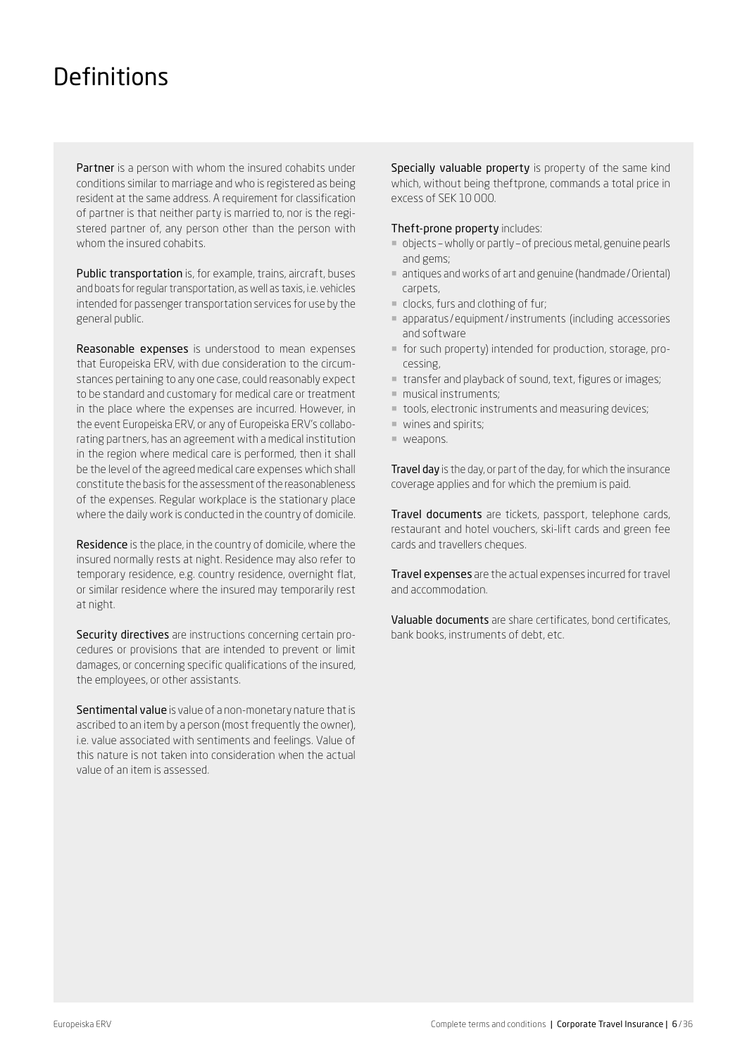# Definitions

**Partner** is a person with whom the insured cohabits under conditions similar to marriage and who is registered as being resident at the same address. A requirement for classification of partner is that neither party is married to, nor is the registered partner of, any person other than the person with whom the insured cohabits.

**Public transportation** is, for example, trains, aircraft, buses and boats for regular transportation, as well as taxis, i.e. vehicles intended for passenger transportation services for use by the general public.

**Reasonable expenses** is understood to mean expenses that Europeiska ERV, with due consideration to the circumstances pertaining to any one case, could reasonably expect to be standard and customary for medical care or treatment in the place where the expenses are incurred. However, in the event Europeiska ERV, or any of Europeiska ERV's collaborating partners, has an agreement with a medical institution in the region where medical care is performed, then it shall be the level of the agreed medical care expenses which shall constitute the basis for the assessment of the reasonableness of the expenses. Regular workplace is the stationary place where the daily work is conducted in the country of domicile.

**Residence** is the place, in the country of domicile, where the insured normally rests at night. Residence may also refer to temporary residence, e.g. country residence, overnight flat, or similar residence where the insured may temporarily rest at night.

**Security directives** are instructions concerning certain procedures or provisions that are intended to prevent or limit damages, or concerning specific qualifications of the insured, the employees, or other assistants.

**Sentimental value** is value of a non-monetary nature that is ascribed to an item by a person (most frequently the owner), i.e. value associated with sentiments and feelings. Value of this nature is not taken into consideration when the actual value of an item is assessed.

**Specially valuable property** is property of the same kind which, without being theftprone, commands a total price in excess of SEK 10 000.

**Theft-prone property** includes:

- objects – wholly or partly – of precious metal, genuine pearls and gems;
- antiques and works of art and genuine (handmade / Oriental) carpets,
- clocks, furs and clothing of fur;
- apparatus / equipment / instruments (including accessories and software
- for such property) intended for production, storage, processing,
- transfer and playback of sound, text, figures or images;
- musical instruments;
- tools, electronic instruments and measuring devices;
- wines and spirits;
- weapons.

**Travel day** is the day, or part of the day, for which the insurance coverage applies and for which the premium is paid.

**Travel documents** are tickets, passport, telephone cards, restaurant and hotel vouchers, ski-lift cards and green fee cards and travellers cheques.

**Travel expenses** are the actual expenses incurred for travel and accommodation.

**Valuable documents** are share certificates, bond certificates, bank books, instruments of debt, etc.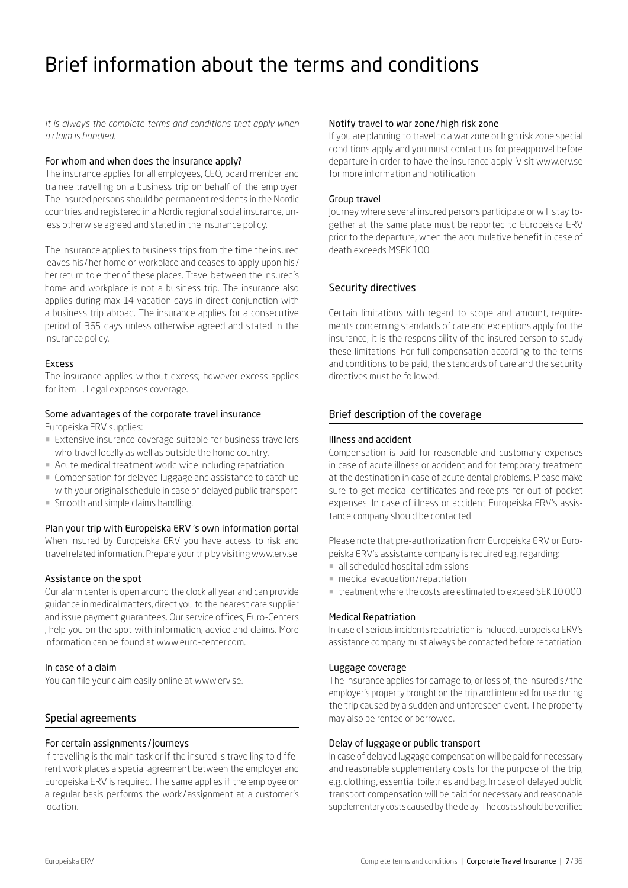# Brief information about the terms and conditions

*It is always the complete terms and conditions that apply when a claim is handled.*

### For whom and when does the insurance apply?

The insurance applies for all employees, CEO, board member and trainee travelling on a business trip on behalf of the employer. The insured persons should be permanent residents in the Nordic countries and registered in a Nordic regional social insurance, unless otherwise agreed and stated in the insurance policy.

The insurance applies to business trips from the time the insured leaves his / her home or workplace and ceases to apply upon his / her return to either of these places. Travel between the insured's home and workplace is not a business trip. The insurance also applies during max 14 vacation days in direct conjunction with a business trip abroad. The insurance applies for a consecutive period of 365 days unless otherwise agreed and stated in the insurance policy.

### Excess

The insurance applies without excess; however excess applies for item L. Legal expenses coverage.

### Some advantages of the corporate travel insurance

Europeiska ERV supplies:

- Extensive insurance coverage suitable for business travellers who travel locally as well as outside the home country.
- Acute medical treatment world wide including repatriation.
- Compensation for delayed luggage and assistance to catch up with your original schedule in case of delayed public transport.
- Smooth and simple claims handling.

### Plan your trip with Europeiska ERV 's own information portal

When insured by Europeiska ERV you have access to risk and travel related information. Prepare your trip by visiting www.erv.se.

### Assistance on the spot

Our alarm center is open around the clock all year and can provide guidance in medical matters, direct you to the nearest care supplier and issue payment guarantees. Our service offices, Euro-Centers , help you on the spot with information, advice and claims. More information can be found at www.euro-center.com.

### In case of a claim

You can file your claim easily online at www.erv.se.

## Special agreements

### For certain assignments / journeys

If travelling is the main task or if the insured is travelling to different work places a special agreement between the employer and Europeiska ERV is required. The same applies if the employee on a regular basis performs the work / assignment at a customer's location.

### Notify travel to war zone / high risk zone

If you are planning to travel to a war zone or high risk zone special conditions apply and you must contact us for preapproval before departure in order to have the insurance apply. Visit www.erv.se for more information and notification.

### Group travel

Journey where several insured persons participate or will stay together at the same place must be reported to Europeiska ERV prior to the departure, when the accumulative benefit in case of death exceeds MSEK 100.

## Security directives

Certain limitations with regard to scope and amount, requirements concerning standards of care and exceptions apply for the insurance, it is the responsibility of the insured person to study these limitations. For full compensation according to the terms and conditions to be paid, the standards of care and the security directives must be followed.

## Brief description of the coverage

### Illness and accident

Compensation is paid for reasonable and customary expenses in case of acute illness or accident and for temporary treatment at the destination in case of acute dental problems. Please make sure to get medical certificates and receipts for out of pocket expenses. In case of illness or accident Europeiska ERV's assistance company should be contacted.

Please note that pre-authorization from Europeiska ERV or Europeiska ERV's assistance company is required e.g. regarding:

- all scheduled hospital admissions
- medical evacuation / repatriation
- treatment where the costs are estimated to exceed SEK 10 000.

### Medical Repatriation

In case of serious incidents repatriation is included. Europeiska ERV's assistance company must always be contacted before repatriation.

### Luggage coverage

The insurance applies for damage to, or loss of, the insured's / the employer's property brought on the trip and intended for use during the trip caused by a sudden and unforeseen event. The property may also be rented or borrowed.

### Delay of luggage or public transport

In case of delayed luggage compensation will be paid for necessary and reasonable supplementary costs for the purpose of the trip, e.g. clothing, essential toiletries and bag. In case of delayed public transport compensation will be paid for necessary and reasonable supplementary costs caused by the delay. The costs should be verified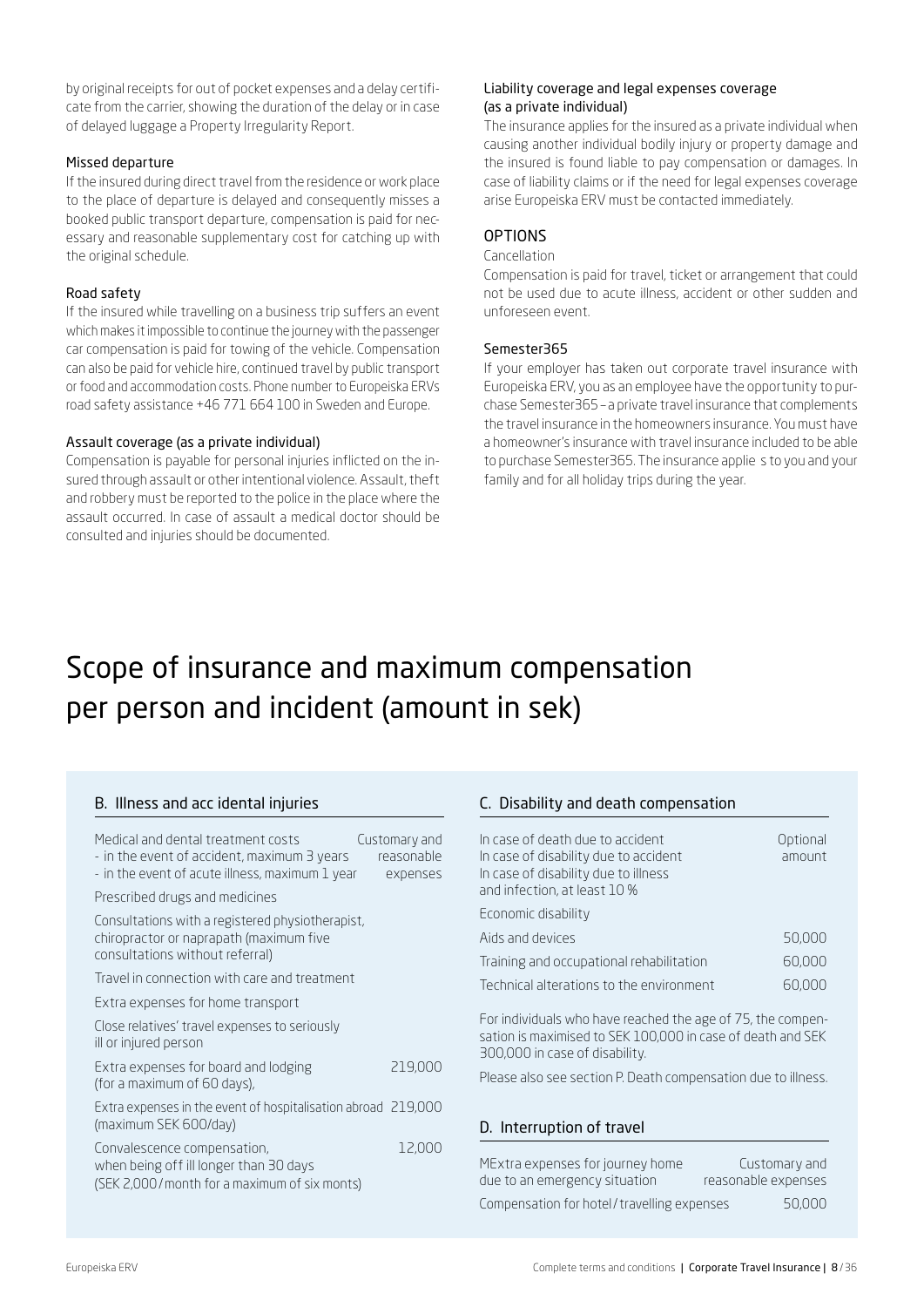by original receipts for out of pocket expenses and a delay certificate from the carrier, showing the duration of the delay or in case of delayed luggage a Property Irregularity Report.

### Missed departure

If the insured during direct travel from the residence or work place to the place of departure is delayed and consequently misses a booked public transport departure, compensation is paid for necessary and reasonable supplementary cost for catching up with the original schedule.

### Road safety

If the insured while travelling on a business trip suffers an event which makes it impossible to continue the journey with the passenger car compensation is paid for towing of the vehicle. Compensation can also be paid for vehicle hire, continued travel by public transport or food and accommodation costs. Phone number to Europeiska ERVs road safety assistance +46 771 664 100 in Sweden and Europe.

### Assault coverage (as a private individual)

Compensation is payable for personal injuries inflicted on the insured through assault or other intentional violence. Assault, theft and robbery must be reported to the police in the place where the assault occurred. In case of assault a medical doctor should be consulted and injuries should be documented.

### Liability coverage and legal expenses coverage (as a private individual)

The insurance applies for the insured as a private individual when causing another individual bodily injury or property damage and the insured is found liable to pay compensation or damages. In case of liability claims or if the need for legal expenses coverage arise Europeiska ERV must be contacted immediately.

## OPTIONS

### Cancellation

Compensation is paid for travel, ticket or arrangement that could not be used due to acute illness, accident or other sudden and unforeseen event.

### Semester365

If your employer has taken out corporate travel insurance with Europeiska ERV, you as an employee have the opportunity to purchase Semester365 – a private travel insurance that complements the travel insurance in the homeowners insurance. You must have a homeowner's insurance with travel insurance included to be able to purchase Semester365. The insurance applie s to you and your family and for all holiday trips during the year.

# Scope of insurance and maximum compensation per person and incident (amount in sek)

## B. Illness and acc idental injuries

| | |
|---|---|
| Medical and dental treatment costs<br>- in the event of accident, maximum 3 years<br>- in the event of acute illness, maximum 1 year | Customary and reasonable expenses |
| Prescribed drugs and medicines | |
| Consultations with a registered physiotherapist, chiropractor or naprapath (maximum five consultations without referral) | |
| Travel in connection with care and treatment | |
| Extra expenses for home transport | |
| Close relatives' travel expenses to seriously ill or injured person | |
| Extra expenses for board and lodging (for a maximum of 60 days), | 219,000 |
| Extra expenses in the event of hospitalisation abroad (maximum SEK 600/day) | 219,000 |
| Convalescence compensation, when being off ill longer than 30 days (SEK 2,000/month for a maximum of six monts) | 12,000 |

## C. Disability and death compensation

| | |
|---|---|
| In case of death due to accident<br>In case of disability due to accident<br>In case of disability due to illness and infection, at least 10 % | Optional amount |
| Economic disability | |
| Aids and devices | 50,000 |
| Training and occupational rehabilitation | 60,000 |
| Technical alterations to the environment | 60,000 |

For individuals who have reached the age of 75, the compensation is maximised to SEK 100,000 in case of death and SEK 300,000 in case of disability.

Please also see section P. Death compensation due to illness.

## D. Interruption of travel

| | |
|---|---|
| MExtra expenses for journey home due to an emergency situation | Customary and reasonable expenses |
| Compensation for hotel/travelling expenses | 50,000 |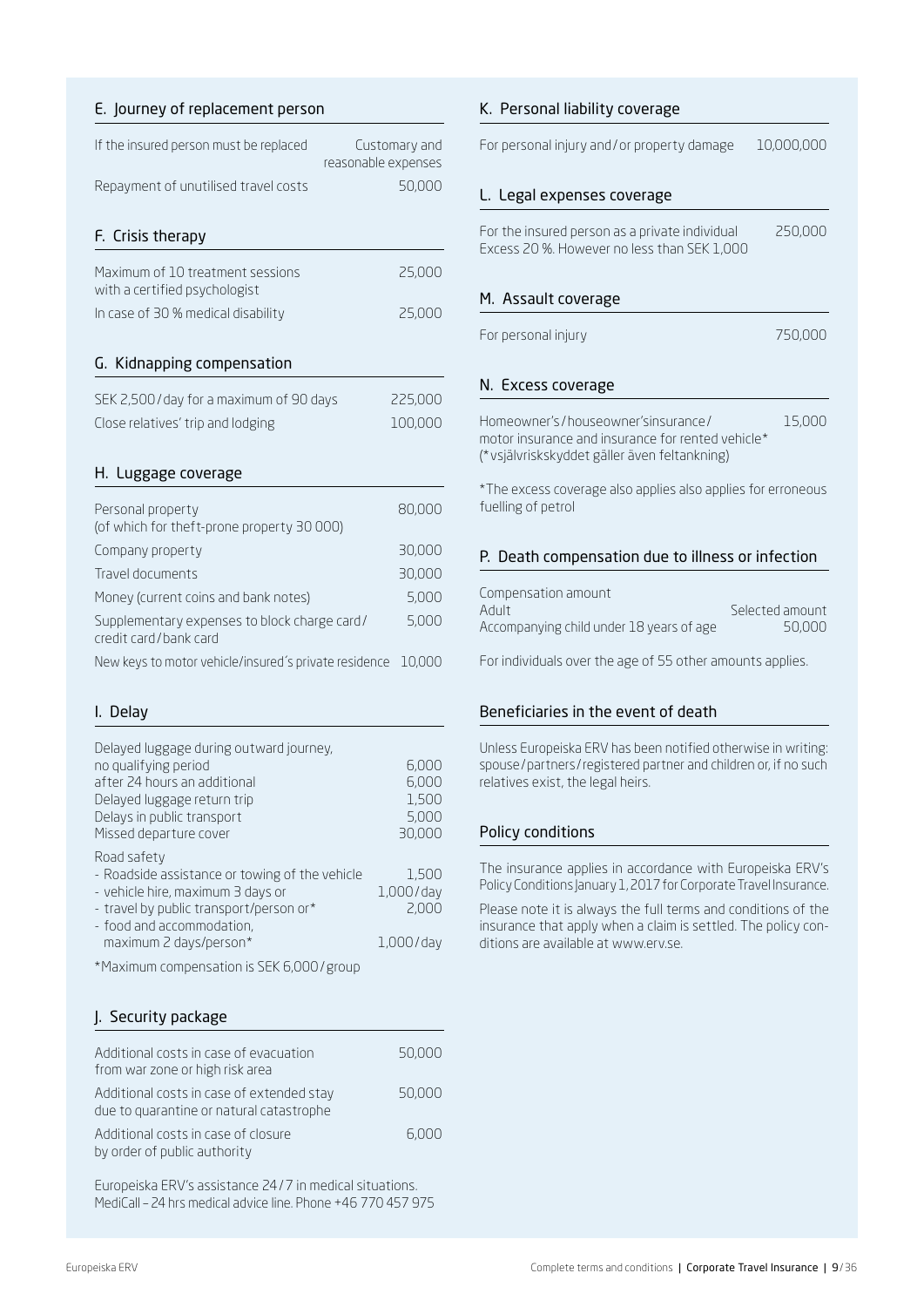## E. Journey of replacement person

| | |
|---|---|
| If the insured person must be replaced | Customary and reasonable expenses |
| Repayment of unutilised travel costs | 50,000 |

## F. Crisis therapy

| | |
|---|---|
| Maximum of 10 treatment sessions with a certified psychologist | 25,000 |
| In case of 30 % medical disability | 25,000 |

## G. Kidnapping compensation

| | |
|---|---|
| SEK 2,500 / day for a maximum of 90 days | 225,000 |
| Close relatives' trip and lodging | 100,000 |

## H. Luggage coverage

| | |
|---|---|
| Personal property (of which for theft-prone property 30 000) | 80,000 |
| Company property | 30,000 |
| Travel documents | 30,000 |
| Money (current coins and bank notes) | 5,000 |
| Supplementary expenses to block charge card / credit card / bank card | 5,000 |
| New keys to motor vehicle/insured´s private residence | 10,000 |

## I. Delay

| | |
|---|---|
| Delayed luggage during outward journey, no qualifying period | 6,000 |
| after 24 hours an additional | 6,000 |
| Delayed luggage return trip | 1,500 |
| Delays in public transport | 5,000 |
| Missed departure cover | 30,000 |
| Road safety | |
| - Roadside assistance or towing of the vehicle | 1,500 |
| - vehicle hire, maximum 3 days or | 1,000 / day |
| - travel by public transport/person or* | 2,000 |
| - food and accommodation, maximum 2 days/person* | 1,000 / day |

*Maximum compensation is SEK 6,000 / group

## J. Security package

| | |
|---|---|
| Additional costs in case of evacuation from war zone or high risk area | 50,000 |
| Additional costs in case of extended stay due to quarantine or natural catastrophe | 50,000 |
| Additional costs in case of closure by order of public authority | 6,000 |

Europeiska ERV's assistance 24 / 7 in medical situations.
MediCall – 24 hrs medical advice line. Phone +46 770 457 975

## K. Personal liability coverage

| | |
|---|---|
| For personal injury and / or property damage | 10,000,000 |

## L. Legal expenses coverage

| | |
|---|---|
| For the insured person as a private individual Excess 20 %. However no less than SEK 1,000 | 250,000 |

## M. Assault coverage

| | |
|---|---|
| For personal injury | 750,000 |

## N. Excess coverage

| | |
|---|---|
| Homeowner's / houseowner'sinsurance / motor insurance and insurance for rented vehicle* (*självriskskyddet gäller även feltankning) | 15,000 |

*The excess coverage also applies also applies for erroneous fuelling of petrol

## P. Death compensation due to illness or infection

| | |
|---|---|
| Compensation amount | |
| Adult | Selected amount |
| Accompanying child under 18 years of age | 50,000 |

For individuals over the age of 55 other amounts applies.

## Beneficiaries in the event of death

Unless Europeiska ERV has been notified otherwise in writing: spouse / partners / registered partner and children or, if no such relatives exist, the legal heirs.

## Policy conditions

The insurance applies in accordance with Europeiska ERV's Policy Conditions January 1, 2017 for Corporate Travel Insurance.

Please note it is always the full terms and conditions of the insurance that apply when a claim is settled. The policy conditions are available at www.erv.se.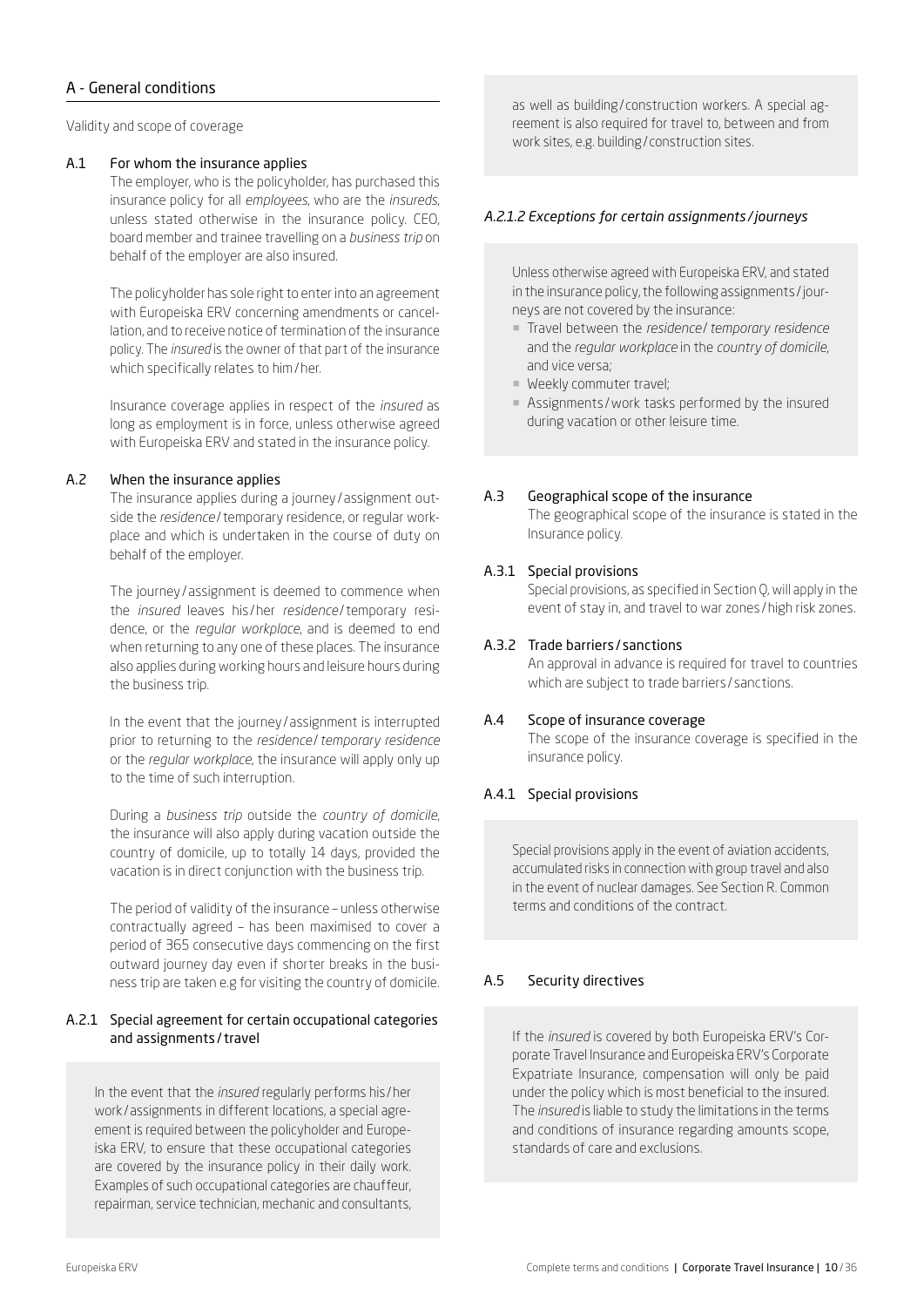## A - General conditions

Validity and scope of coverage

### A.1 For whom the insurance applies

The employer, who is the policyholder, has purchased this insurance policy for all *employees*, who are the *insureds*, unless stated otherwise in the insurance policy. CEO, board member and trainee travelling on a *business trip* on behalf of the employer are also insured.

The policyholder has sole right to enter into an agreement with Europeiska ERV concerning amendments or cancellation, and to receive notice of termination of the insurance policy. The *insured* is the owner of that part of the insurance which specifically relates to him / her.

Insurance coverage applies in respect of the *insured* as long as employment is in force, unless otherwise agreed with Europeiska ERV and stated in the insurance policy.

### A.2 When the insurance applies

The insurance applies during a journey / assignment outside the *residence* / temporary residence, or regular workplace and which is undertaken in the course of duty on behalf of the employer.

The journey / assignment is deemed to commence when the *insured* leaves his / her *residence* / temporary residence, or the *regular workplace*, and is deemed to end when returning to any one of these places. The insurance also applies during working hours and leisure hours during the business trip.

In the event that the journey / assignment is interrupted prior to returning to the *residence* / *temporary residence* or the *regular workplace*, the insurance will apply only up to the time of such interruption.

During a *business trip* outside the *country of domicile*, the insurance will also apply during vacation outside the country of domicile, up to totally 14 days, provided the vacation is in direct conjunction with the business trip.

The period of validity of the insurance – unless otherwise contractually agreed – has been maximised to cover a period of 365 consecutive days commencing on the first outward journey day even if shorter breaks in the business trip are taken e.g for visiting the country of domicile.

### A.2.1 Special agreement for certain occupational categories and assignments / travel

In the event that the *insured* regularly performs his / her work / assignments in different locations, a special agreement is required between the policyholder and Europeiska ERV, to ensure that these occupational categories are covered by the insurance policy in their daily work. Examples of such occupational categories are chauffeur, repairman, service technician, mechanic and consultants, as well as building / construction workers. A special agreement is also required for travel to, between and from work sites, e.g. building / construction sites.

#### *A.2.1.2 Exceptions for certain assignments / journeys*

Unless otherwise agreed with Europeiska ERV, and stated in the insurance policy, the following assignments / journeys are not covered by the insurance:

- Travel between the *residence* / *temporary residence* and the *regular workplace* in the *country of domicile*, and vice versa;
- Weekly commuter travel;
- Assignments / work tasks performed by the insured during vacation or other leisure time.

### A.3 Geographical scope of the insurance

The geographical scope of the insurance is stated in the Insurance policy.

### A.3.1 Special provisions

Special provisions, as specified in Section Q, will apply in the event of stay in, and travel to war zones / high risk zones.

### A.3.2 Trade barriers / sanctions

An approval in advance is required for travel to countries which are subject to trade barriers / sanctions.

### A.4 Scope of insurance coverage

The scope of the insurance coverage is specified in the insurance policy.

### A.4.1 Special provisions

Special provisions apply in the event of aviation accidents, accumulated risks in connection with group travel and also in the event of nuclear damages. See Section R. Common terms and conditions of the contract.

### A.5 Security directives

If the *insured* is covered by both Europeiska ERV's Corporate Travel Insurance and Europeiska ERV's Corporate Expatriate Insurance, compensation will only be paid under the policy which is most beneficial to the insured. The *insured* is liable to study the limitations in the terms and conditions of insurance regarding amounts scope, standards of care and exclusions.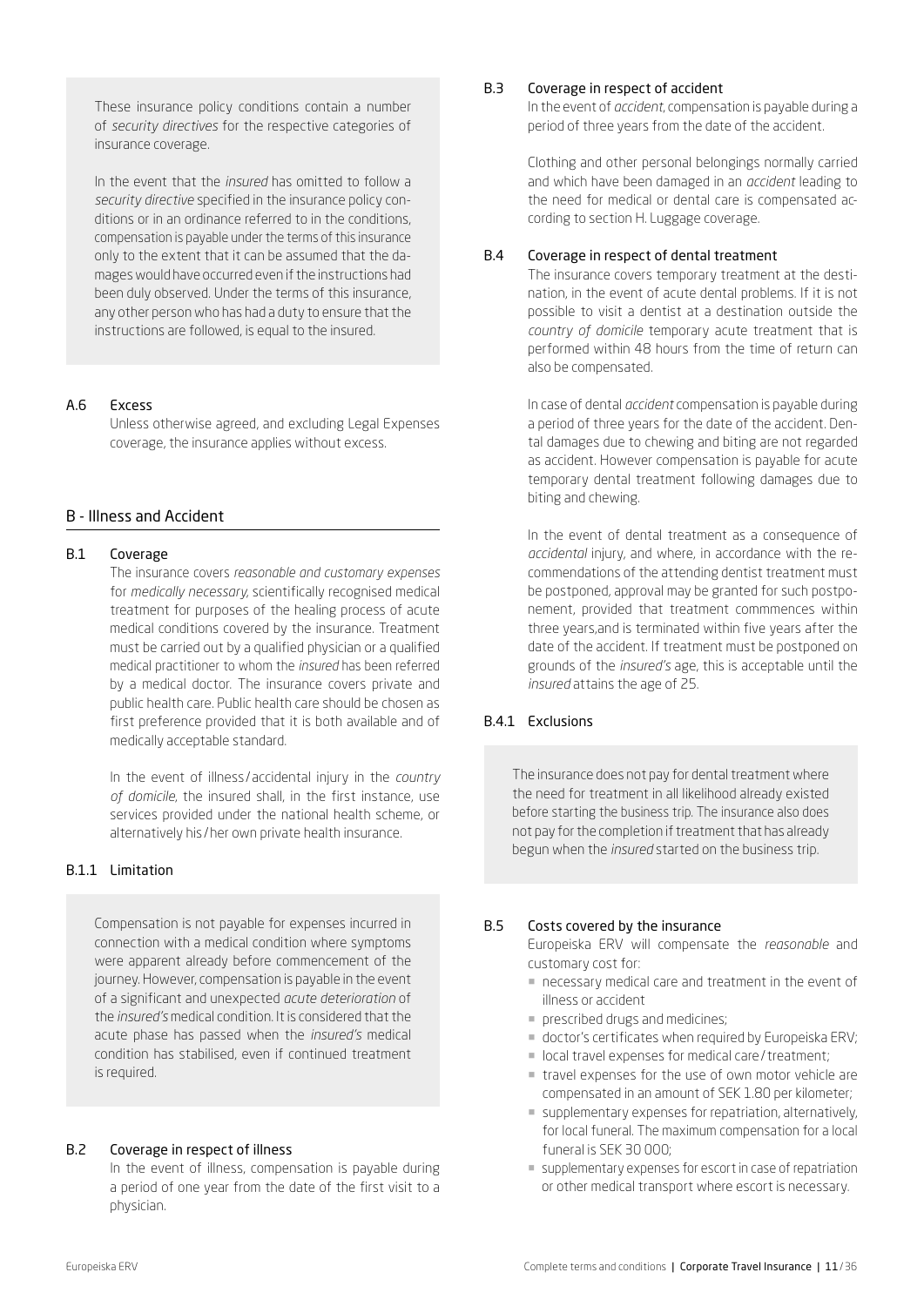These insurance policy conditions contain a number of *security directives* for the respective categories of insurance coverage.

In the event that the *insured* has omitted to follow a *security directive* specified in the insurance policy conditions or in an ordinance referred to in the conditions, compensation is payable under the terms of this insurance only to the extent that it can be assumed that the damages would have occurred even if the instructions had been duly observed. Under the terms of this insurance, any other person who has had a duty to ensure that the instructions are followed, is equal to the insured.

### A.6 Excess

Unless otherwise agreed, and excluding Legal Expenses coverage, the insurance applies without excess.

## B - Illness and Accident

### B.1 Coverage

The insurance covers *reasonable and customary expenses* for *medically necessary*, scientifically recognised medical treatment for purposes of the healing process of acute medical conditions covered by the insurance. Treatment must be carried out by a qualified physician or a qualified medical practitioner to whom the *insured* has been referred by a medical doctor. The insurance covers private and public health care. Public health care should be chosen as first preference provided that it is both available and of medically acceptable standard.

In the event of illness / accidental injury in the *country of domicile*, the insured shall, in the first instance, use services provided under the national health scheme, or alternatively his / her own private health insurance.

### B.1.1 Limitation

Compensation is not payable for expenses incurred in connection with a medical condition where symptoms were apparent already before commencement of the journey. However, compensation is payable in the event of a significant and unexpected *acute deterioration* of the *insured's* medical condition. It is considered that the acute phase has passed when the *insured's* medical condition has stabilised, even if continued treatment is required.

### B.2 Coverage in respect of illness

In the event of illness, compensation is payable during a period of one year from the date of the first visit to a physician.

### B.3 Coverage in respect of accident

In the event of *accident*, compensation is payable during a period of three years from the date of the accident.

Clothing and other personal belongings normally carried and which have been damaged in an *accident* leading to the need for medical or dental care is compensated according to section H. Luggage coverage.

### B.4 Coverage in respect of dental treatment

The insurance covers temporary treatment at the destination, in the event of acute dental problems. If it is not possible to visit a dentist at a destination outside the *country of domicile* temporary acute treatment that is performed within 48 hours from the time of return can also be compensated.

In case of dental *accident* compensation is payable during a period of three years for the date of the accident. Dental damages due to chewing and biting are not regarded as accident. However compensation is payable for acute temporary dental treatment following damages due to biting and chewing.

In the event of dental treatment as a consequence of *accidental* injury, and where, in accordance with the recommendations of the attending dentist treatment must be postponed, approval may be granted for such postponement, provided that treatment commmences within three years,and is terminated within five years after the date of the accident. If treatment must be postponed on grounds of the *insured's* age, this is acceptable until the *insured* attains the age of 25.

### B.4.1 Exclusions

The insurance does not pay for dental treatment where the need for treatment in all likelihood already existed before starting the business trip. The insurance also does not pay for the completion if treatment that has already begun when the *insured* started on the business trip.

### B.5 Costs covered by the insurance

Europeiska ERV will compensate the *reasonable* and customary cost for:

- necessary medical care and treatment in the event of illness or accident
- prescribed drugs and medicines;
- doctor's certificates when required by Europeiska ERV;
- local travel expenses for medical care / treatment;
- travel expenses for the use of own motor vehicle are compensated in an amount of SEK 1.80 per kilometer;
- supplementary expenses for repatriation, alternatively, for local funeral. The maximum compensation for a local funeral is SEK 30 000;
- supplementary expenses for escort in case of repatriation or other medical transport where escort is necessary.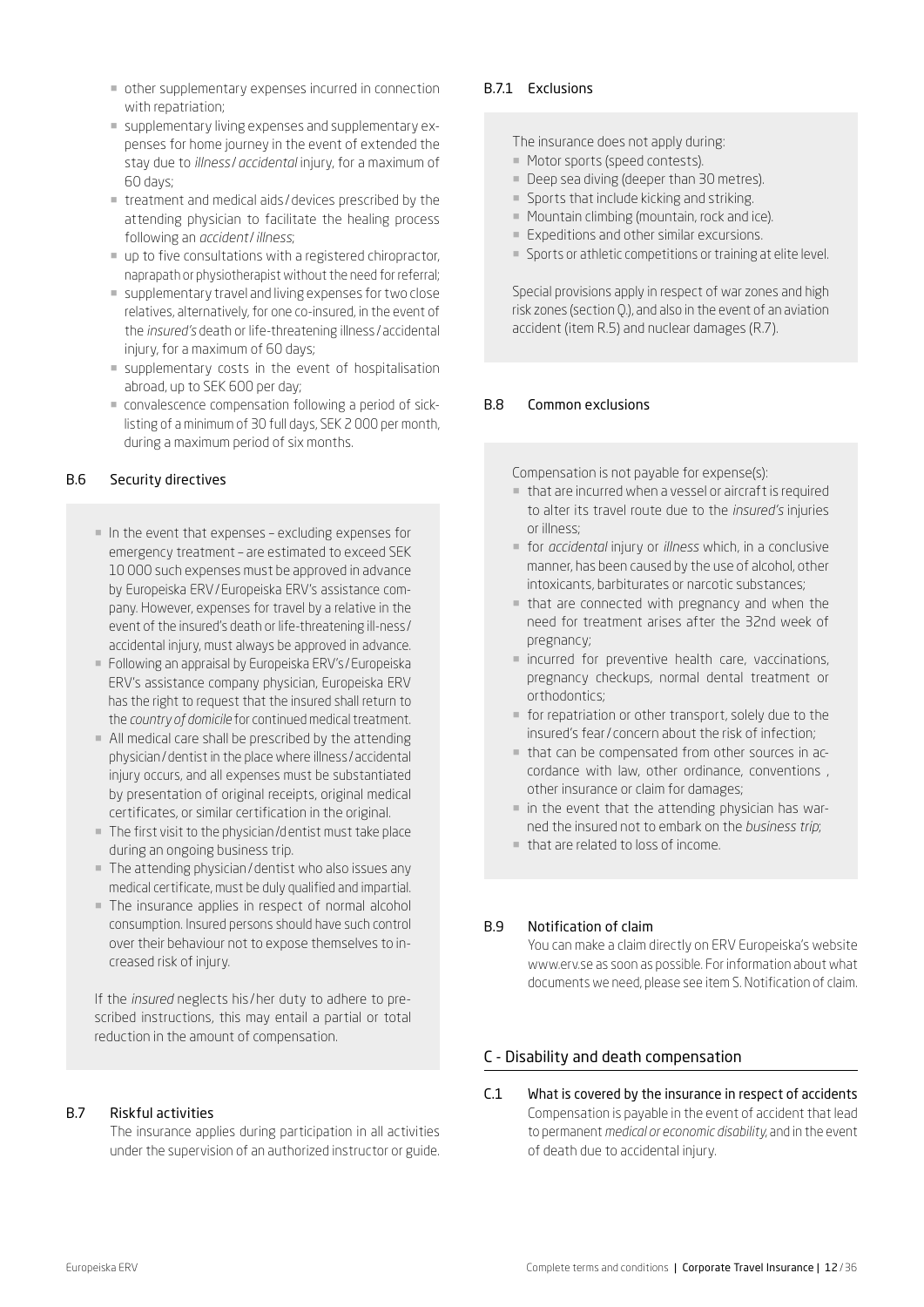- other supplementary expenses incurred in connection with repatriation;
- supplementary living expenses and supplementary expenses for home journey in the event of extended the stay due to *illness / accidental* injury, for a maximum of 60 days;
- treatment and medical aids / devices prescribed by the attending physician to facilitate the healing process following an *accident / illness*;
- up to five consultations with a registered chiropractor, naprapath or physiotherapist without the need for referral;
- supplementary travel and living expenses for two close relatives, alternatively, for one co-insured, in the event of the *insured's* death or life-threatening illness / accidental injury, for a maximum of 60 days;
- supplementary costs in the event of hospitalisation abroad, up to SEK 600 per day;
- convalescence compensation following a period of sick-listing of a minimum of 30 full days, SEK 2 000 per month, during a maximum period of six months.

## B.6 Security directives

- In the event that expenses – excluding expenses for emergency treatment – are estimated to exceed SEK 10 000 such expenses must be approved in advance by Europeiska ERV / Europeiska ERV's assistance company. However, expenses for travel by a relative in the event of the insured's death or life-threatening ill-ness / accidental injury, must always be approved in advance.
- Following an appraisal by Europeiska ERV's / Europeiska ERV's assistance company physician, Europeiska ERV has the right to request that the insured shall return to the *country of domicile* for continued medical treatment.
- All medical care shall be prescribed by the attending physician / dentist in the place where illness / accidental injury occurs, and all expenses must be substantiated by presentation of original receipts, original medical certificates, or similar certification in the original.
- The first visit to the physician /dentist must take place during an ongoing business trip.
- The attending physician / dentist who also issues any medical certificate, must be duly qualified and impartial.
- The insurance applies in respect of normal alcohol consumption. Insured persons should have such control over their behaviour not to expose themselves to increased risk of injury.

If the *insured* neglects his / her duty to adhere to prescribed instructions, this may entail a partial or total reduction in the amount of compensation.

## B.7 Riskful activities

The insurance applies during participation in all activities under the supervision of an authorized instructor or guide.

### B.7.1 Exclusions

The insurance does not apply during:

- Motor sports (speed contests).
- Deep sea diving (deeper than 30 metres).
- Sports that include kicking and striking.
- Mountain climbing (mountain, rock and ice).
- Expeditions and other similar excursions.
- Sports or athletic competitions or training at elite level.

Special provisions apply in respect of war zones and high risk zones (section Q.), and also in the event of an aviation accident (item R.5) and nuclear damages (R.7).

## B.8 Common exclusions

Compensation is not payable for expense(s):

- that are incurred when a vessel or aircraft is required to alter its travel route due to the *insured's* injuries or illness;
- for *accidental* injury or *illness* which, in a conclusive manner, has been caused by the use of alcohol, other intoxicants, barbiturates or narcotic substances;
- that are connected with pregnancy and when the need for treatment arises after the 32nd week of pregnancy;
- incurred for preventive health care, vaccinations, pregnancy checkups, normal dental treatment or orthodontics;
- for repatriation or other transport, solely due to the insured's fear / concern about the risk of infection;
- that can be compensated from other sources in accordance with law, other ordinance, conventions , other insurance or claim for damages;
- in the event that the attending physician has warned the insured not to embark on the *business trip*;
- that are related to loss of income.

## B.9 Notification of claim

You can make a claim directly on ERV Europeiska's website www.erv.se as soon as possible. For information about what documents we need, please see item S. Notification of claim.

# C - Disability and death compensation

## C.1 What is covered by the insurance in respect of accidents

Compensation is payable in the event of accident that lead to permanent *medical or economic disability*, and in the event of death due to accidental injury.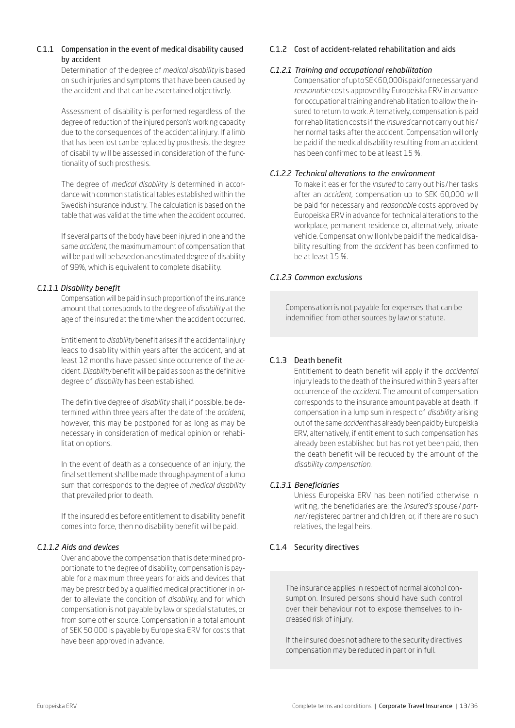## C.1.1 Compensation in the event of medical disability caused by accident

Determination of the degree of *medical disability* is based on such injuries and symptoms that have been caused by the accident and that can be ascertained objectively.

Assessment of disability is performed regardless of the degree of reduction of the injured person's working capacity due to the consequences of the accidental injury. If a limb that has been lost can be replaced by prosthesis, the degree of disability will be assessed in consideration of the functionality of such prosthesis.

The degree of *medical disability is* determined in accordance with common statistical tables established within the Swedish insurance industry. The calculation is based on the table that was valid at the time when the accident occurred.

If several parts of the body have been injured in one and the same *accident*, the maximum amount of compensation that will be paid will be based on an estimated degree of disability of 99%, which is equivalent to complete disability.

### *C.1.1.1 Disability benefit*

Compensation will be paid in such proportion of the insurance amount that corresponds to the degree of *disability* at the age of the insured at the time when the accident occurred.

Entitlement to *disability* benefit arises if the accidental injury leads to disability within years after the accident, and at least 12 months have passed since occurrence of the accident. *Disability* benefit will be paid as soon as the definitive degree of *disability* has been established.

The definitive degree of *disability* shall, if possible, be determined within three years after the date of the *accident*, however, this may be postponed for as long as may be necessary in consideration of medical opinion or rehabilitation options.

In the event of death as a consequence of an injury, the final settlement shall be made through payment of a lump sum that corresponds to the degree of *medical disability* that prevailed prior to death.

If the insured dies before entitlement to disability benefit comes into force, then no disability benefit will be paid.

### *C.1.1.2 Aids and devices*

Over and above the compensation that is determined proportionate to the degree of disability, compensation is payable for a maximum three years for aids and devices that may be prescribed by a qualified medical practitioner in order to alleviate the condition of *disability*, and for which compensation is not payable by law or special statutes, or from some other source. Compensation in a total amount of SEK 50 000 is payable by Europeiska ERV for costs that have been approved in advance.

## C.1.2 Cost of accident-related rehabilitation and aids

### *C.1.2.1 Training and occupational rehabilitation*

Compensation of up to SEK 60,000 is paid for necessary and *reasonable* costs approved by Europeiska ERV in advance for occupational training and rehabilitation to allow the insured to return to work. Alternatively, compensation is paid for rehabilitation costs if the *insured* cannot carry out his / her normal tasks after the accident. Compensation will only be paid if the medical disability resulting from an accident has been confirmed to be at least 15 %.

### *C.1.2.2 Technical alterations to the environment*

To make it easier for the *insured* to carry out his / her tasks after an *accident*, compensation up to SEK 60,000 will be paid for necessary and *reasonable* costs approved by Europeiska ERV in advance for technical alterations to the workplace, permanent residence or, alternatively, private vehicle. Compensation will only be paid if the medical disability resulting from the *accident* has been confirmed to be at least 15 %.

### *C.1.2.3 Common exclusions*

> Compensation is not payable for expenses that can be indemnified from other sources by law or statute.

## C.1.3 Death benefit

Entitlement to death benefit will apply if the *accidental* injury leads to the death of the insured within 3 years after occurrence of the *accident*. The amount of compensation corresponds to the insurance amount payable at death. If compensation in a lump sum in respect of *disability* arising out of the same *accident* has already been paid by Europeiska ERV, alternatively, if entitlement to such compensation has already been established but has not yet been paid, then the death benefit will be reduced by the amount of the *disability compensation*.

### *C.1.3.1 Beneficiaries*

Unless Europeiska ERV has been notified otherwise in writing, the beneficiaries are: the *insured's* spouse / *partner* / registered partner and children, or, if there are no such relatives, the legal heirs.

## C.1.4 Security directives

> The insurance applies in respect of normal alcohol consumption. Insured persons should have such control over their behaviour not to expose themselves to increased risk of injury.
>
> If the insured does not adhere to the security directives compensation may be reduced in part or in full.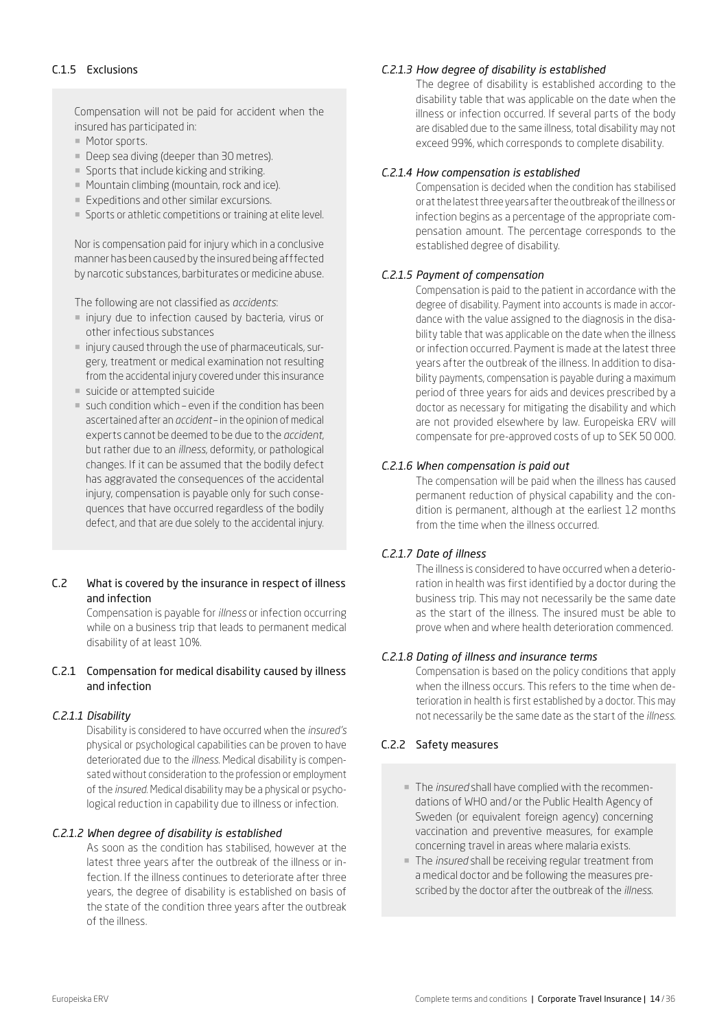### C.1.5 Exclusions

Compensation will not be paid for accident when the insured has participated in:

- Motor sports.
- Deep sea diving (deeper than 30 metres).
- Sports that include kicking and striking.
- Mountain climbing (mountain, rock and ice).
- Expeditions and other similar excursions.
- Sports or athletic competitions or training at elite level.

Nor is compensation paid for injury which in a conclusive manner has been caused by the insured being afffected by narcotic substances, barbiturates or medicine abuse.

The following are not classified as *accidents*:

- injury due to infection caused by bacteria, virus or other infectious substances
- injury caused through the use of pharmaceuticals, surgery, treatment or medical examination not resulting from the accidental injury covered under this insurance
- suicide or attempted suicide
- such condition which – even if the condition has been ascertained after an *accident* – in the opinion of medical experts cannot be deemed to be due to the *accident*, but rather due to an *illness*, deformity, or pathological changes. If it can be assumed that the bodily defect has aggravated the consequences of the accidental injury, compensation is payable only for such consequences that have occurred regardless of the bodily defect, and that are due solely to the accidental injury.

## C.2 What is covered by the insurance in respect of illness and infection

Compensation is payable for *illness* or infection occurring while on a business trip that leads to permanent medical disability of at least 10%.

### C.2.1 Compensation for medical disability caused by illness and infection

#### *C.2.1.1 Disability*

Disability is considered to have occurred when the *insured's* physical or psychological capabilities can be proven to have deteriorated due to the *illness*. Medical disability is compensated without consideration to the profession or employment of the *insured*. Medical disability may be a physical or psychological reduction in capability due to illness or infection.

#### *C.2.1.2 When degree of disability is established*

As soon as the condition has stabilised, however at the latest three years after the outbreak of the illness or infection. If the illness continues to deteriorate after three years, the degree of disability is established on basis of the state of the condition three years after the outbreak of the illness.

#### *C.2.1.3 How degree of disability is established*

The degree of disability is established according to the disability table that was applicable on the date when the illness or infection occurred. If several parts of the body are disabled due to the same illness, total disability may not exceed 99%, which corresponds to complete disability.

#### *C.2.1.4 How compensation is established*

Compensation is decided when the condition has stabilised or at the latest three years after the outbreak of the illness or infection begins as a percentage of the appropriate compensation amount. The percentage corresponds to the established degree of disability.

#### *C.2.1.5 Payment of compensation*

Compensation is paid to the patient in accordance with the degree of disability. Payment into accounts is made in accordance with the value assigned to the diagnosis in the disability table that was applicable on the date when the illness or infection occurred. Payment is made at the latest three years after the outbreak of the illness. In addition to disability payments, compensation is payable during a maximum period of three years for aids and devices prescribed by a doctor as necessary for mitigating the disability and which are not provided elsewhere by law. Europeiska ERV will compensate for pre-approved costs of up to SEK 50 000.

#### *C.2.1.6 When compensation is paid out*

The compensation will be paid when the illness has caused permanent reduction of physical capability and the condition is permanent, although at the earliest 12 months from the time when the illness occurred.

#### *C.2.1.7 Date of illness*

The illness is considered to have occurred when a deterioration in health was first identified by a doctor during the business trip. This may not necessarily be the same date as the start of the illness. The insured must be able to prove when and where health deterioration commenced.

#### *C.2.1.8 Dating of illness and insurance terms*

Compensation is based on the policy conditions that apply when the illness occurs. This refers to the time when deterioration in health is first established by a doctor. This may not necessarily be the same date as the start of the *illness*.

### C.2.2 Safety measures

- The *insured* shall have complied with the recommendations of WHO and / or the Public Health Agency of Sweden (or equivalent foreign agency) concerning vaccination and preventive measures, for example concerning travel in areas where malaria exists.
- The *insured* shall be receiving regular treatment from a medical doctor and be following the measures prescribed by the doctor after the outbreak of the *illness*.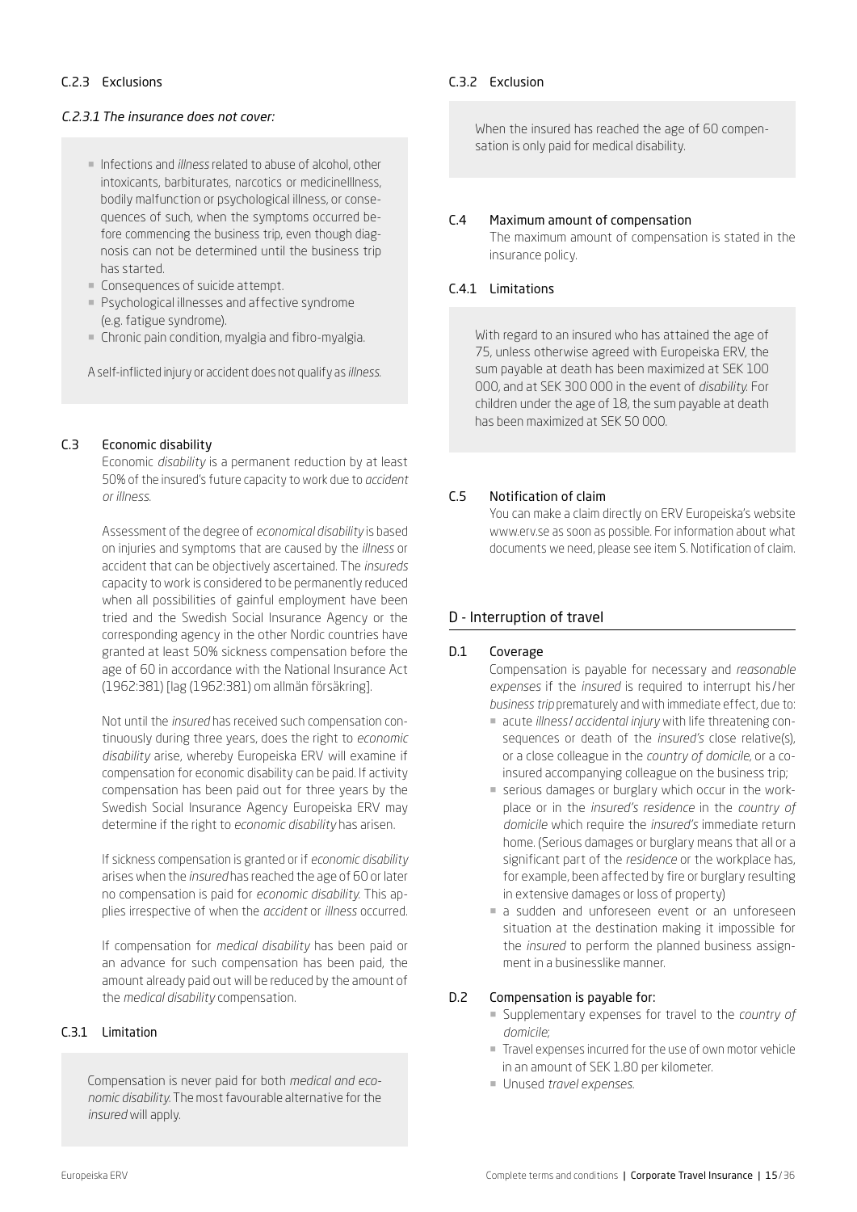### C.2.3 Exclusions

*C.2.3.1 The insurance does not cover:*

- Infections and *illness* related to abuse of alcohol, other intoxicants, barbiturates, narcotics or medicineIllness, bodily malfunction or psychological illness, or consequences of such, when the symptoms occurred before commencing the business trip, even though diagnosis can not be determined until the business trip has started.
- Consequences of suicide attempt.
- Psychological illnesses and affective syndrome (e.g. fatigue syndrome).
- Chronic pain condition, myalgia and fibro-myalgia.

A self-inflicted injury or accident does not qualify as *illness*.

### C.3 Economic disability

Economic *disability* is a permanent reduction by at least 50% of the insured's future capacity to work due to *accident or illness*.

Assessment of the degree of *economical disability* is based on injuries and symptoms that are caused by the *illness* or accident that can be objectively ascertained. The *insureds* capacity to work is considered to be permanently reduced when all possibilities of gainful employment have been tried and the Swedish Social Insurance Agency or the corresponding agency in the other Nordic countries have granted at least 50% sickness compensation before the age of 60 in accordance with the National Insurance Act (1962:381) [lag (1962:381) om allmän försäkring].

Not until the *insured* has received such compensation continuously during three years, does the right to *economic disability* arise, whereby Europeiska ERV will examine if compensation for economic disability can be paid. If activity compensation has been paid out for three years by the Swedish Social Insurance Agency Europeiska ERV may determine if the right to *economic disability* has arisen.

If sickness compensation is granted or if *economic disability* arises when the *insured* has reached the age of 60 or later no compensation is paid for *economic disability*. This applies irrespective of when the *accident* or *illness* occurred.

If compensation for *medical disability* has been paid or an advance for such compensation has been paid, the amount already paid out will be reduced by the amount of the *medical disability* compensation.

### C.3.1 Limitation

Compensation is never paid for both *medical and economic disability*. The most favourable alternative for the *insured* will apply.

### C.3.2 Exclusion

When the insured has reached the age of 60 compensation is only paid for medical disability.

### C.4 Maximum amount of compensation

The maximum amount of compensation is stated in the insurance policy.

### C.4.1 Limitations

With regard to an insured who has attained the age of 75, unless otherwise agreed with Europeiska ERV, the sum payable at death has been maximized at SEK 100 000, and at SEK 300 000 in the event of *disability*. For children under the age of 18, the sum payable at death has been maximized at SEK 50 000.

### C.5 Notification of claim

You can make a claim directly on ERV Europeiska's website www.erv.se as soon as possible. For information about what documents we need, please see item S. Notification of claim.

## D - Interruption of travel

### D.1 Coverage

Compensation is payable for necessary and *reasonable expenses* if the *insured* is required to interrupt his/her *business trip* prematurely and with immediate effect, due to:

- acute *illness/accidental injury* with life threatening consequences or death of the *insured's* close relative(s), or a close colleague in the *country of domicile*, or a co-insured accompanying colleague on the business trip;
- serious damages or burglary which occur in the workplace or in the *insured's residence* in the *country of domicile* which require the *insured's* immediate return home. (Serious damages or burglary means that all or a significant part of the *residence* or the workplace has, for example, been affected by fire or burglary resulting in extensive damages or loss of property)
- a sudden and unforeseen event or an unforeseen situation at the destination making it impossible for the *insured* to perform the planned business assignment in a businesslike manner.

### D.2 Compensation is payable for:

- Supplementary expenses for travel to the *country of domicile*;
- Travel expenses incurred for the use of own motor vehicle in an amount of SEK 1.80 per kilometer.
- Unused *travel expenses*.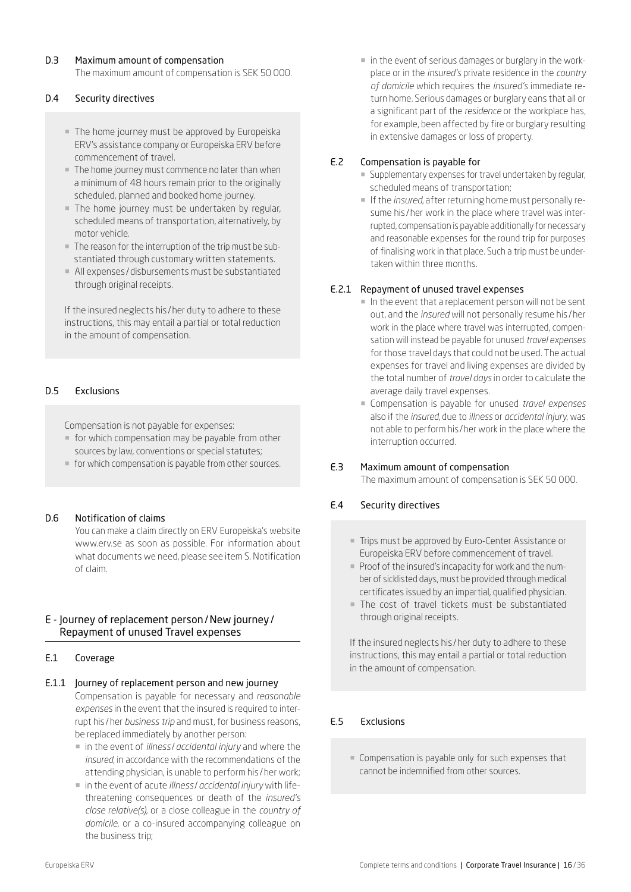### D.3 Maximum amount of compensation

The maximum amount of compensation is SEK 50 000.

### D.4 Security directives

- The home journey must be approved by Europeiska ERV's assistance company or Europeiska ERV before commencement of travel.
- The home journey must commence no later than when a minimum of 48 hours remain prior to the originally scheduled, planned and booked home journey.
- The home journey must be undertaken by regular, scheduled means of transportation, alternatively, by motor vehicle.
- The reason for the interruption of the trip must be substantiated through customary written statements.
- All expenses / disbursements must be substantiated through original receipts.

If the insured neglects his / her duty to adhere to these instructions, this may entail a partial or total reduction in the amount of compensation.

### D.5 Exclusions

Compensation is not payable for expenses:

- for which compensation may be payable from other sources by law, conventions or special statutes;
- for which compensation is payable from other sources.

### D.6 Notification of claims

You can make a claim directly on ERV Europeiska's website www.erv.se as soon as possible. For information about what documents we need, please see item S. Notification of claim.

## E - Journey of replacement person / New journey / Repayment of unused Travel expenses

### E.1 Coverage

#### E.1.1 Journey of replacement person and new journey

Compensation is payable for necessary and *reasonable expenses* in the event that the insured is required to interrupt his / her *business trip* and must, for business reasons, be replaced immediately by another person:

- in the event of *illness / accidental injury* and where the *insured*, in accordance with the recommendations of the attending physician, is unable to perform his / her work;
- in the event of acute *illness / accidental injury* with life-threatening consequences or death of the *insured's close relative(s)*, or a close colleague in the *country of domicile*, or a co-insured accompanying colleague on the business trip;
- in the event of serious damages or burglary in the workplace or in the *insured's* private residence in the *country of domicile* which requires the *insured's* immediate return home. Serious damages or burglary eans that all or a significant part of the *residence* or the workplace has, for example, been affected by fire or burglary resulting in extensive damages or loss of property.

### E.2 Compensation is payable for

- Supplementary expenses for travel undertaken by regular, scheduled means of transportation;
- If the *insured*, after returning home must personally resume his / her work in the place where travel was interrupted, compensation is payable additionally for necessary and reasonable expenses for the round trip for purposes of finalising work in that place. Such a trip must be undertaken within three months.

#### E.2.1 Repayment of unused travel expenses

- In the event that a replacement person will not be sent out, and the *insured* will not personally resume his / her work in the place where travel was interrupted, compensation will instead be payable for unused *travel expenses* for those travel days that could not be used. The actual expenses for travel and living expenses are divided by the total number of *travel days* in order to calculate the average daily travel expenses.
- Compensation is payable for unused *travel expenses* also if the *insured*, due to *illness* or *accidental injury*, was not able to perform his / her work in the place where the interruption occurred.

### E.3 Maximum amount of compensation

The maximum amount of compensation is SEK 50 000.

### E.4 Security directives

- Trips must be approved by Euro-Center Assistance or Europeiska ERV before commencement of travel.
- Proof of the insured's incapacity for work and the number of sicklisted days, must be provided through medical certificates issued by an impartial, qualified physician.
- The cost of travel tickets must be substantiated through original receipts.

If the insured neglects his / her duty to adhere to these instructions, this may entail a partial or total reduction in the amount of compensation.

### E.5 Exclusions

- Compensation is payable only for such expenses that cannot be indemnified from other sources.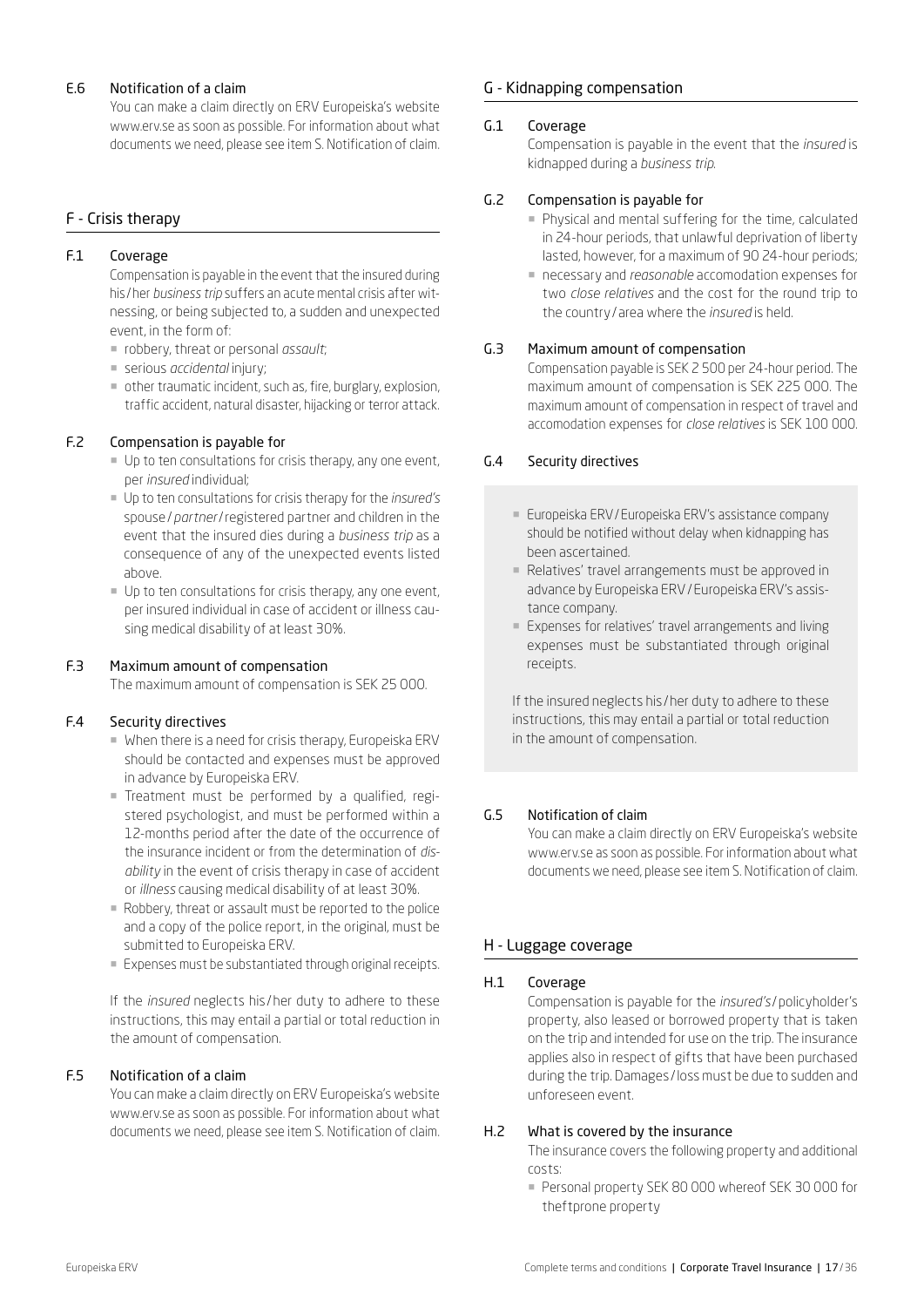### E.6 Notification of a claim

You can make a claim directly on ERV Europeiska's website www.erv.se as soon as possible. For information about what documents we need, please see item S. Notification of claim.

## F - Crisis therapy

### F.1 Coverage

Compensation is payable in the event that the insured during his / her *business trip* suffers an acute mental crisis after witnessing, or being subjected to, a sudden and unexpected event, in the form of:

- robbery, threat or personal *assault*;
- serious *accidental* injury;
- other traumatic incident, such as, fire, burglary, explosion, traffic accident, natural disaster, hijacking or terror attack.

### F.2 Compensation is payable for

- Up to ten consultations for crisis therapy, any one event, per *insured* individual;
- Up to ten consultations for crisis therapy for the *insured's* spouse / *partner* / registered partner and children in the event that the insured dies during a *business trip* as a consequence of any of the unexpected events listed above.
- Up to ten consultations for crisis therapy, any one event, per insured individual in case of accident or illness causing medical disability of at least 30%.

### F.3 Maximum amount of compensation

The maximum amount of compensation is SEK 25 000.

### F.4 Security directives

- When there is a need for crisis therapy, Europeiska ERV should be contacted and expenses must be approved in advance by Europeiska ERV.
- Treatment must be performed by a qualified, registered psychologist, and must be performed within a 12-months period after the date of the occurrence of the insurance incident or from the determination of *disability* in the event of crisis therapy in case of accident or *illness* causing medical disability of at least 30%.
- Robbery, threat or assault must be reported to the police and a copy of the police report, in the original, must be submitted to Europeiska ERV.
- Expenses must be substantiated through original receipts.

If the *insured* neglects his / her duty to adhere to these instructions, this may entail a partial or total reduction in the amount of compensation.

### F.5 Notification of a claim

You can make a claim directly on ERV Europeiska's website www.erv.se as soon as possible. For information about what documents we need, please see item S. Notification of claim.

## G - Kidnapping compensation

### G.1 Coverage

Compensation is payable in the event that the *insured* is kidnapped during a *business trip*.

### G.2 Compensation is payable for

- Physical and mental suffering for the time, calculated in 24-hour periods, that unlawful deprivation of liberty lasted, however, for a maximum of 90 24-hour periods;
- necessary and *reasonable* accomodation expenses for two *close relatives* and the cost for the round trip to the country / area where the *insured* is held.

### G.3 Maximum amount of compensation

Compensation payable is SEK 2 500 per 24-hour period. The maximum amount of compensation is SEK 225 000. The maximum amount of compensation in respect of travel and accomodation expenses for *close relatives* is SEK 100 000.

### G.4 Security directives

- Europeiska ERV / Europeiska ERV's assistance company should be notified without delay when kidnapping has been ascertained.
- Relatives' travel arrangements must be approved in advance by Europeiska ERV / Europeiska ERV's assistance company.
- Expenses for relatives' travel arrangements and living expenses must be substantiated through original receipts.

If the insured neglects his / her duty to adhere to these instructions, this may entail a partial or total reduction in the amount of compensation.

### G.5 Notification of claim

You can make a claim directly on ERV Europeiska's website www.erv.se as soon as possible. For information about what documents we need, please see item S. Notification of claim.

## H - Luggage coverage

### H.1 Coverage

Compensation is payable for the *insured's* / policyholder's property, also leased or borrowed property that is taken on the trip and intended for use on the trip. The insurance applies also in respect of gifts that have been purchased during the trip. Damages / loss must be due to sudden and unforeseen event.

### H.2 What is covered by the insurance

The insurance covers the following property and additional costs:

- Personal property SEK 80 000 whereof SEK 30 000 for theftprone property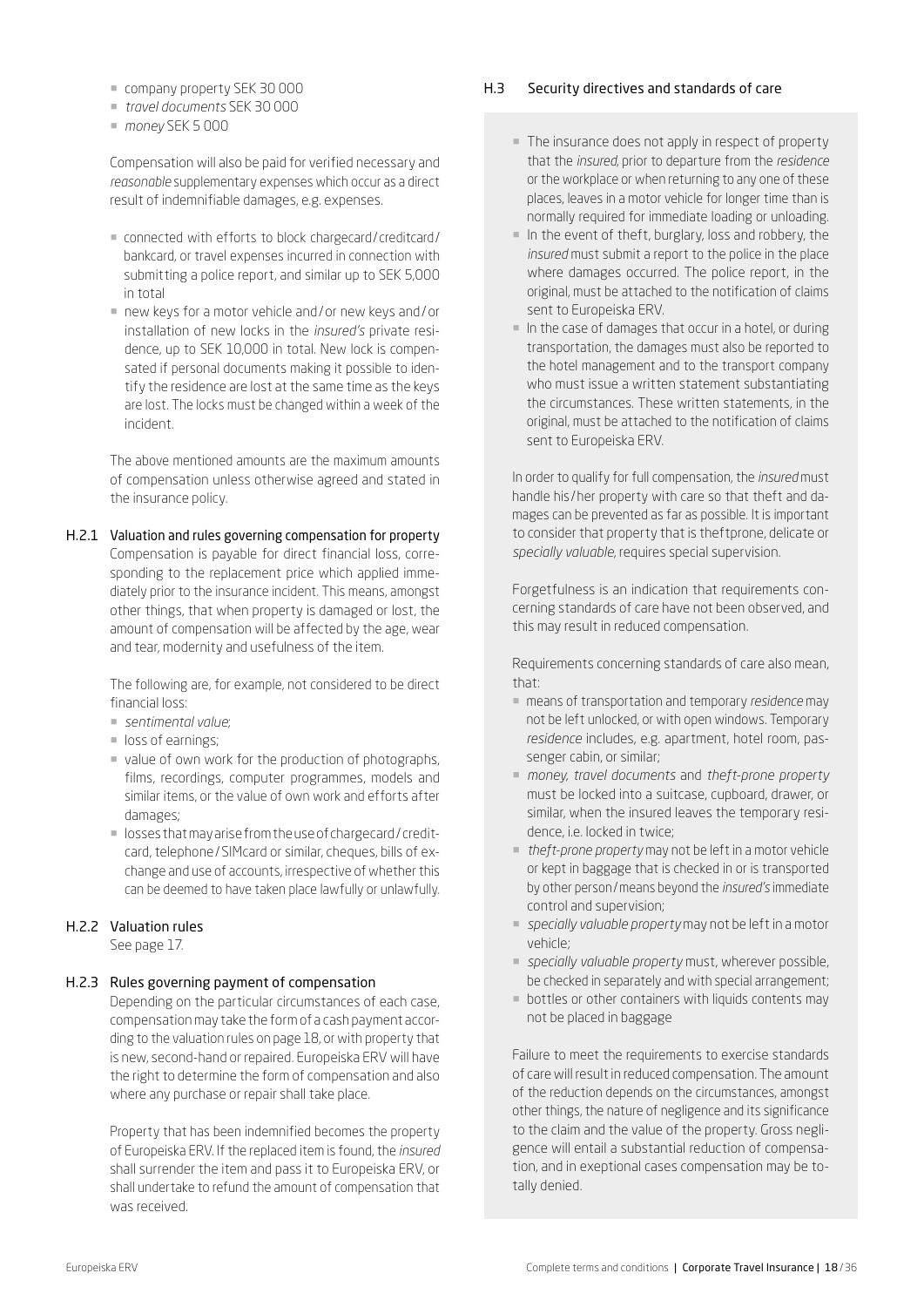- company property SEK 30 000
- *travel documents* SEK 30 000
- *money* SEK 5 000

Compensation will also be paid for verified necessary and *reasonable* supplementary expenses which occur as a direct result of indemnifiable damages, e.g. expenses.

- connected with efforts to block chargecard/creditcard/bankcard, or travel expenses incurred in connection with submitting a police report, and similar up to SEK 5,000 in total
- new keys for a motor vehicle and/or new keys and/or installation of new locks in the *insured's* private residence, up to SEK 10,000 in total. New lock is compensated if personal documents making it possible to identify the residence are lost at the same time as the keys are lost. The locks must be changed within a week of the incident.

The above mentioned amounts are the maximum amounts of compensation unless otherwise agreed and stated in the insurance policy.

### H.2.1 Valuation and rules governing compensation for property

Compensation is payable for direct financial loss, corresponding to the replacement price which applied immediately prior to the insurance incident. This means, amongst other things, that when property is damaged or lost, the amount of compensation will be affected by the age, wear and tear, modernity and usefulness of the item.

The following are, for example, not considered to be direct financial loss:

- *sentimental value*;
- loss of earnings;
- value of own work for the production of photographs, films, recordings, computer programmes, models and similar items, or the value of own work and efforts after damages;
- losses that may arise from the use of chargecard/creditcard, telephone/SIMcard or similar, cheques, bills of exchange and use of accounts, irrespective of whether this can be deemed to have taken place lawfully or unlawfully.

### H.2.2 Valuation rules

See page 17.

### H.2.3 Rules governing payment of compensation

Depending on the particular circumstances of each case, compensation may take the form of a cash payment according to the valuation rules on page 18, or with property that is new, second-hand or repaired. Europeiska ERV will have the right to determine the form of compensation and also where any purchase or repair shall take place.

Property that has been indemnified becomes the property of Europeiska ERV. If the replaced item is found, the *insured* shall surrender the item and pass it to Europeiska ERV, or shall undertake to refund the amount of compensation that was received.

## H.3 Security directives and standards of care

- The insurance does not apply in respect of property that the *insured*, prior to departure from the *residence* or the workplace or when returning to any one of these places, leaves in a motor vehicle for longer time than is normally required for immediate loading or unloading.
- In the event of theft, burglary, loss and robbery, the *insured* must submit a report to the police in the place where damages occurred. The police report, in the original, must be attached to the notification of claims sent to Europeiska ERV.
- In the case of damages that occur in a hotel, or during transportation, the damages must also be reported to the hotel management and to the transport company who must issue a written statement substantiating the circumstances. These written statements, in the original, must be attached to the notification of claims sent to Europeiska ERV.

In order to qualify for full compensation, the *insured* must handle his/her property with care so that theft and damages can be prevented as far as possible. It is important to consider that property that is theftprone, delicate or *specially valuable*, requires special supervision.

Forgetfulness is an indication that requirements concerning standards of care have not been observed, and this may result in reduced compensation.

Requirements concerning standards of care also mean, that:

- means of transportation and temporary *residence* may not be left unlocked, or with open windows. Temporary *residence* includes, e.g. apartment, hotel room, passenger cabin, or similar;
- *money, travel documents* and *theft-prone property* must be locked into a suitcase, cupboard, drawer, or similar, when the insured leaves the temporary residence, i.e. locked in twice;
- *theft-prone property* may not be left in a motor vehicle or kept in baggage that is checked in or is transported by other person/means beyond the *insured's* immediate control and supervision;
- *specially valuable property* may not be left in a motor vehicle;
- *specially valuable property* must, wherever possible, be checked in separately and with special arrangement;
- bottles or other containers with liquids contents may not be placed in baggage

Failure to meet the requirements to exercise standards of care will result in reduced compensation. The amount of the reduction depends on the circumstances, amongst other things, the nature of negligence and its significance to the claim and the value of the property. Gross negligence will entail a substantial reduction of compensation, and in exeptional cases compensation may be totally denied.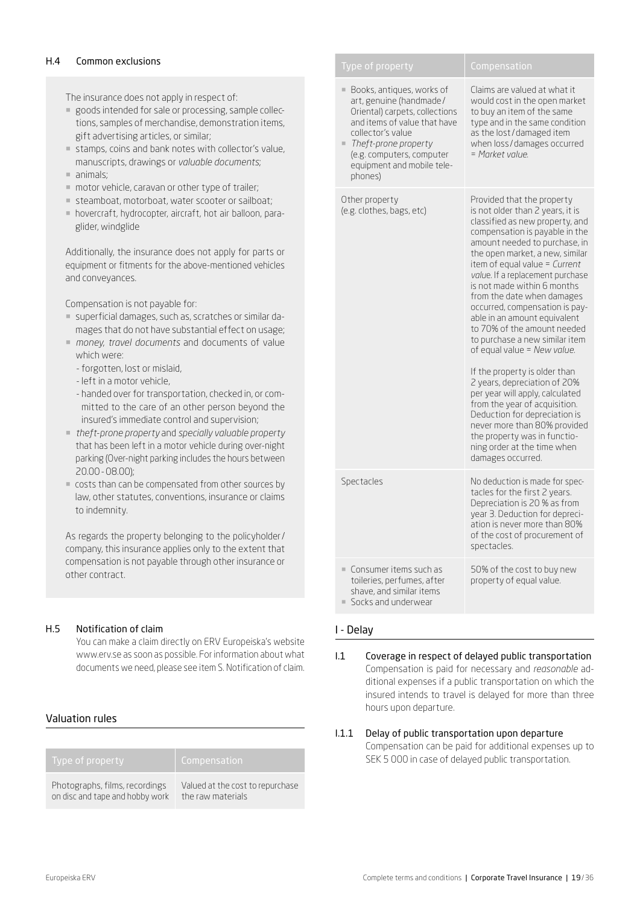### H.4 Common exclusions

The insurance does not apply in respect of:

- goods intended for sale or processing, sample collections, samples of merchandise, demonstration items, gift advertising articles, or similar;
- stamps, coins and bank notes with collector's value, manuscripts, drawings or *valuable documents*;
- animals;
- motor vehicle, caravan or other type of trailer;
- steamboat, motorboat, water scooter or sailboat;
- hovercraft, hydrocopter, aircraft, hot air balloon, paraglider, windglide

Additionally, the insurance does not apply for parts or equipment or fitments for the above-mentioned vehicles and conveyances.

Compensation is not payable for:

- superficial damages, such as, scratches or similar damages that do not have substantial effect on usage;
- *money, travel documents* and documents of value which were:
  - forgotten, lost or mislaid,
  - left in a motor vehicle,
  - handed over for transportation, checked in, or committed to the care of an other person beyond the insured's immediate control and supervision;
- *theft-prone property* and *specially valuable property* that has been left in a motor vehicle during over-night parking (Over-night parking includes the hours between 20.00 - 08.00);
- costs than can be compensated from other sources by law, other statutes, conventions, insurance or claims to indemnity.

As regards the property belonging to the policyholder/company, this insurance applies only to the extent that compensation is not payable through other insurance or other contract.

### H.5 Notification of claim

You can make a claim directly on ERV Europeiska's website www.erv.se as soon as possible. For information about what documents we need, please see item S. Notification of claim.

## Valuation rules

| Type of property | Compensation |
|---|---|
| Photographs, films, recordings on disc and tape and hobby work | Valued at the cost to repurchase the raw materials |
| - Books, antiques, works of art, genuine (handmade/Oriental) carpets, collections and items of value that have collector's value<br>- *Theft-prone property* (e.g. computers, computer equipment and mobile telephones) | Claims are valued at what it would cost in the open market to buy an item of the same type and in the same condition as the lost/damaged item when loss/damages occurred = *Market value.* |
| Other property (e.g. clothes, bags, etc) | Provided that the property is not older than 2 years, it is classified as new property, and compensation is payable in the amount needed to purchase, in the open market, a new, similar item of equal value = *Current value.* If a replacement purchase is not made within 6 months from the date when damages occurred, compensation is payable in an amount equivalent to 70% of the amount needed to purchase a new similar item of equal value = *New value.*<br><br>If the property is older than 2 years, depreciation of 20% per year will apply, calculated from the year of acquisition. Deduction for depreciation is never more than 80% provided the property was in functioning order at the time when damages occurred. |
| Spectacles | No deduction is made for spectacles for the first 2 years. Depreciation is 20 % as from year 3. Deduction for depreciation is never more than 80% of the cost of procurement of spectacles. |
| - Consumer items such as toileries, perfumes, after shave, and similar items<br>- Socks and underwear | 50% of the cost to buy new property of equal value. |

## I - Delay

### I.1 Coverage in respect of delayed public transportation

Compensation is paid for necessary and *reasonable* additional expenses if a public transportation on which the insured intends to travel is delayed for more than three hours upon departure.

### I.1.1 Delay of public transportation upon departure

Compensation can be paid for additional expenses up to SEK 5 000 in case of delayed public transportation.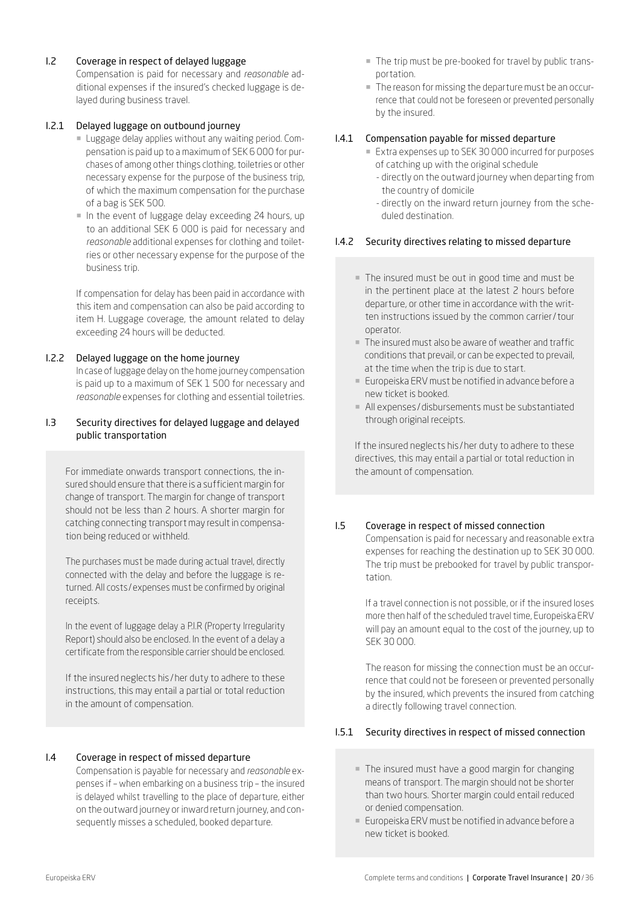### I.2 Coverage in respect of delayed luggage

Compensation is paid for necessary and *reasonable* additional expenses if the insured's checked luggage is delayed during business travel.

#### I.2.1 Delayed luggage on outbound journey

- Luggage delay applies without any waiting period. Compensation is paid up to a maximum of SEK 6 000 for purchases of among other things clothing, toiletries or other necessary expense for the purpose of the business trip, of which the maximum compensation for the purchase of a bag is SEK 500.
- In the event of luggage delay exceeding 24 hours, up to an additional SEK 6 000 is paid for necessary and *reasonable* additional expenses for clothing and toiletries or other necessary expense for the purpose of the business trip.

If compensation for delay has been paid in accordance with this item and compensation can also be paid according to item H. Luggage coverage, the amount related to delay exceeding 24 hours will be deducted.

#### I.2.2 Delayed luggage on the home journey

In case of luggage delay on the home journey compensation is paid up to a maximum of SEK 1 500 for necessary and *reasonable* expenses for clothing and essential toiletries.

### I.3 Security directives for delayed luggage and delayed public transportation

For immediate onwards transport connections, the insured should ensure that there is a sufficient margin for change of transport. The margin for change of transport should not be less than 2 hours. A shorter margin for catching connecting transport may result in compensation being reduced or withheld.

The purchases must be made during actual travel, directly connected with the delay and before the luggage is returned. All costs / expenses must be confirmed by original receipts.

In the event of luggage delay a P.I.R (Property Irregularity Report) should also be enclosed. In the event of a delay a certificate from the responsible carrier should be enclosed.

If the insured neglects his / her duty to adhere to these instructions, this may entail a partial or total reduction in the amount of compensation.

### I.4 Coverage in respect of missed departure

Compensation is payable for necessary and *reasonable* expenses if – when embarking on a business trip – the insured is delayed whilst travelling to the place of departure, either on the outward journey or inward return journey, and consequently misses a scheduled, booked departure.

- The trip must be pre-booked for travel by public transportation.
- The reason for missing the departure must be an occurrence that could not be foreseen or prevented personally by the insured.

#### I.4.1 Compensation payable for missed departure

- Extra expenses up to SEK 30 000 incurred for purposes of catching up with the original schedule
  - directly on the outward journey when departing from the country of domicile
  - directly on the inward return journey from the scheduled destination.

#### I.4.2 Security directives relating to missed departure

- The insured must be out in good time and must be in the pertinent place at the latest 2 hours before departure, or other time in accordance with the written instructions issued by the common carrier / tour operator.
- The insured must also be aware of weather and traffic conditions that prevail, or can be expected to prevail, at the time when the trip is due to start.
- Europeiska ERV must be notified in advance before a new ticket is booked.
- All expenses / disbursements must be substantiated through original receipts.

If the insured neglects his / her duty to adhere to these directives, this may entail a partial or total reduction in the amount of compensation.

### I.5 Coverage in respect of missed connection

Compensation is paid for necessary and reasonable extra expenses for reaching the destination up to SEK 30 000. The trip must be prebooked for travel by public transportation.

If a travel connection is not possible, or if the insured loses more then half of the scheduled travel time, Europeiska ERV will pay an amount equal to the cost of the journey, up to SEK 30 000.

The reason for missing the connection must be an occurrence that could not be foreseen or prevented personally by the insured, which prevents the insured from catching a directly following travel connection.

#### I.5.1 Security directives in respect of missed connection

- The insured must have a good margin for changing means of transport. The margin should not be shorter than two hours. Shorter margin could entail reduced or denied compensation.
- Europeiska ERV must be notified in advance before a new ticket is booked.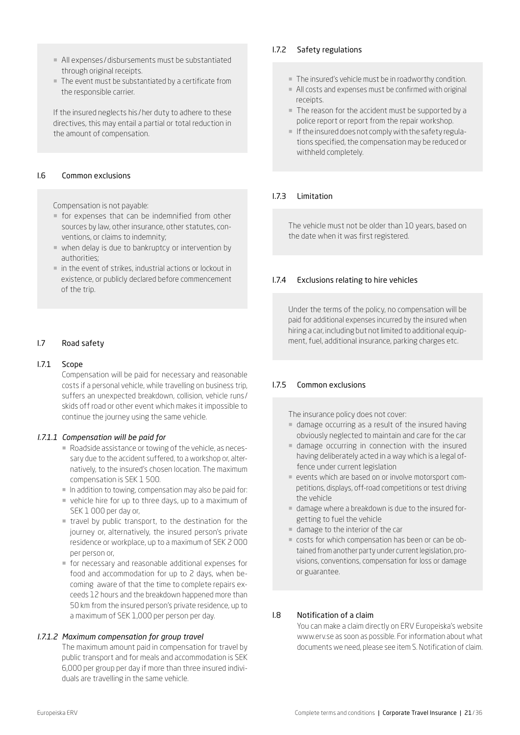- All expenses / disbursements must be substantiated through original receipts.
- The event must be substantiated by a certificate from the responsible carrier.

If the insured neglects his / her duty to adhere to these directives, this may entail a partial or total reduction in the amount of compensation.

## I.6 Common exclusions

Compensation is not payable:

- for expenses that can be indemnified from other sources by law, other insurance, other statutes, conventions, or claims to indemnity;
- when delay is due to bankruptcy or intervention by authorities;
- in the event of strikes, industrial actions or lockout in existence, or publicly declared before commencement of the trip.

## I.7 Road safety

### I.7.1 Scope

Compensation will be paid for necessary and reasonable costs if a personal vehicle, while travelling on business trip, suffers an unexpected breakdown, collision, vehicle runs / skids off road or other event which makes it impossible to continue the journey using the same vehicle.

#### *I.7.1.1 Compensation will be paid for*

- Roadside assistance or towing of the vehicle, as necessary due to the accident suffered, to a workshop or, alternatively, to the insured's chosen location. The maximum compensation is SEK 1 500.
- In addition to towing, compensation may also be paid for:
- vehicle hire for up to three days, up to a maximum of SEK 1 000 per day or,
- travel by public transport, to the destination for the journey or, alternatively, the insured person's private residence or workplace, up to a maximum of SEK 2 000 per person or,
- for necessary and reasonable additional expenses for food and accommodation for up to 2 days, when becoming aware of that the time to complete repairs exceeds 12 hours and the breakdown happened more than 50 km from the insured person's private residence, up to a maximum of SEK 1,000 per person per day.

#### *I.7.1.2 Maximum compensation for group travel*

The maximum amount paid in compensation for travel by public transport and for meals and accommodation is SEK 6,000 per group per day if more than three insured individuals are travelling in the same vehicle.

### I.7.2 Safety regulations

- The insured's vehicle must be in roadworthy condition.
- All costs and expenses must be confirmed with original receipts.
- The reason for the accident must be supported by a police report or report from the repair workshop.
- If the insured does not comply with the safety regulations specified, the compensation may be reduced or withheld completely.

### I.7.3 Limitation

The vehicle must not be older than 10 years, based on the date when it was first registered.

### I.7.4 Exclusions relating to hire vehicles

Under the terms of the policy, no compensation will be paid for additional expenses incurred by the insured when hiring a car, including but not limited to additional equipment, fuel, additional insurance, parking charges etc.

### I.7.5 Common exclusions

The insurance policy does not cover:

- damage occurring as a result of the insured having obviously neglected to maintain and care for the car
- damage occurring in connection with the insured having deliberately acted in a way which is a legal offence under current legislation
- events which are based on or involve motorsport competitions, displays, off-road competitions or test driving the vehicle
- damage where a breakdown is due to the insured forgetting to fuel the vehicle
- damage to the interior of the car
- costs for which compensation has been or can be obtained from another party under current legislation, provisions, conventions, compensation for loss or damage or guarantee.

## I.8 Notification of a claim

You can make a claim directly on ERV Europeiska's website www.erv.se as soon as possible. For information about what documents we need, please see item S. Notification of claim.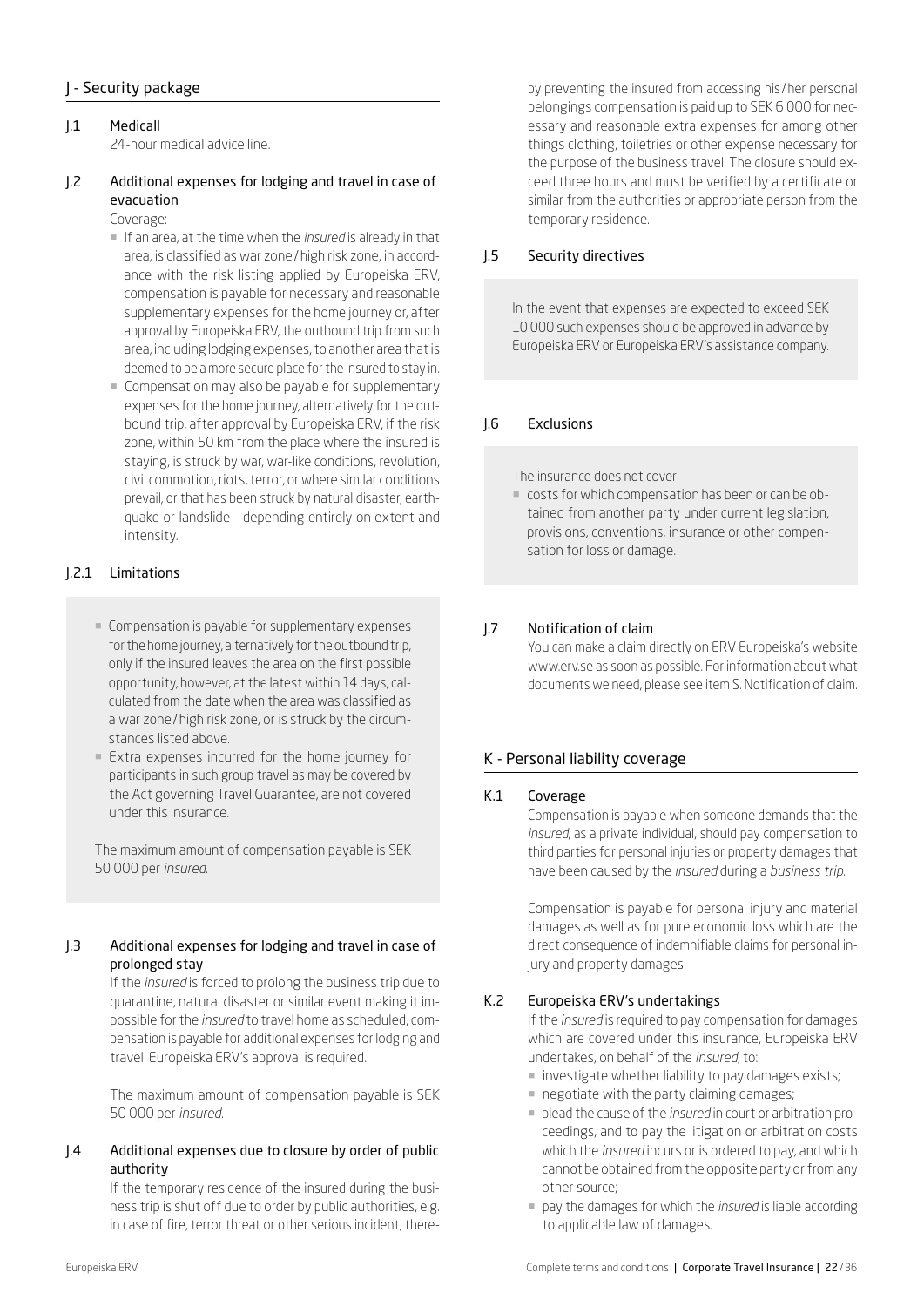## J - Security package

### J.1 Medicall

24-hour medical advice line.

### J.2 Additional expenses for lodging and travel in case of evacuation

Coverage:

- If an area, at the time when the *insured* is already in that area, is classified as war zone / high risk zone, in accordance with the risk listing applied by Europeiska ERV, compensation is payable for necessary and reasonable supplementary expenses for the home journey or, after approval by Europeiska ERV, the outbound trip from such area, including lodging expenses, to another area that is deemed to be a more secure place for the insured to stay in.
- Compensation may also be payable for supplementary expenses for the home journey, alternatively for the outbound trip, after approval by Europeiska ERV, if the risk zone, within 50 km from the place where the insured is staying, is struck by war, war-like conditions, revolution, civil commotion, riots, terror, or where similar conditions prevail, or that has been struck by natural disaster, earthquake or landslide – depending entirely on extent and intensity.

### J.2.1 Limitations

- Compensation is payable for supplementary expenses for the home journey, alternatively for the outbound trip, only if the insured leaves the area on the first possible opportunity, however, at the latest within 14 days, calculated from the date when the area was classified as a war zone / high risk zone, or is struck by the circumstances listed above.
- Extra expenses incurred for the home journey for participants in such group travel as may be covered by the Act governing Travel Guarantee, are not covered under this insurance.

The maximum amount of compensation payable is SEK 50 000 per *insured*.

### J.3 Additional expenses for lodging and travel in case of prolonged stay

If the *insured* is forced to prolong the business trip due to quarantine, natural disaster or similar event making it impossible for the *insured* to travel home as scheduled, compensation is payable for additional expenses for lodging and travel. Europeiska ERV's approval is required.

The maximum amount of compensation payable is SEK 50 000 per *insured*.

### J.4 Additional expenses due to closure by order of public authority

If the temporary residence of the insured during the business trip is shut off due to order by public authorities, e.g. in case of fire, terror threat or other serious incident, thereby preventing the insured from accessing his / her personal belongings compensation is paid up to SEK 6 000 for necessary and reasonable extra expenses for among other things clothing, toiletries or other expense necessary for the purpose of the business travel. The closure should exceed three hours and must be verified by a certificate or similar from the authorities or appropriate person from the temporary residence.

### J.5 Security directives

In the event that expenses are expected to exceed SEK 10 000 such expenses should be approved in advance by Europeiska ERV or Europeiska ERV's assistance company.

### J.6 Exclusions

The insurance does not cover:

- costs for which compensation has been or can be obtained from another party under current legislation, provisions, conventions, insurance or other compensation for loss or damage.

### J.7 Notification of claim

You can make a claim directly on ERV Europeiska's website www.erv.se as soon as possible. For information about what documents we need, please see item S. Notification of claim.

## K - Personal liability coverage

### K.1 Coverage

Compensation is payable when someone demands that the *insured*, as a private individual, should pay compensation to third parties for personal injuries or property damages that have been caused by the *insured* during a *business trip*.

Compensation is payable for personal injury and material damages as well as for pure economic loss which are the direct consequence of indemnifiable claims for personal injury and property damages.

### K.2 Europeiska ERV's undertakings

If the *insured* is required to pay compensation for damages which are covered under this insurance, Europeiska ERV undertakes, on behalf of the *insured*, to:

- investigate whether liability to pay damages exists;
- negotiate with the party claiming damages;
- plead the cause of the *insured* in court or arbitration proceedings, and to pay the litigation or arbitration costs which the *insured* incurs or is ordered to pay, and which cannot be obtained from the opposite party or from any other source;
- pay the damages for which the *insured* is liable according to applicable law of damages.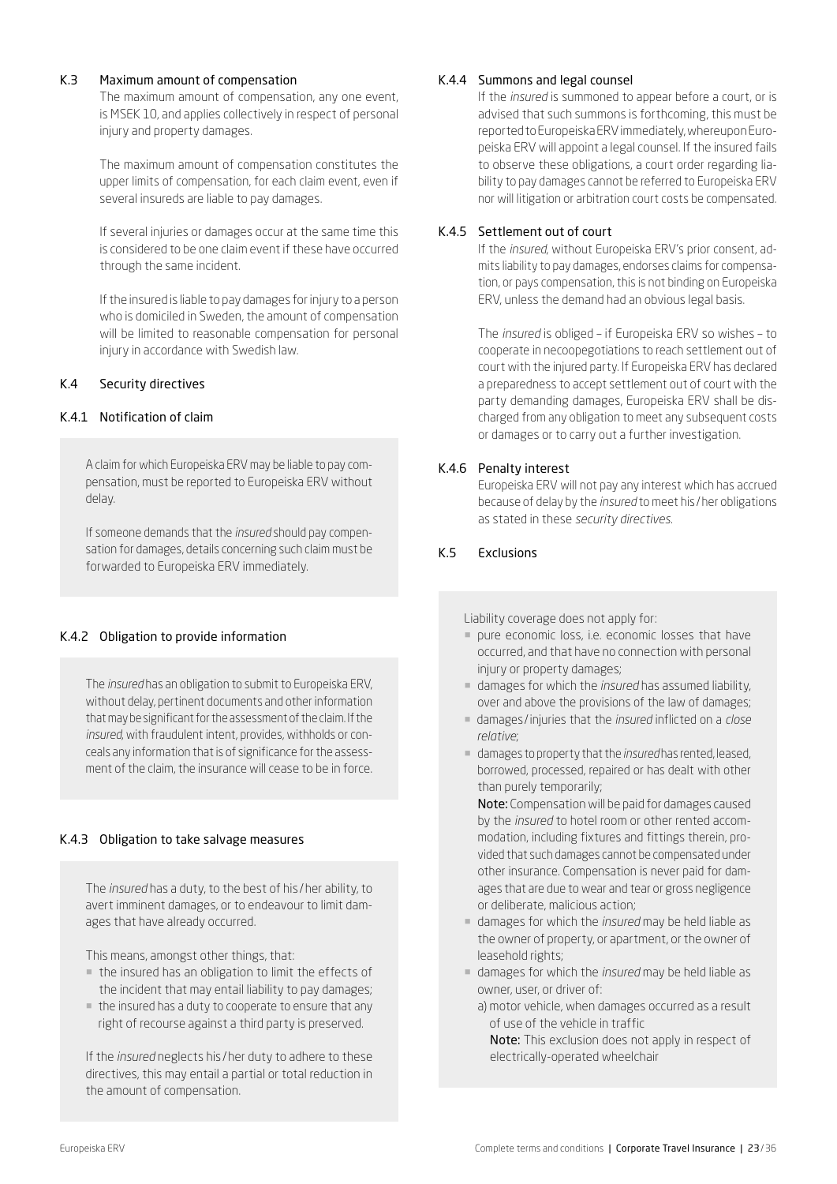### K.3 Maximum amount of compensation

The maximum amount of compensation, any one event, is MSEK 10, and applies collectively in respect of personal injury and property damages.

The maximum amount of compensation constitutes the upper limits of compensation, for each claim event, even if several insureds are liable to pay damages.

If several injuries or damages occur at the same time this is considered to be one claim event if these have occurred through the same incident.

If the insured is liable to pay damages for injury to a person who is domiciled in Sweden, the amount of compensation will be limited to reasonable compensation for personal injury in accordance with Swedish law.

### K.4 Security directives

#### K.4.1 Notification of claim

A claim for which Europeiska ERV may be liable to pay compensation, must be reported to Europeiska ERV without delay.

If someone demands that the *insured* should pay compensation for damages, details concerning such claim must be forwarded to Europeiska ERV immediately.

#### K.4.2 Obligation to provide information

The *insured* has an obligation to submit to Europeiska ERV, without delay, pertinent documents and other information that may be significant for the assessment of the claim. If the *insured*, with fraudulent intent, provides, withholds or conceals any information that is of significance for the assessment of the claim, the insurance will cease to be in force.

#### K.4.3 Obligation to take salvage measures

The *insured* has a duty, to the best of his / her ability, to avert imminent damages, or to endeavour to limit damages that have already occurred.

This means, amongst other things, that:

- the insured has an obligation to limit the effects of the incident that may entail liability to pay damages;
- the insured has a duty to cooperate to ensure that any right of recourse against a third party is preserved.

If the *insured* neglects his / her duty to adhere to these directives, this may entail a partial or total reduction in the amount of compensation.

#### K.4.4 Summons and legal counsel

If the *insured* is summoned to appear before a court, or is advised that such summons is forthcoming, this must be reported to Europeiska ERV immediately, whereupon Europeiska ERV will appoint a legal counsel. If the insured fails to observe these obligations, a court order regarding liability to pay damages cannot be referred to Europeiska ERV nor will litigation or arbitration court costs be compensated.

#### K.4.5 Settlement out of court

If the *insured*, without Europeiska ERV's prior consent, admits liability to pay damages, endorses claims for compensation, or pays compensation, this is not binding on Europeiska ERV, unless the demand had an obvious legal basis.

The *insured* is obliged – if Europeiska ERV so wishes – to cooperate in necoopegotiations to reach settlement out of court with the injured party. If Europeiska ERV has declared a preparedness to accept settlement out of court with the party demanding damages, Europeiska ERV shall be discharged from any obligation to meet any subsequent costs or damages or to carry out a further investigation.

#### K.4.6 Penalty interest

Europeiska ERV will not pay any interest which has accrued because of delay by the *insured* to meet his / her obligations as stated in these *security directives*.

### K.5 Exclusions

Liability coverage does not apply for:

- pure economic loss, i.e. economic losses that have occurred, and that have no connection with personal injury or property damages;
- damages for which the *insured* has assumed liability, over and above the provisions of the law of damages;
- damages / injuries that the *insured* inflicted on a *close relative*;
- damages to property that the *insured* has rented, leased, borrowed, processed, repaired or has dealt with other than purely temporarily;

  **Note:** Compensation will be paid for damages caused by the *insured* to hotel room or other rented accommodation, including fixtures and fittings therein, provided that such damages cannot be compensated under other insurance. Compensation is never paid for damages that are due to wear and tear or gross negligence or deliberate, malicious action;
- damages for which the *insured* may be held liable as the owner of property, or apartment, or the owner of leasehold rights;
- damages for which the *insured* may be held liable as owner, user, or driver of:

  a) motor vehicle, when damages occurred as a result of use of the vehicle in traffic

  **Note:** This exclusion does not apply in respect of electrically-operated wheelchair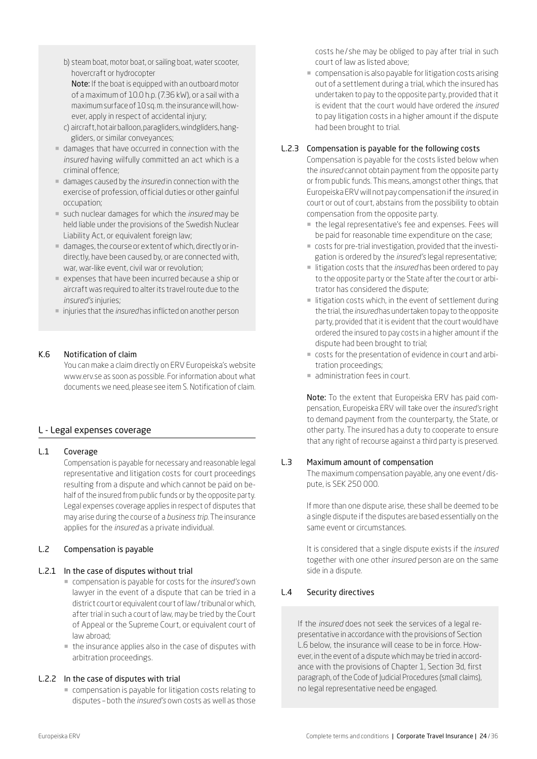b) steam boat, motor boat, or sailing boat, water scooter, hovercraft or hydrocopter

**Note:** If the boat is equipped with an outboard motor of a maximum of 10.0 h.p. (7.36 kW), or a sail with a maximum surface of 10 sq. m. the insurance will, however, apply in respect of accidental injury;

c) aircraft, hot air balloon, paragliders, windgliders, hang-gliders, or similar conveyances;

- damages that have occurred in connection with the *insured* having wilfully committed an act which is a criminal offence;
- damages caused by the *insured* in connection with the exercise of profession, official duties or other gainful occupation;
- such nuclear damages for which the *insured* may be held liable under the provisions of the Swedish Nuclear Liability Act, or equivalent foreign law;
- damages, the course or extent of which, directly or indirectly, have been caused by, or are connected with, war, war-like event, civil war or revolution;
- expenses that have been incurred because a ship or aircraft was required to alter its travel route due to the *insured's* injuries;
- injuries that the *insured* has inflicted on another person

### K.6 Notification of claim

You can make a claim directly on ERV Europeiska's website www.erv.se as soon as possible. For information about what documents we need, please see item S. Notification of claim.

## L - Legal expenses coverage

### L.1 Coverage

Compensation is payable for necessary and reasonable legal representative and litigation costs for court proceedings resulting from a dispute and which cannot be paid on behalf of the insured from public funds or by the opposite party. Legal expenses coverage applies in respect of disputes that may arise during the course of a *business trip*. The insurance applies for the *insured* as a private individual.

### L.2 Compensation is payable

#### L.2.1 In the case of disputes without trial

- compensation is payable for costs for the *insured's* own lawyer in the event of a dispute that can be tried in a district court or equivalent court of law / tribunal or which, after trial in such a court of law, may be tried by the Court of Appeal or the Supreme Court, or equivalent court of law abroad;
- the insurance applies also in the case of disputes with arbitration proceedings.

#### L.2.2 In the case of disputes with trial

- compensation is payable for litigation costs relating to disputes – both the *insured's* own costs as well as those costs he / she may be obliged to pay after trial in such court of law as listed above;
- compensation is also payable for litigation costs arising out of a settlement during a trial, which the insured has undertaken to pay to the opposite party, provided that it is evident that the court would have ordered the *insured* to pay litigation costs in a higher amount if the dispute had been brought to trial.

#### L.2.3 Compensation is payable for the following costs

Compensation is payable for the costs listed below when the *insured* cannot obtain payment from the opposite party or from public funds. This means, amongst other things, that Europeiska ERV will not pay compensation if the *insured*, in court or out of court, abstains from the possibility to obtain compensation from the opposite party.

- the legal representative's fee and expenses. Fees will be paid for reasonable time expenditure on the case;
- costs for pre-trial investigation, provided that the investigation is ordered by the *insured's* legal representative;
- litigation costs that the *insured* has been ordered to pay to the opposite party or the State after the court or arbitrator has considered the dispute;
- litigation costs which, in the event of settlement during the trial, the *insured* has undertaken to pay to the opposite party, provided that it is evident that the court would have ordered the insured to pay costs in a higher amount if the dispute had been brought to trial;
- costs for the presentation of evidence in court and arbitration proceedings;
- administration fees in court.

**Note:** To the extent that Europeiska ERV has paid compensation, Europeiska ERV will take over the *insured's* right to demand payment from the counterparty, the State, or other party. The insured has a duty to cooperate to ensure that any right of recourse against a third party is preserved.

### L.3 Maximum amount of compensation

The maximum compensation payable, any one event / dispute, is SEK 250 000.

If more than one dispute arise, these shall be deemed to be a single dispute if the disputes are based essentially on the same event or circumstances.

It is considered that a single dispute exists if the *insured* together with one other *insured* person are on the same side in a dispute.

### L.4 Security directives

If the *insured* does not seek the services of a legal representative in accordance with the provisions of Section L.6 below, the insurance will cease to be in force. However, in the event of a dispute which may be tried in accordance with the provisions of Chapter 1, Section 3d, first paragraph, of the Code of Judicial Procedures (small claims), no legal representative need be engaged.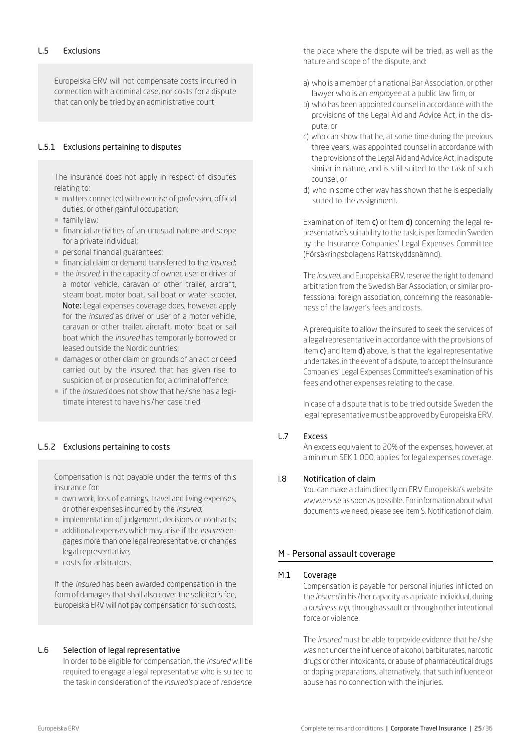### L.5 Exclusions

Europeiska ERV will not compensate costs incurred in connection with a criminal case, nor costs for a dispute that can only be tried by an administrative court.

### L.5.1 Exclusions pertaining to disputes

The insurance does not apply in respect of disputes relating to:

- matters connected with exercise of profession, official duties, or other gainful occupation;
- family law;
- financial activities of an unusual nature and scope for a private individual;
- personal financial guarantees;
- financial claim or demand transferred to the *insured*;
- the *insured*, in the capacity of owner, user or driver of a motor vehicle, caravan or other trailer, aircraft, steam boat, motor boat, sail boat or water scooter, **Note:** Legal expenses coverage does, however, apply for the *insured* as driver or user of a motor vehicle, caravan or other trailer, aircraft, motor boat or sail boat which the *insured* has temporarily borrowed or leased outside the Nordic ountries;
- damages or other claim on grounds of an act or deed carried out by the *insured*, that has given rise to suspicion of, or prosecution for, a criminal offence;
- if the *insured* does not show that he / she has a legitimate interest to have his / her case tried.

### L.5.2 Exclusions pertaining to costs

Compensation is not payable under the terms of this insurance for:

- own work, loss of earnings, travel and living expenses, or other expenses incurred by the *insured*;
- implementation of judgement, decisions or contracts;
- additional expenses which may arise if the *insured* engages more than one legal representative, or changes legal representative;
- costs for arbitrators.

If the *insured* has been awarded compensation in the form of damages that shall also cover the solicitor's fee, Europeiska ERV will not pay compensation for such costs.

### L.6 Selection of legal representative

In order to be eligible for compensation, the *insured* will be required to engage a legal representative who is suited to the task in consideration of the *insured's* place of *residence*, the place where the dispute will be tried, as well as the nature and scope of the dispute, and:

a) who is a member of a national Bar Association, or other lawyer who is an *employee* at a public law firm, or
b) who has been appointed counsel in accordance with the provisions of the Legal Aid and Advice Act, in the dispute, or
c) who can show that he, at some time during the previous three years, was appointed counsel in accordance with the provisions of the Legal Aid and Advice Act, in a dispute similar in nature, and is still suited to the task of such counsel, or
d) who in some other way has shown that he is especially suited to the assignment.

Examination of Item **c)** or Item **d)** concerning the legal representative's suitability to the task, is performed in Sweden by the Insurance Companies' Legal Expenses Committee (Försäkringsbolagens Rättskyddsnämnd).

The *insured*, and Europeiska ERV, reserve the right to demand arbitration from the Swedish Bar Association, or similar professsional foreign association, concerning the reasonableness of the lawyer's fees and costs.

A prerequisite to allow the insured to seek the services of a legal representative in accordance with the provisions of Item **c)** and Item **d)** above, is that the legal representative undertakes, in the event of a dispute, to accept the Insurance Companies' Legal Expenses Committee's examination of his fees and other expenses relating to the case.

In case of a dispute that is to be tried outside Sweden the legal representative must be approved by Europeiska ERV.

### L.7 Excess

An excess equivalent to 20% of the expenses, however, at a minimum SEK 1 000, applies for legal expenses coverage.

### I.8 Notification of claim

You can make a claim directly on ERV Europeiska's website www.erv.se as soon as possible. For information about what documents we need, please see item S. Notification of claim.

## M - Personal assault coverage

### M.1 Coverage

Compensation is payable for personal injuries inflicted on the *insured* in his / her capacity as a private individual, during a *business trip*, through assault or through other intentional force or violence.

The *insured* must be able to provide evidence that he / she was not under the influence of alcohol, barbiturates, narcotic drugs or other intoxicants, or abuse of pharmaceutical drugs or doping preparations, alternatively, that such influence or abuse has no connection with the injuries.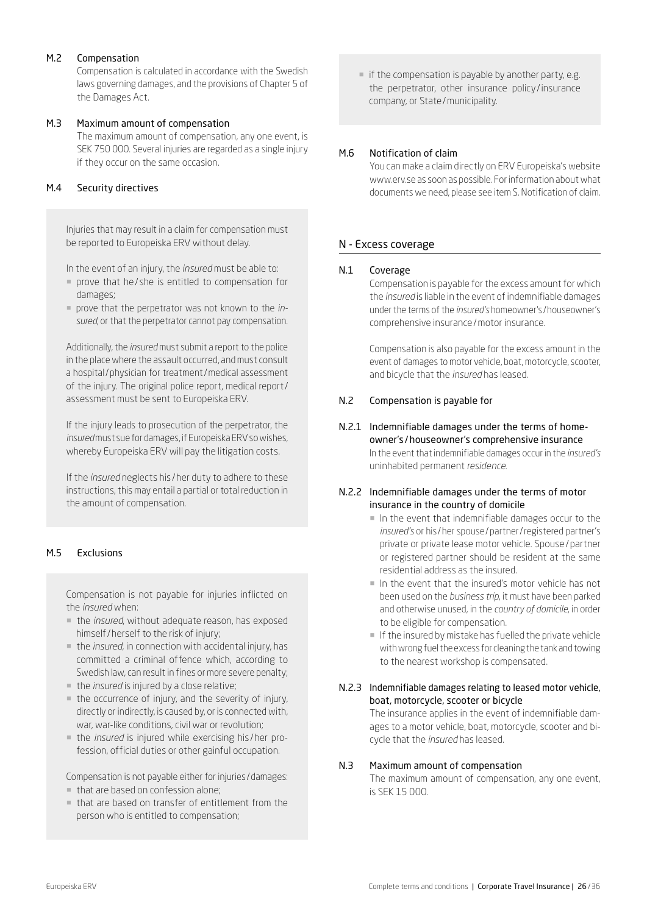### M.2 Compensation

Compensation is calculated in accordance with the Swedish laws governing damages, and the provisions of Chapter 5 of the Damages Act.

### M.3 Maximum amount of compensation

The maximum amount of compensation, any one event, is SEK 750 000. Several injuries are regarded as a single injury if they occur on the same occasion.

### M.4 Security directives

Injuries that may result in a claim for compensation must be reported to Europeiska ERV without delay.

In the event of an injury, the *insured* must be able to:

- prove that he / she is entitled to compensation for damages;
- prove that the perpetrator was not known to the *insured*, or that the perpetrator cannot pay compensation.

Additionally, the *insured* must submit a report to the police in the place where the assault occurred, and must consult a hospital / physician for treatment / medical assessment of the injury. The original police report, medical report / assessment must be sent to Europeiska ERV.

If the injury leads to prosecution of the perpetrator, the *insured* must sue for damages, if Europeiska ERV so wishes, whereby Europeiska ERV will pay the litigation costs.

If the *insured* neglects his / her duty to adhere to these instructions, this may entail a partial or total reduction in the amount of compensation.

### M.5 Exclusions

Compensation is not payable for injuries inflicted on the *insured* when:

- the *insured*, without adequate reason, has exposed himself / herself to the risk of injury;
- the *insured*, in connection with accidental injury, has committed a criminal offence which, according to Swedish law, can result in fines or more severe penalty;
- the *insured* is injured by a close relative;
- the occurrence of injury, and the severity of injury, directly or indirectly, is caused by, or is connected with, war, war-like conditions, civil war or revolution;
- the *insured* is injured while exercising his / her profession, official duties or other gainful occupation.

Compensation is not payable either for injuries / damages:

- that are based on confession alone;
- that are based on transfer of entitlement from the person who is entitled to compensation;
- if the compensation is payable by another party, e.g. the perpetrator, other insurance policy / insurance company, or State / municipality.

### M.6 Notification of claim

You can make a claim directly on ERV Europeiska's website www.erv.se as soon as possible. For information about what documents we need, please see item S. Notification of claim.

## N - Excess coverage

### N.1 Coverage

Compensation is payable for the excess amount for which the *insured* is liable in the event of indemnifiable damages under the terms of the *insured's* homeowner's / houseowner's comprehensive insurance / motor insurance.

Compensation is also payable for the excess amount in the event of damages to motor vehicle, boat, motorcycle, scooter, and bicycle that the *insured* has leased.

### N.2 Compensation is payable for

#### N.2.1 Indemnifiable damages under the terms of homeowner's / houseowner's comprehensive insurance

In the event that indemnifiable damages occur in the *insured's* uninhabited permanent *residence*.

#### N.2.2 Indemnifiable damages under the terms of motor insurance in the country of domicile

- In the event that indemnifiable damages occur to the *insured's* or his / her spouse / partner / registered partner's private or private lease motor vehicle. Spouse / partner or registered partner should be resident at the same residential address as the insured.
- In the event that the insured's motor vehicle has not been used on the *business trip*, it must have been parked and otherwise unused, in the *country of domicile*, in order to be eligible for compensation.
- If the insured by mistake has fuelled the private vehicle with wrong fuel the excess for cleaning the tank and towing to the nearest workshop is compensated.

#### N.2.3 Indemnifiable damages relating to leased motor vehicle, boat, motorcycle, scooter or bicycle

The insurance applies in the event of indemnifiable damages to a motor vehicle, boat, motorcycle, scooter and bicycle that the *insured* has leased.

### N.3 Maximum amount of compensation

The maximum amount of compensation, any one event, is SEK 15 000.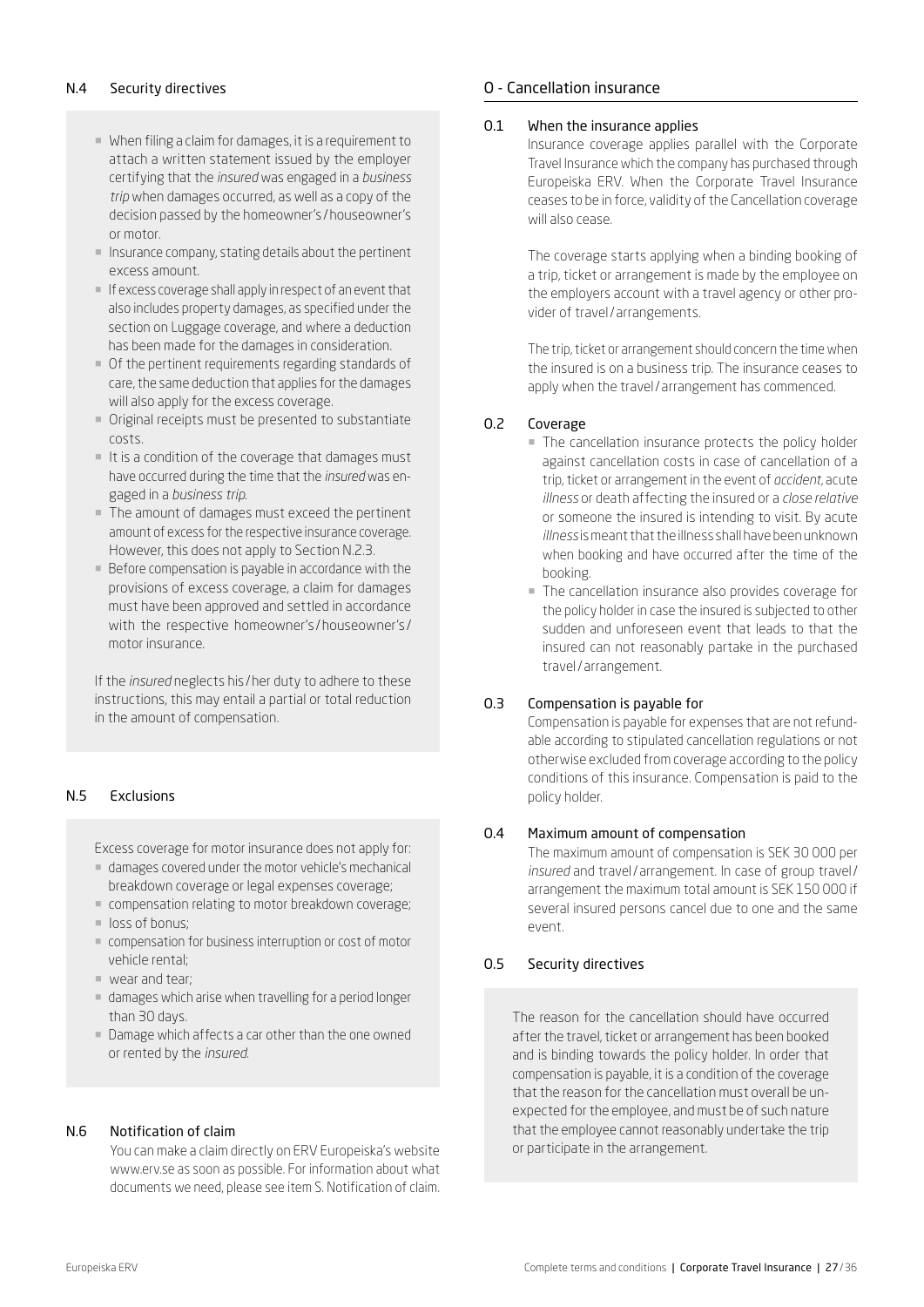### N.4 Security directives

- When filing a claim for damages, it is a requirement to attach a written statement issued by the employer certifying that the *insured* was engaged in a *business trip* when damages occurred, as well as a copy of the decision passed by the homeowner's / houseowner's or motor.
- Insurance company, stating details about the pertinent excess amount.
- If excess coverage shall apply in respect of an event that also includes property damages, as specified under the section on Luggage coverage, and where a deduction has been made for the damages in consideration.
- Of the pertinent requirements regarding standards of care, the same deduction that applies for the damages will also apply for the excess coverage.
- Original receipts must be presented to substantiate costs.
- It is a condition of the coverage that damages must have occurred during the time that the *insured* was engaged in a *business trip*.
- The amount of damages must exceed the pertinent amount of excess for the respective insurance coverage. However, this does not apply to Section N.2.3.
- Before compensation is payable in accordance with the provisions of excess coverage, a claim for damages must have been approved and settled in accordance with the respective homeowner's / houseowner's / motor insurance.

If the *insured* neglects his / her duty to adhere to these instructions, this may entail a partial or total reduction in the amount of compensation.

### N.5 Exclusions

Excess coverage for motor insurance does not apply for:

- damages covered under the motor vehicle's mechanical breakdown coverage or legal expenses coverage;
- compensation relating to motor breakdown coverage;
- loss of bonus;
- compensation for business interruption or cost of motor vehicle rental;
- wear and tear;
- damages which arise when travelling for a period longer than 30 days.
- Damage which affects a car other than the one owned or rented by the *insured*.

### N.6 Notification of claim

You can make a claim directly on ERV Europeiska's website www.erv.se as soon as possible. For information about what documents we need, please see item S. Notification of claim.

## O - Cancellation insurance

### O.1 When the insurance applies

Insurance coverage applies parallel with the Corporate Travel Insurance which the company has purchased through Europeiska ERV. When the Corporate Travel Insurance ceases to be in force, validity of the Cancellation coverage will also cease.

The coverage starts applying when a binding booking of a trip, ticket or arrangement is made by the employee on the employers account with a travel agency or other provider of travel / arrangements.

The trip, ticket or arrangement should concern the time when the insured is on a business trip. The insurance ceases to apply when the travel / arrangement has commenced.

### O.2 Coverage

- The cancellation insurance protects the policy holder against cancellation costs in case of cancellation of a trip, ticket or arrangement in the event of *accident*, acute *illness* or death affecting the insured or a *close relative* or someone the insured is intending to visit. By acute *illness* is meant that the illness shall have been unknown when booking and have occurred after the time of the booking.
- The cancellation insurance also provides coverage for the policy holder in case the insured is subjected to other sudden and unforeseen event that leads to that the insured can not reasonably partake in the purchased travel / arrangement.

### O.3 Compensation is payable for

Compensation is payable for expenses that are not refundable according to stipulated cancellation regulations or not otherwise excluded from coverage according to the policy conditions of this insurance. Compensation is paid to the policy holder.

### O.4 Maximum amount of compensation

The maximum amount of compensation is SEK 30 000 per *insured* and travel / arrangement. In case of group travel / arrangement the maximum total amount is SEK 150 000 if several insured persons cancel due to one and the same event.

### O.5 Security directives

The reason for the cancellation should have occurred after the travel, ticket or arrangement has been booked and is binding towards the policy holder. In order that compensation is payable, it is a condition of the coverage that the reason for the cancellation must overall be unexpected for the employee, and must be of such nature that the employee cannot reasonably undertake the trip or participate in the arrangement.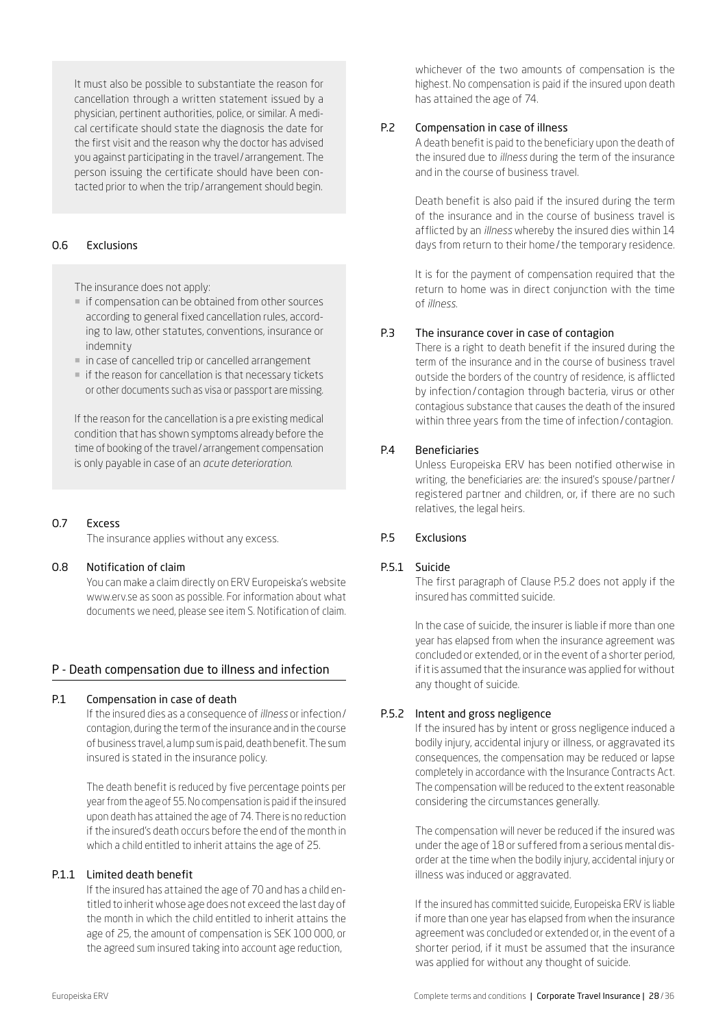It must also be possible to substantiate the reason for cancellation through a written statement issued by a physician, pertinent authorities, police, or similar. A medical certificate should state the diagnosis the date for the first visit and the reason why the doctor has advised you against participating in the travel / arrangement. The person issuing the certificate should have been contacted prior to when the trip / arrangement should begin.

### O.6 Exclusions

The insurance does not apply:

- if compensation can be obtained from other sources according to general fixed cancellation rules, according to law, other statutes, conventions, insurance or indemnity
- in case of cancelled trip or cancelled arrangement
- if the reason for cancellation is that necessary tickets or other documents such as visa or passport are missing.

If the reason for the cancellation is a pre existing medical condition that has shown symptoms already before the time of booking of the travel / arrangement compensation is only payable in case of an *acute deterioration*.

### O.7 Excess

The insurance applies without any excess.

### O.8 Notification of claim

You can make a claim directly on ERV Europeiska's website www.erv.se as soon as possible. For information about what documents we need, please see item S. Notification of claim.

## P - Death compensation due to illness and infection

### P.1 Compensation in case of death

If the insured dies as a consequence of *illness* or infection / contagion, during the term of the insurance and in the course of business travel, a lump sum is paid, death benefit. The sum insured is stated in the insurance policy.

The death benefit is reduced by five percentage points per year from the age of 55. No compensation is paid if the insured upon death has attained the age of 74. There is no reduction if the insured's death occurs before the end of the month in which a child entitled to inherit attains the age of 25.

### P.1.1 Limited death benefit

If the insured has attained the age of 70 and has a child entitled to inherit whose age does not exceed the last day of the month in which the child entitled to inherit attains the age of 25, the amount of compensation is SEK 100 000, or the agreed sum insured taking into account age reduction, whichever of the two amounts of compensation is the highest. No compensation is paid if the insured upon death has attained the age of 74.

### P.2 Compensation in case of illness

A death benefit is paid to the beneficiary upon the death of the insured due to *illness* during the term of the insurance and in the course of business travel.

Death benefit is also paid if the insured during the term of the insurance and in the course of business travel is afflicted by an *illness* whereby the insured dies within 14 days from return to their home / the temporary residence.

It is for the payment of compensation required that the return to home was in direct conjunction with the time of *illness*.

### P.3 The insurance cover in case of contagion

There is a right to death benefit if the insured during the term of the insurance and in the course of business travel outside the borders of the country of residence, is afflicted by infection / contagion through bacteria, virus or other contagious substance that causes the death of the insured within three years from the time of infection / contagion.

### P.4 Beneficiaries

Unless Europeiska ERV has been notified otherwise in writing, the beneficiaries are: the insured's spouse / partner / registered partner and children, or, if there are no such relatives, the legal heirs.

### P.5 Exclusions

### P.5.1 Suicide

The first paragraph of Clause P.5.2 does not apply if the insured has committed suicide.

In the case of suicide, the insurer is liable if more than one year has elapsed from when the insurance agreement was concluded or extended, or in the event of a shorter period, if it is assumed that the insurance was applied for without any thought of suicide.

### P.5.2 Intent and gross negligence

If the insured has by intent or gross negligence induced a bodily injury, accidental injury or illness, or aggravated its consequences, the compensation may be reduced or lapse completely in accordance with the Insurance Contracts Act. The compensation will be reduced to the extent reasonable considering the circumstances generally.

The compensation will never be reduced if the insured was under the age of 18 or suffered from a serious mental disorder at the time when the bodily injury, accidental injury or illness was induced or aggravated.

If the insured has committed suicide, Europeiska ERV is liable if more than one year has elapsed from when the insurance agreement was concluded or extended or, in the event of a shorter period, if it must be assumed that the insurance was applied for without any thought of suicide.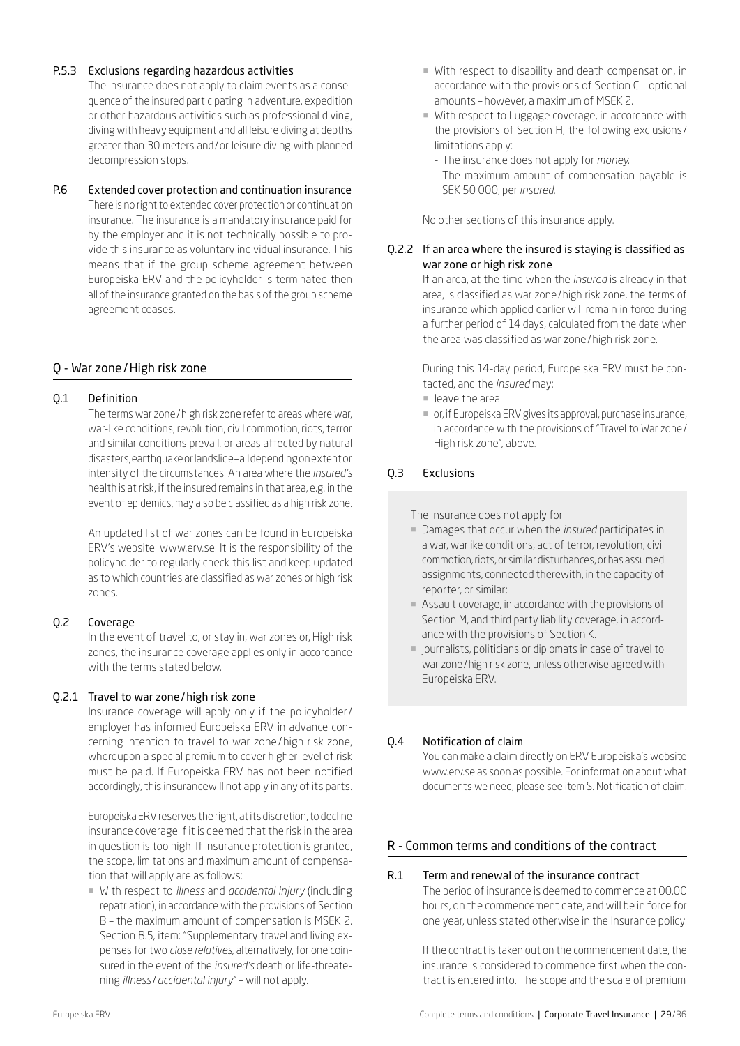### P.5.3 Exclusions regarding hazardous activities

The insurance does not apply to claim events as a consequence of the insured participating in adventure, expedition or other hazardous activities such as professional diving, diving with heavy equipment and all leisure diving at depths greater than 30 meters and/or leisure diving with planned decompression stops.

### P.6 Extended cover protection and continuation insurance

There is no right to extended cover protection or continuation insurance. The insurance is a mandatory insurance paid for by the employer and it is not technically possible to provide this insurance as voluntary individual insurance. This means that if the group scheme agreement between Europeiska ERV and the policyholder is terminated then all of the insurance granted on the basis of the group scheme agreement ceases.

## Q - War zone/High risk zone

### Q.1 Definition

The terms war zone/high risk zone refer to areas where war, war-like conditions, revolution, civil commotion, riots, terror and similar conditions prevail, or areas affected by natural disasters, earthquake or landslide – all depending on extent or intensity of the circumstances. An area where the *insured's* health is at risk, if the insured remains in that area, e.g. in the event of epidemics, may also be classified as a high risk zone.

An updated list of war zones can be found in Europeiska ERV's website: www.erv.se. It is the responsibility of the policyholder to regularly check this list and keep updated as to which countries are classified as war zones or high risk zones.

### Q.2 Coverage

In the event of travel to, or stay in, war zones or, High risk zones, the insurance coverage applies only in accordance with the terms stated below.

### Q.2.1 Travel to war zone/high risk zone

Insurance coverage will apply only if the policyholder/employer has informed Europeiska ERV in advance concerning intention to travel to war zone/high risk zone, whereupon a special premium to cover higher level of risk must be paid. If Europeiska ERV has not been notified accordingly, this insurancewill not apply in any of its parts.

Europeiska ERV reserves the right, at its discretion, to decline insurance coverage if it is deemed that the risk in the area in question is too high. If insurance protection is granted, the scope, limitations and maximum amount of compensation that will apply are as follows:

- With respect to *illness* and *accidental injury* (including repatriation), in accordance with the provisions of Section B – the maximum amount of compensation is MSEK 2. Section B.5, item: "Supplementary travel and living expenses for two *close relatives*, alternatively, for one coinsured in the event of the *insured's* death or life-threatening *illness*/*accidental injury*" – will not apply.
- With respect to disability and death compensation, in accordance with the provisions of Section C – optional amounts – however, a maximum of MSEK 2.
- With respect to Luggage coverage, in accordance with the provisions of Section H, the following exclusions/limitations apply:
  - The insurance does not apply for *money*.
  - The maximum amount of compensation payable is SEK 50 000, per *insured*.

No other sections of this insurance apply.

### Q.2.2 If an area where the insured is staying is classified as war zone or high risk zone

If an area, at the time when the *insured* is already in that area, is classified as war zone/high risk zone, the terms of insurance which applied earlier will remain in force during a further period of 14 days, calculated from the date when the area was classified as war zone/high risk zone.

During this 14-day period, Europeiska ERV must be contacted, and the *insured* may:

- leave the area
- or, if Europeiska ERV gives its approval, purchase insurance, in accordance with the provisions of "Travel to War zone/High risk zone", above.

### Q.3 Exclusions

The insurance does not apply for:

- Damages that occur when the *insured* participates in a war, warlike conditions, act of terror, revolution, civil commotion, riots, or similar disturbances, or has assumed assignments, connected therewith, in the capacity of reporter, or similar;
- Assault coverage, in accordance with the provisions of Section M, and third party liability coverage, in accordance with the provisions of Section K.
- journalists, politicians or diplomats in case of travel to war zone/high risk zone, unless otherwise agreed with Europeiska ERV.

### Q.4 Notification of claim

You can make a claim directly on ERV Europeiska's website www.erv.se as soon as possible. For information about what documents we need, please see item S. Notification of claim.

## R - Common terms and conditions of the contract

### R.1 Term and renewal of the insurance contract

The period of insurance is deemed to commence at 00.00 hours, on the commencement date, and will be in force for one year, unless stated otherwise in the Insurance policy.

If the contract is taken out on the commencement date, the insurance is considered to commence first when the contract is entered into. The scope and the scale of premium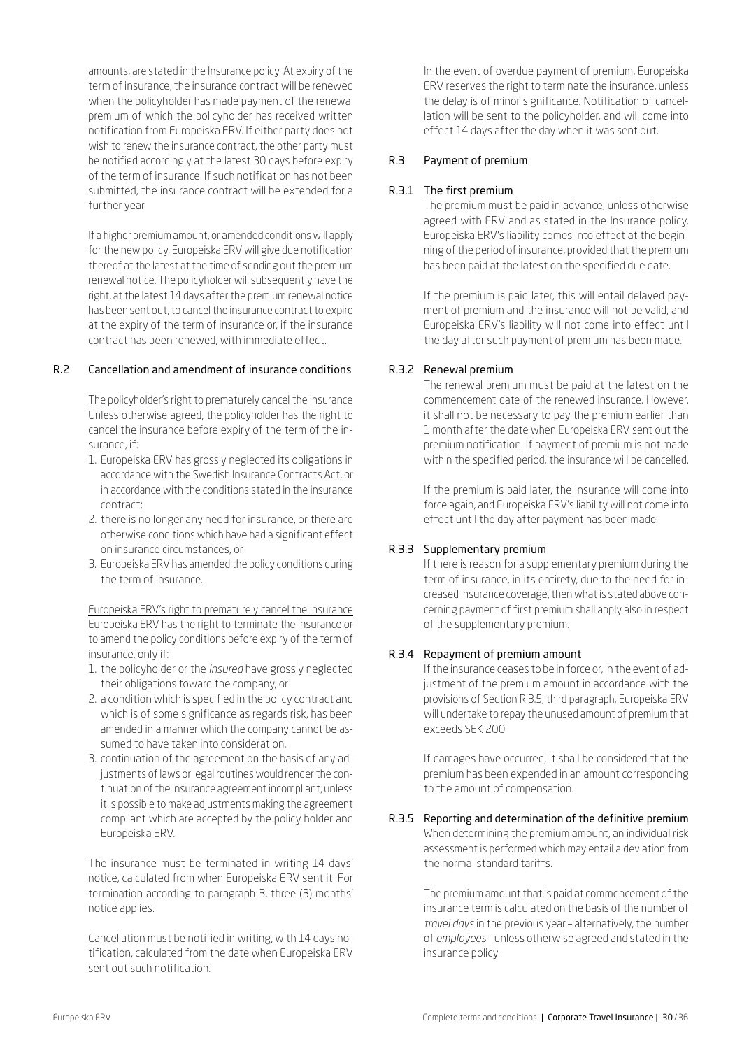amounts, are stated in the Insurance policy. At expiry of the term of insurance, the insurance contract will be renewed when the policyholder has made payment of the renewal premium of which the policyholder has received written notification from Europeiska ERV. If either party does not wish to renew the insurance contract, the other party must be notified accordingly at the latest 30 days before expiry of the term of insurance. If such notification has not been submitted, the insurance contract will be extended for a further year.

If a higher premium amount, or amended conditions will apply for the new policy, Europeiska ERV will give due notification thereof at the latest at the time of sending out the premium renewal notice. The policyholder will subsequently have the right, at the latest 14 days after the premium renewal notice has been sent out, to cancel the insurance contract to expire at the expiry of the term of insurance or, if the insurance contract has been renewed, with immediate effect.

## R.2 Cancellation and amendment of insurance conditions

The policyholder's right to prematurely cancel the insurance

Unless otherwise agreed, the policyholder has the right to cancel the insurance before expiry of the term of the insurance, if:

1. Europeiska ERV has grossly neglected its obligations in accordance with the Swedish Insurance Contracts Act, or in accordance with the conditions stated in the insurance contract;
2. there is no longer any need for insurance, or there are otherwise conditions which have had a significant effect on insurance circumstances, or
3. Europeiska ERV has amended the policy conditions during the term of insurance.

Europeiska ERV's right to prematurely cancel the insurance

Europeiska ERV has the right to terminate the insurance or to amend the policy conditions before expiry of the term of insurance, only if:

1. the policyholder or the *insured* have grossly neglected their obligations toward the company, or
2. a condition which is specified in the policy contract and which is of some significance as regards risk, has been amended in a manner which the company cannot be assumed to have taken into consideration.
3. continuation of the agreement on the basis of any adjustments of laws or legal routines would render the continuation of the insurance agreement incompliant, unless it is possible to make adjustments making the agreement compliant which are accepted by the policy holder and Europeiska ERV.

The insurance must be terminated in writing 14 days' notice, calculated from when Europeiska ERV sent it. For termination according to paragraph 3, three (3) months' notice applies.

Cancellation must be notified in writing, with 14 days notification, calculated from the date when Europeiska ERV sent out such notification.

In the event of overdue payment of premium, Europeiska ERV reserves the right to terminate the insurance, unless the delay is of minor significance. Notification of cancellation will be sent to the policyholder, and will come into effect 14 days after the day when it was sent out.

## R.3 Payment of premium

### R.3.1 The first premium

The premium must be paid in advance, unless otherwise agreed with ERV and as stated in the Insurance policy. Europeiska ERV's liability comes into effect at the beginning of the period of insurance, provided that the premium has been paid at the latest on the specified due date.

If the premium is paid later, this will entail delayed payment of premium and the insurance will not be valid, and Europeiska ERV's liability will not come into effect until the day after such payment of premium has been made.

### R.3.2 Renewal premium

The renewal premium must be paid at the latest on the commencement date of the renewed insurance. However, it shall not be necessary to pay the premium earlier than 1 month after the date when Europeiska ERV sent out the premium notification. If payment of premium is not made within the specified period, the insurance will be cancelled.

If the premium is paid later, the insurance will come into force again, and Europeiska ERV's liability will not come into effect until the day after payment has been made.

### R.3.3 Supplementary premium

If there is reason for a supplementary premium during the term of insurance, in its entirety, due to the need for increased insurance coverage, then what is stated above concerning payment of first premium shall apply also in respect of the supplementary premium.

### R.3.4 Repayment of premium amount

If the insurance ceases to be in force or, in the event of adjustment of the premium amount in accordance with the provisions of Section R.3.5, third paragraph, Europeiska ERV will undertake to repay the unused amount of premium that exceeds SEK 200.

If damages have occurred, it shall be considered that the premium has been expended in an amount corresponding to the amount of compensation.

### R.3.5 Reporting and determination of the definitive premium

When determining the premium amount, an individual risk assessment is performed which may entail a deviation from the normal standard tariffs.

The premium amount that is paid at commencement of the insurance term is calculated on the basis of the number of *travel days* in the previous year – alternatively, the number of *employees* – unless otherwise agreed and stated in the insurance policy.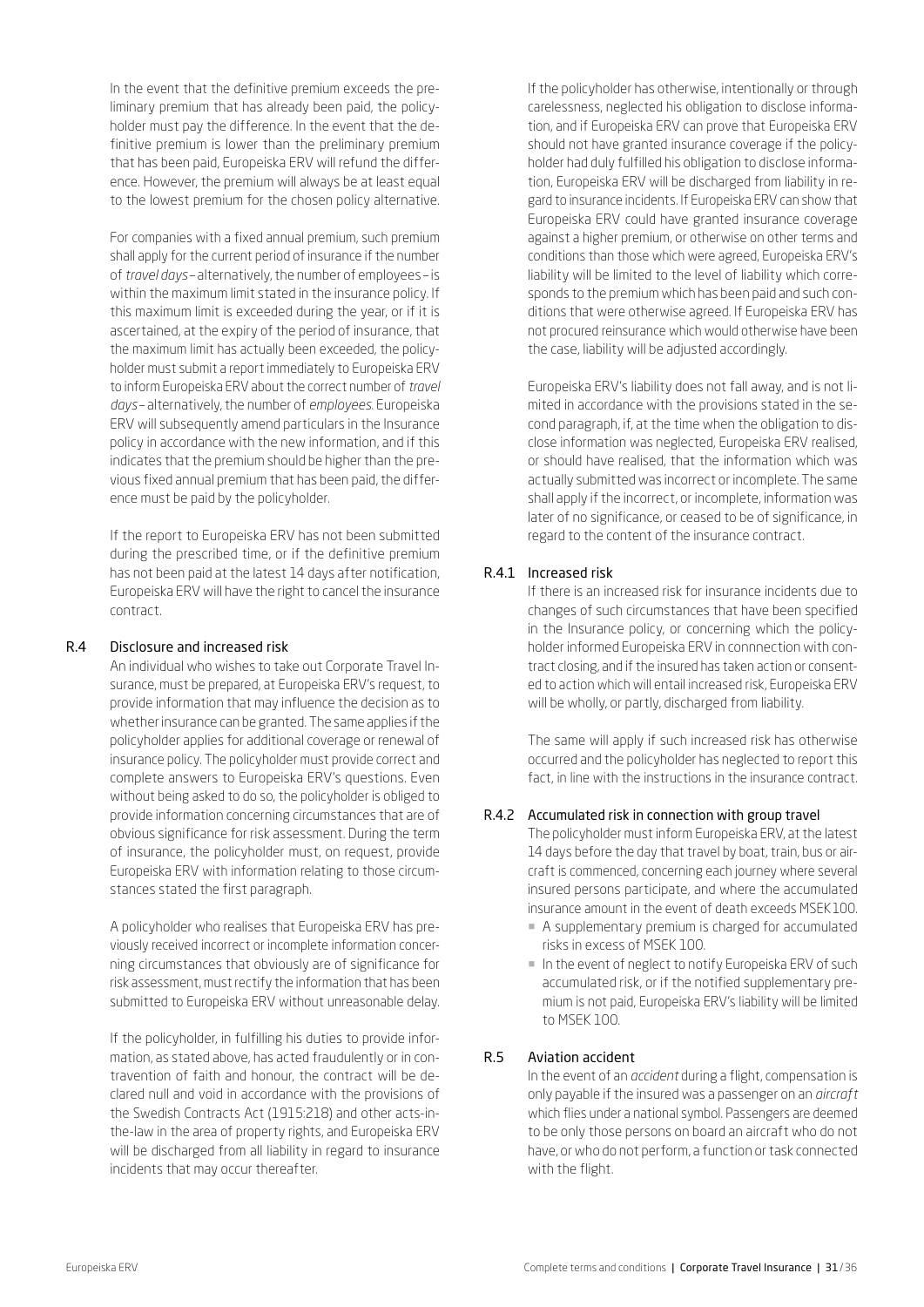In the event that the definitive premium exceeds the preliminary premium that has already been paid, the policyholder must pay the difference. In the event that the definitive premium is lower than the preliminary premium that has been paid, Europeiska ERV will refund the difference. However, the premium will always be at least equal to the lowest premium for the chosen policy alternative.

For companies with a fixed annual premium, such premium shall apply for the current period of insurance if the number of *travel days* – alternatively, the number of employees – is within the maximum limit stated in the insurance policy. If this maximum limit is exceeded during the year, or if it is ascertained, at the expiry of the period of insurance, that the maximum limit has actually been exceeded, the policyholder must submit a report immediately to Europeiska ERV to inform Europeiska ERV about the correct number of *travel days* – alternatively, the number of *employees*. Europeiska ERV will subsequently amend particulars in the Insurance policy in accordance with the new information, and if this indicates that the premium should be higher than the previous fixed annual premium that has been paid, the difference must be paid by the policyholder.

If the report to Europeiska ERV has not been submitted during the prescribed time, or if the definitive premium has not been paid at the latest 14 days after notification, Europeiska ERV will have the right to cancel the insurance contract.

## R.4 Disclosure and increased risk

An individual who wishes to take out Corporate Travel Insurance, must be prepared, at Europeiska ERV's request, to provide information that may influence the decision as to whether insurance can be granted. The same applies if the policyholder applies for additional coverage or renewal of insurance policy. The policyholder must provide correct and complete answers to Europeiska ERV's questions. Even without being asked to do so, the policyholder is obliged to provide information concerning circumstances that are of obvious significance for risk assessment. During the term of insurance, the policyholder must, on request, provide Europeiska ERV with information relating to those circumstances stated the first paragraph.

A policyholder who realises that Europeiska ERV has previously received incorrect or incomplete information concerning circumstances that obviously are of significance for risk assessment, must rectify the information that has been submitted to Europeiska ERV without unreasonable delay.

If the policyholder, in fulfilling his duties to provide information, as stated above, has acted fraudulently or in contravention of faith and honour, the contract will be declared null and void in accordance with the provisions of the Swedish Contracts Act (1915:218) and other acts-in-the-law in the area of property rights, and Europeiska ERV will be discharged from all liability in regard to insurance incidents that may occur thereafter.

If the policyholder has otherwise, intentionally or through carelessness, neglected his obligation to disclose information, and if Europeiska ERV can prove that Europeiska ERV should not have granted insurance coverage if the policyholder had duly fulfilled his obligation to disclose information, Europeiska ERV will be discharged from liability in regard to insurance incidents. If Europeiska ERV can show that Europeiska ERV could have granted insurance coverage against a higher premium, or otherwise on other terms and conditions than those which were agreed, Europeiska ERV's liability will be limited to the level of liability which corresponds to the premium which has been paid and such conditions that were otherwise agreed. If Europeiska ERV has not procured reinsurance which would otherwise have been the case, liability will be adjusted accordingly.

Europeiska ERV's liability does not fall away, and is not limited in accordance with the provisions stated in the second paragraph, if, at the time when the obligation to disclose information was neglected, Europeiska ERV realised, or should have realised, that the information which was actually submitted was incorrect or incomplete. The same shall apply if the incorrect, or incomplete, information was later of no significance, or ceased to be of significance, in regard to the content of the insurance contract.

### R.4.1 Increased risk

If there is an increased risk for insurance incidents due to changes of such circumstances that have been specified in the Insurance policy, or concerning which the policyholder informed Europeiska ERV in connnection with contract closing, and if the insured has taken action or consented to action which will entail increased risk, Europeiska ERV will be wholly, or partly, discharged from liability.

The same will apply if such increased risk has otherwise occurred and the policyholder has neglected to report this fact, in line with the instructions in the insurance contract.

### R.4.2 Accumulated risk in connection with group travel

The policyholder must inform Europeiska ERV, at the latest 14 days before the day that travel by boat, train, bus or aircraft is commenced, concerning each journey where several insured persons participate, and where the accumulated insurance amount in the event of death exceeds MSEK 100.

- A supplementary premium is charged for accumulated risks in excess of MSEK 100.
- In the event of neglect to notify Europeiska ERV of such accumulated risk, or if the notified supplementary premium is not paid, Europeiska ERV's liability will be limited to MSEK 100.

## R.5 Aviation accident

In the event of an *accident* during a flight, compensation is only payable if the insured was a passenger on an *aircraft* which flies under a national symbol. Passengers are deemed to be only those persons on board an aircraft who do not have, or who do not perform, a function or task connected with the flight.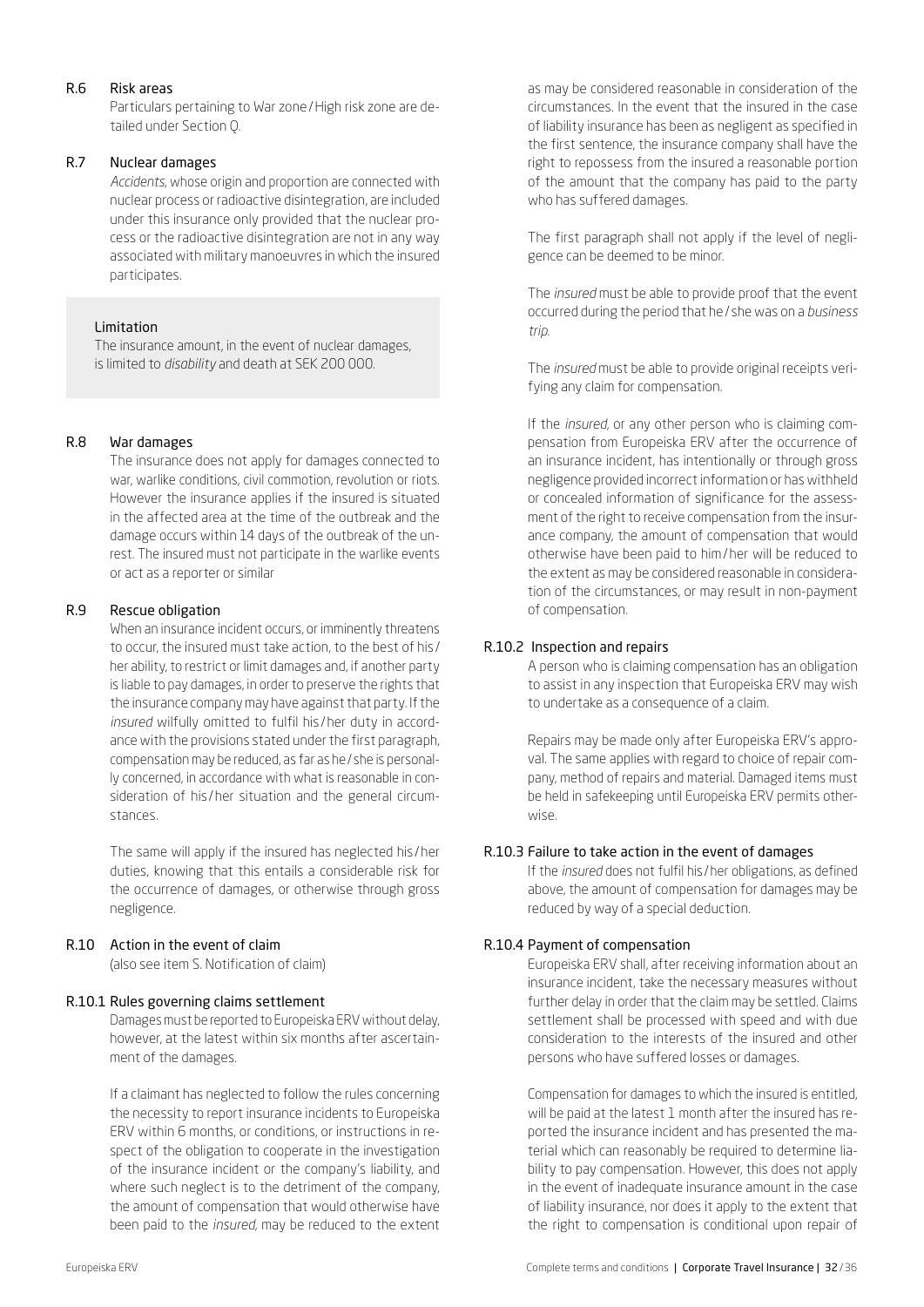### R.6 Risk areas

Particulars pertaining to War zone / High risk zone are detailed under Section Q.

### R.7 Nuclear damages

*Accidents*, whose origin and proportion are connected with nuclear process or radioactive disintegration, are included under this insurance only provided that the nuclear process or the radioactive disintegration are not in any way associated with military manoeuvres in which the insured participates.

> **Limitation**
>
> The insurance amount, in the event of nuclear damages, is limited to *disability* and death at SEK 200 000.

### R.8 War damages

The insurance does not apply for damages connected to war, warlike conditions, civil commotion, revolution or riots. However the insurance applies if the insured is situated in the affected area at the time of the outbreak and the damage occurs within 14 days of the outbreak of the unrest. The insured must not participate in the warlike events or act as a reporter or similar

### R.9 Rescue obligation

When an insurance incident occurs, or imminently threatens to occur, the insured must take action, to the best of his / her ability, to restrict or limit damages and, if another party is liable to pay damages, in order to preserve the rights that the insurance company may have against that party. If the *insured* wilfully omitted to fulfil his / her duty in accordance with the provisions stated under the first paragraph, compensation may be reduced, as far as he / she is personally concerned, in accordance with what is reasonable in consideration of his / her situation and the general circumstances.

The same will apply if the insured has neglected his / her duties, knowing that this entails a considerable risk for the occurrence of damages, or otherwise through gross negligence.

### R.10 Action in the event of claim

(also see item S. Notification of claim)

#### R.10.1 Rules governing claims settlement

Damages must be reported to Europeiska ERV without delay, however, at the latest within six months after ascertainment of the damages.

If a claimant has neglected to follow the rules concerning the necessity to report insurance incidents to Europeiska ERV within 6 months, or conditions, or instructions in respect of the obligation to cooperate in the investigation of the insurance incident or the company's liability, and where such neglect is to the detriment of the company, the amount of compensation that would otherwise have been paid to the *insured*, may be reduced to the extent as may be considered reasonable in consideration of the circumstances. In the event that the insured in the case of liability insurance has been as negligent as specified in the first sentence, the insurance company shall have the right to repossess from the insured a reasonable portion of the amount that the company has paid to the party who has suffered damages.

The first paragraph shall not apply if the level of negligence can be deemed to be minor.

The *insured* must be able to provide proof that the event occurred during the period that he / she was on a *business trip*.

The *insured* must be able to provide original receipts verifying any claim for compensation.

If the *insured*, or any other person who is claiming compensation from Europeiska ERV after the occurrence of an insurance incident, has intentionally or through gross negligence provided incorrect information or has withheld or concealed information of significance for the assessment of the right to receive compensation from the insurance company, the amount of compensation that would otherwise have been paid to him / her will be reduced to the extent as may be considered reasonable in consideration of the circumstances, or may result in non-payment of compensation.

#### R.10.2 Inspection and repairs

A person who is claiming compensation has an obligation to assist in any inspection that Europeiska ERV may wish to undertake as a consequence of a claim.

Repairs may be made only after Europeiska ERV's approval. The same applies with regard to choice of repair company, method of repairs and material. Damaged items must be held in safekeeping until Europeiska ERV permits otherwise.

#### R.10.3 Failure to take action in the event of damages

If the *insured* does not fulfil his / her obligations, as defined above, the amount of compensation for damages may be reduced by way of a special deduction.

#### R.10.4 Payment of compensation

Europeiska ERV shall, after receiving information about an insurance incident, take the necessary measures without further delay in order that the claim may be settled. Claims settlement shall be processed with speed and with due consideration to the interests of the insured and other persons who have suffered losses or damages.

Compensation for damages to which the insured is entitled, will be paid at the latest 1 month after the insured has reported the insurance incident and has presented the material which can reasonably be required to determine liability to pay compensation. However, this does not apply in the event of inadequate insurance amount in the case of liability insurance, nor does it apply to the extent that the right to compensation is conditional upon repair of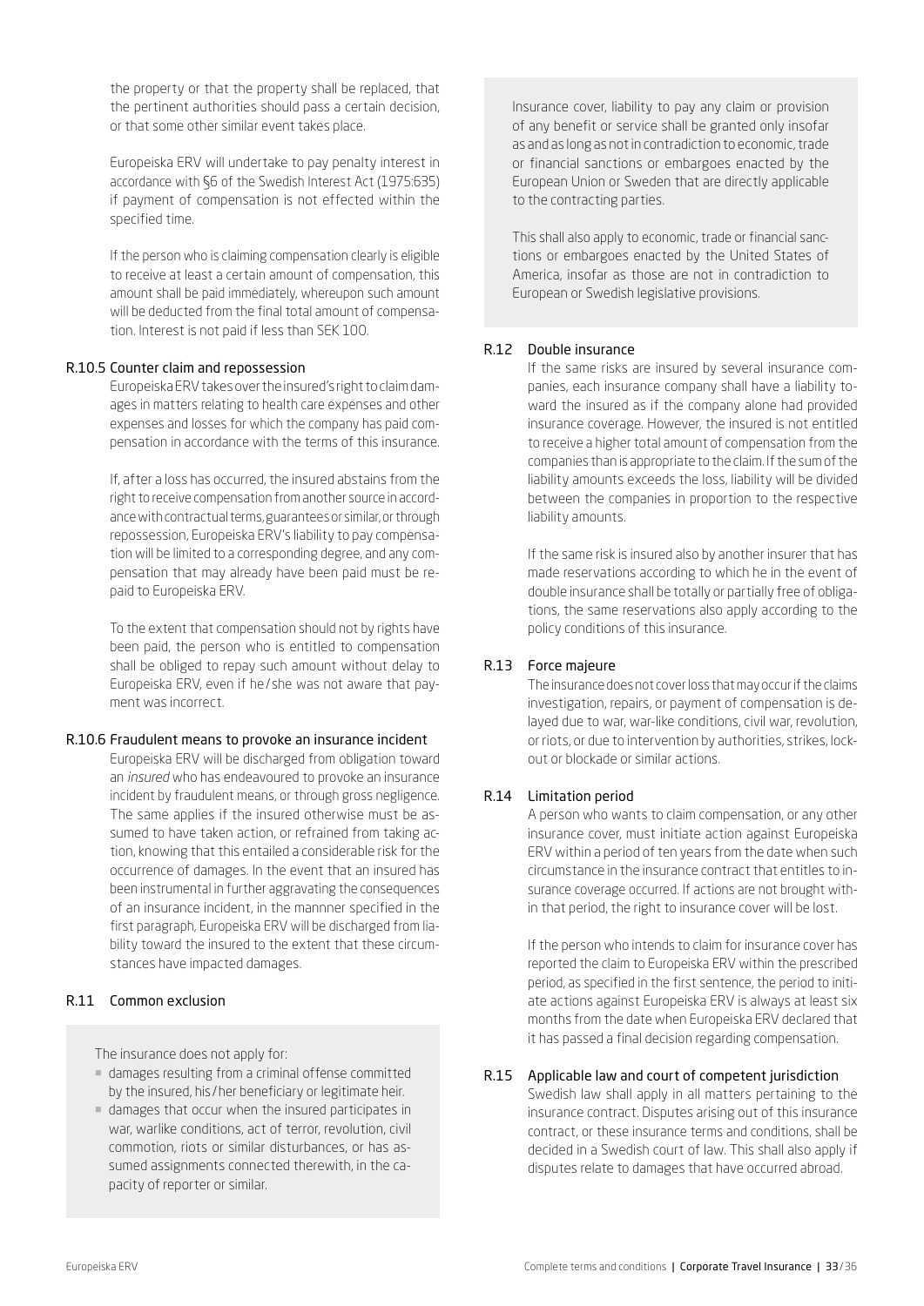the property or that the property shall be replaced, that the pertinent authorities should pass a certain decision, or that some other similar event takes place.

Europeiska ERV will undertake to pay penalty interest in accordance with §6 of the Swedish Interest Act (1975:635) if payment of compensation is not effected within the specified time.

If the person who is claiming compensation clearly is eligible to receive at least a certain amount of compensation, this amount shall be paid immediately, whereupon such amount will be deducted from the final total amount of compensation. Interest is not paid if less than SEK 100.

### R.10.5 Counter claim and repossession

Europeiska ERV takes over the insured's right to claim damages in matters relating to health care expenses and other expenses and losses for which the company has paid compensation in accordance with the terms of this insurance.

If, after a loss has occurred, the insured abstains from the right to receive compensation from another source in accordance with contractual terms, guarantees or similar, or through repossession, Europeiska ERV's liability to pay compensation will be limited to a corresponding degree, and any compensation that may already have been paid must be repaid to Europeiska ERV.

To the extent that compensation should not by rights have been paid, the person who is entitled to compensation shall be obliged to repay such amount without delay to Europeiska ERV, even if he/she was not aware that payment was incorrect.

### R.10.6 Fraudulent means to provoke an insurance incident

Europeiska ERV will be discharged from obligation toward an *insured* who has endeavoured to provoke an insurance incident by fraudulent means, or through gross negligence. The same applies if the insured otherwise must be assumed to have taken action, or refrained from taking action, knowing that this entailed a considerable risk for the occurrence of damages. In the event that an insured has been instrumental in further aggravating the consequences of an insurance incident, in the mannner specified in the first paragraph, Europeiska ERV will be discharged from liability toward the insured to the extent that these circumstances have impacted damages.

### R.11 Common exclusion

The insurance does not apply for:

- damages resulting from a criminal offense committed by the insured, his/her beneficiary or legitimate heir.
- damages that occur when the insured participates in war, warlike conditions, act of terror, revolution, civil commotion, riots or similar disturbances, or has assumed assignments connected therewith, in the capacity of reporter or similar.

Insurance cover, liability to pay any claim or provision of any benefit or service shall be granted only insofar as and as long as not in contradiction to economic, trade or financial sanctions or embargoes enacted by the European Union or Sweden that are directly applicable to the contracting parties.

This shall also apply to economic, trade or financial sanctions or embargoes enacted by the United States of America, insofar as those are not in contradiction to European or Swedish legislative provisions.

### R.12 Double insurance

If the same risks are insured by several insurance companies, each insurance company shall have a liability toward the insured as if the company alone had provided insurance coverage. However, the insured is not entitled to receive a higher total amount of compensation from the companies than is appropriate to the claim. If the sum of the liability amounts exceeds the loss, liability will be divided between the companies in proportion to the respective liability amounts.

If the same risk is insured also by another insurer that has made reservations according to which he in the event of double insurance shall be totally or partially free of obligations, the same reservations also apply according to the policy conditions of this insurance.

### R.13 Force majeure

The insurance does not cover loss that may occur if the claims investigation, repairs, or payment of compensation is delayed due to war, war-like conditions, civil war, revolution, or riots, or due to intervention by authorities, strikes, lockout or blockade or similar actions.

### R.14 Limitation period

A person who wants to claim compensation, or any other insurance cover, must initiate action against Europeiska ERV within a period of ten years from the date when such circumstance in the insurance contract that entitles to insurance coverage occurred. If actions are not brought within that period, the right to insurance cover will be lost.

If the person who intends to claim for insurance cover has reported the claim to Europeiska ERV within the prescribed period, as specified in the first sentence, the period to initiate actions against Europeiska ERV is always at least six months from the date when Europeiska ERV declared that it has passed a final decision regarding compensation.

### R.15 Applicable law and court of competent jurisdiction

Swedish law shall apply in all matters pertaining to the insurance contract. Disputes arising out of this insurance contract, or these insurance terms and conditions, shall be decided in a Swedish court of law. This shall also apply if disputes relate to damages that have occurred abroad.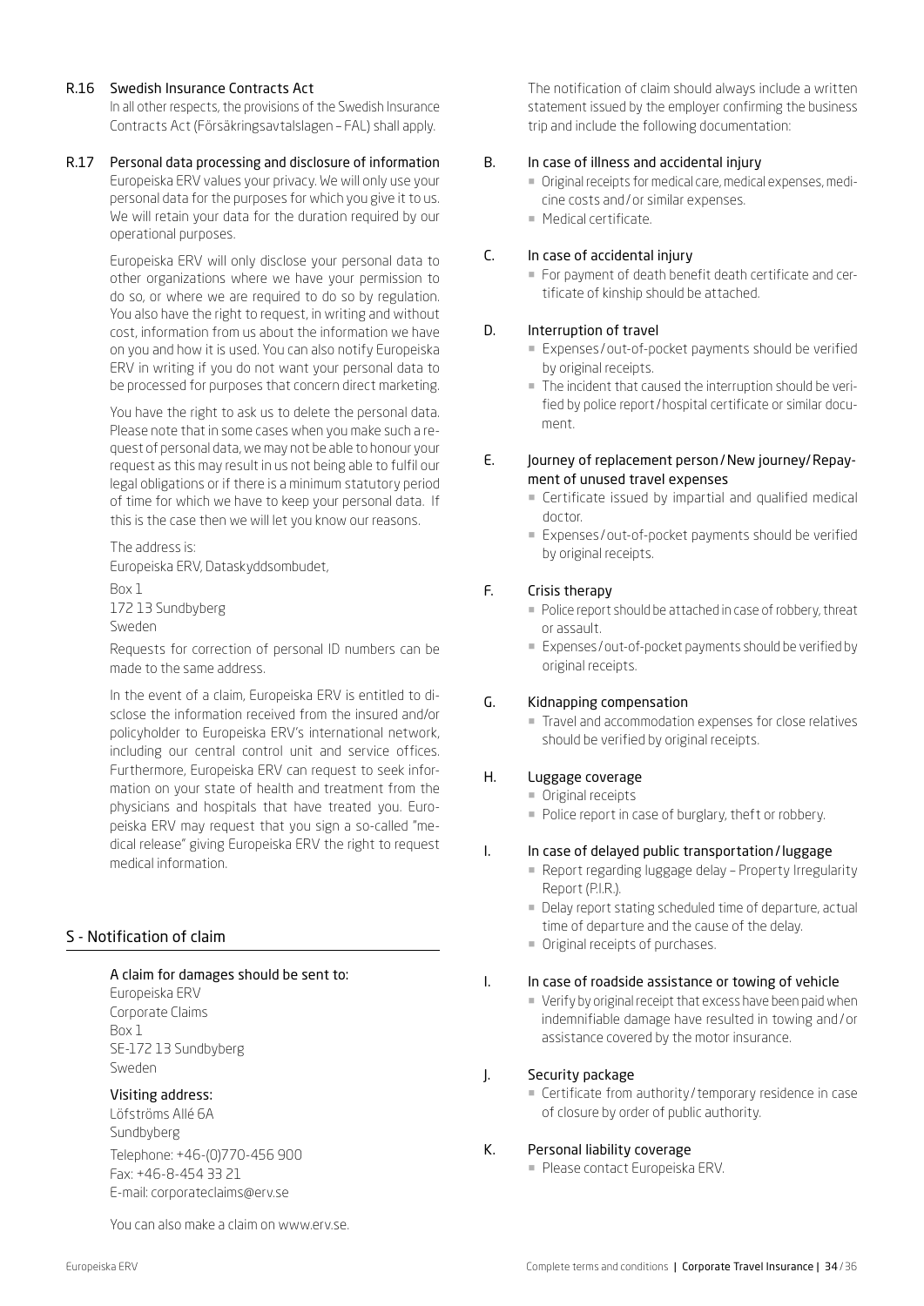### R.16 Swedish Insurance Contracts Act

In all other respects, the provisions of the Swedish Insurance Contracts Act (Försäkringsavtalslagen – FAL) shall apply.

### R.17 Personal data processing and disclosure of information

Europeiska ERV values your privacy. We will only use your personal data for the purposes for which you give it to us. We will retain your data for the duration required by our operational purposes.

Europeiska ERV will only disclose your personal data to other organizations where we have your permission to do so, or where we are required to do so by regulation. You also have the right to request, in writing and without cost, information from us about the information we have on you and how it is used. You can also notify Europeiska ERV in writing if you do not want your personal data to be processed for purposes that concern direct marketing.

You have the right to ask us to delete the personal data. Please note that in some cases when you make such a request of personal data, we may not be able to honour your request as this may result in us not being able to fulfil our legal obligations or if there is a minimum statutory period of time for which we have to keep your personal data. If this is the case then we will let you know our reasons.

The address is:
Europeiska ERV, Dataskyddsombudet,

Box 1
172 13 Sundbyberg
Sweden

Requests for correction of personal ID numbers can be made to the same address.

In the event of a claim, Europeiska ERV is entitled to disclose the information received from the insured and/or policyholder to Europeiska ERV's international network, including our central control unit and service offices. Furthermore, Europeiska ERV can request to seek information on your state of health and treatment from the physicians and hospitals that have treated you. Europeiska ERV may request that you sign a so-called "medical release" giving Europeiska ERV the right to request medical information.

## S - Notification of claim

### A claim for damages should be sent to:

Europeiska ERV
Corporate Claims
Box 1
SE-172 13 Sundbyberg
Sweden

### Visiting address:

Löfströms Allé 6A
Sundbyberg

Telephone: +46-(0)770-456 900
Fax: +46-8-454 33 21
E-mail: corporateclaims@erv.se

You can also make a claim on www.erv.se.

The notification of claim should always include a written statement issued by the employer confirming the business trip and include the following documentation:

### B. In case of illness and accidental injury

- Original receipts for medical care, medical expenses, medicine costs and / or similar expenses.
- Medical certificate.

### C. In case of accidental injury

- For payment of death benefit death certificate and certificate of kinship should be attached.

### D. Interruption of travel

- Expenses / out-of-pocket payments should be verified by original receipts.
- The incident that caused the interruption should be verified by police report / hospital certificate or similar document.

### E. Journey of replacement person / New journey / Repayment of unused travel expenses

- Certificate issued by impartial and qualified medical doctor.
- Expenses / out-of-pocket payments should be verified by original receipts.

### F. Crisis therapy

- Police report should be attached in case of robbery, threat or assault.
- Expenses / out-of-pocket payments should be verified by original receipts.

### G. Kidnapping compensation

- Travel and accommodation expenses for close relatives should be verified by original receipts.

### H. Luggage coverage

- Original receipts
- Police report in case of burglary, theft or robbery.

### I. In case of delayed public transportation / luggage

- Report regarding luggage delay – Property Irregularity Report (P.I.R.).
- Delay report stating scheduled time of departure, actual time of departure and the cause of the delay.
- Original receipts of purchases.

### I. In case of roadside assistance or towing of vehicle

- Verify by original receipt that excess have been paid when indemnifiable damage have resulted in towing and / or assistance covered by the motor insurance.

### J. Security package

- Certificate from authority / temporary residence in case of closure by order of public authority.

### K. Personal liability coverage

- Please contact Europeiska ERV.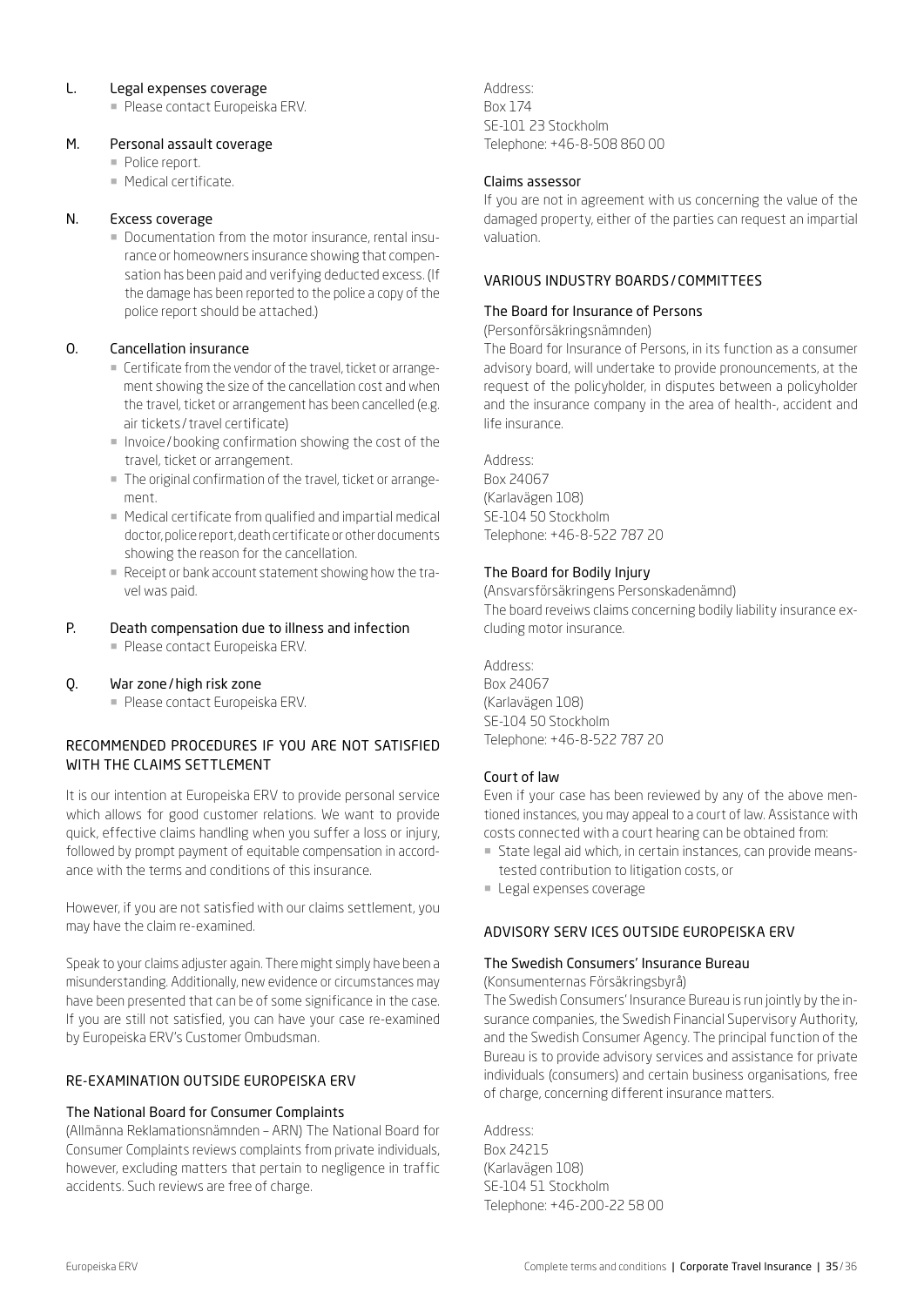### L. Legal expenses coverage

- Please contact Europeiska ERV.

### M. Personal assault coverage

- Police report.
- Medical certificate.

### N. Excess coverage

- Documentation from the motor insurance, rental insurance or homeowners insurance showing that compensation has been paid and verifying deducted excess. (If the damage has been reported to the police a copy of the police report should be attached.)

### O. Cancellation insurance

- Certificate from the vendor of the travel, ticket or arrangement showing the size of the cancellation cost and when the travel, ticket or arrangement has been cancelled (e.g. air tickets / travel certificate)
- Invoice / booking confirmation showing the cost of the travel, ticket or arrangement.
- The original confirmation of the travel, ticket or arrangement.
- Medical certificate from qualified and impartial medical doctor, police report, death certificate or other documents showing the reason for the cancellation.
- Receipt or bank account statement showing how the travel was paid.

### P. Death compensation due to illness and infection

- Please contact Europeiska ERV.

### Q. War zone / high risk zone

- Please contact Europeiska ERV.

## RECOMMENDED PROCEDURES IF YOU ARE NOT SATISFIED WITH THE CLAIMS SETTLEMENT

It is our intention at Europeiska ERV to provide personal service which allows for good customer relations. We want to provide quick, effective claims handling when you suffer a loss or injury, followed by prompt payment of equitable compensation in accordance with the terms and conditions of this insurance.

However, if you are not satisfied with our claims settlement, you may have the claim re-examined.

Speak to your claims adjuster again. There might simply have been a misunderstanding. Additionally, new evidence or circumstances may have been presented that can be of some significance in the case. If you are still not satisfied, you can have your case re-examined by Europeiska ERV's Customer Ombudsman.

## RE-EXAMINATION OUTSIDE EUROPEISKA ERV

### The National Board for Consumer Complaints

(Allmänna Reklamationsnämnden – ARN) The National Board for Consumer Complaints reviews complaints from private individuals, however, excluding matters that pertain to negligence in traffic accidents. Such reviews are free of charge.

Address:
Box 174
SE-101 23 Stockholm
Telephone: +46-8-508 860 00

### Claims assessor

If you are not in agreement with us concerning the value of the damaged property, either of the parties can request an impartial valuation.

## VARIOUS INDUSTRY BOARDS / COMMITTEES

### The Board for Insurance of Persons

(Personförsäkringsnämnden)
The Board for Insurance of Persons, in its function as a consumer advisory board, will undertake to provide pronouncements, at the request of the policyholder, in disputes between a policyholder and the insurance company in the area of health-, accident and life insurance.

Address:
Box 24067
(Karlavägen 108)
SE-104 50 Stockholm
Telephone: +46-8-522 787 20

### The Board for Bodily Injury

(Ansvarsförsäkringens Personskadenämnd)
The board reveiws claims concerning bodily liability insurance excluding motor insurance.

Address:
Box 24067
(Karlavägen 108)
SE-104 50 Stockholm
Telephone: +46-8-522 787 20

### Court of law

Even if your case has been reviewed by any of the above mentioned instances, you may appeal to a court of law. Assistance with costs connected with a court hearing can be obtained from:

- State legal aid which, in certain instances, can provide means-tested contribution to litigation costs, or
- Legal expenses coverage

## ADVISORY SERV ICES OUTSIDE EUROPEISKA ERV

### The Swedish Consumers' Insurance Bureau

(Konsumenternas Försäkringsbyrå)
The Swedish Consumers' Insurance Bureau is run jointly by the insurance companies, the Swedish Financial Supervisory Authority, and the Swedish Consumer Agency. The principal function of the Bureau is to provide advisory services and assistance for private individuals (consumers) and certain business organisations, free of charge, concerning different insurance matters.

Address:
Box 24215
(Karlavägen 108)
SE-104 51 Stockholm
Telephone: +46-200-22 58 00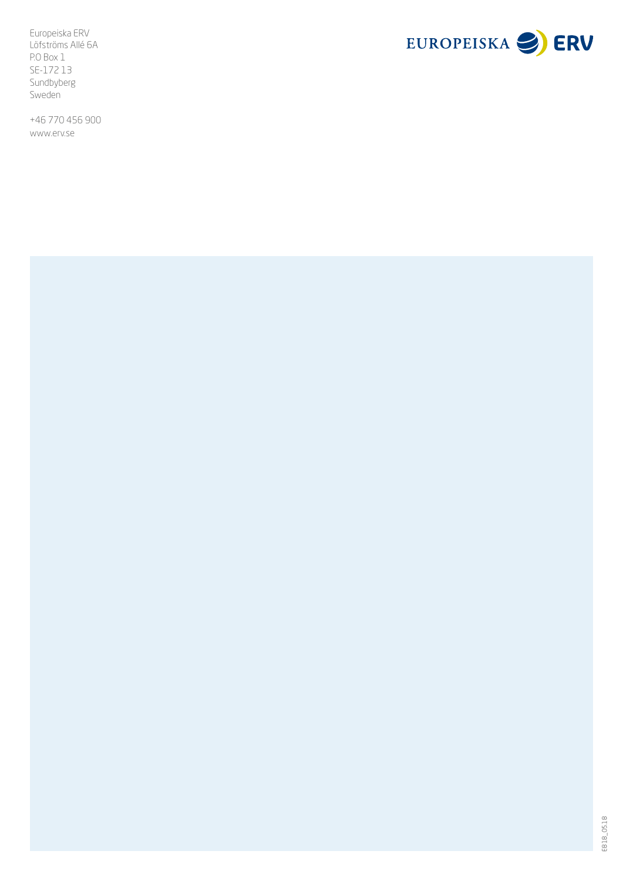Europeiska ERV
Löfströms Allé 6A
P.O Box 1
SE-172 13
Sundbyberg
Sweden

+46 770 456 900
www.erv.se

EUROPEISKA ERV

E818_0518